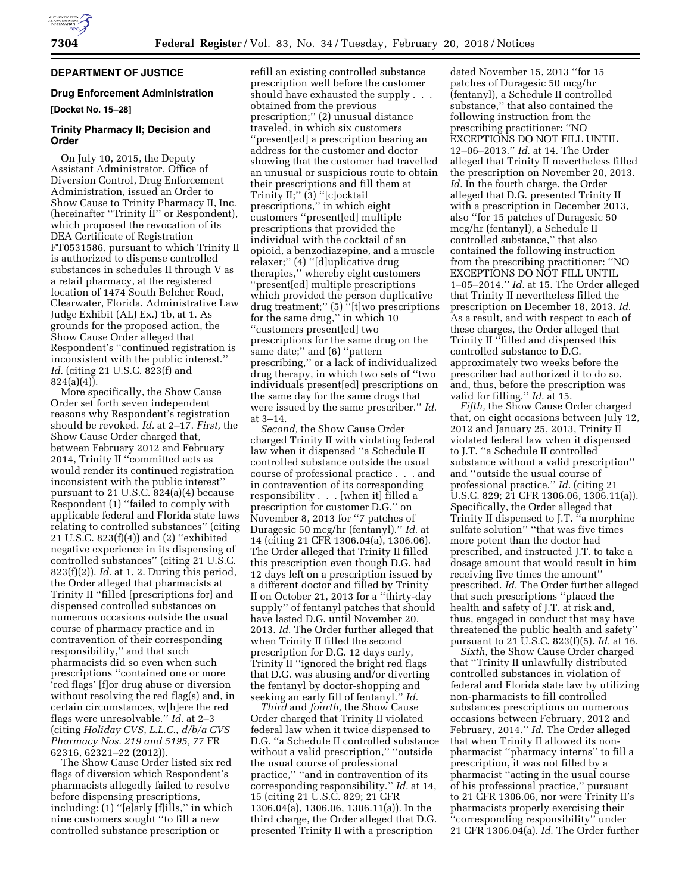## DEPARTMENT OF JUSTICE

### Drug Enforcement Administration

**[Docket No. 15–28]**

### Trinity Pharmacy II; Decision and Order

On July 10, 2015, the Deputy Assistant Administrator, Office of Diversion Control, Drug Enforcement Administration, issued an Order to Show Cause to Trinity Pharmacy II, Inc. (hereinafter ''Trinity II'' or Respondent), which proposed the revocation of its DEA Certificate of Registration FT0531586, pursuant to which Trinity II is authorized to dispense controlled substances in schedules II through V as a retail pharmacy, at the registered location of 1474 South Belcher Road, Clearwater, Florida. Administrative Law Judge Exhibit (ALJ Ex.) 1b, at 1. As grounds for the proposed action, the Show Cause Order alleged that Respondent's ''continued registration is inconsistent with the public interest.'' *Id.* (citing 21 U.S.C. 823(f) and 824(a)(4)).

More specifically, the Show Cause Order set forth seven independent reasons why Respondent's registration should be revoked. *Id.* at 2–17. *First,* the Show Cause Order charged that, between February 2012 and February 2014, Trinity II ''committed acts as would render its continued registration inconsistent with the public interest'' pursuant to 21 U.S.C. 824(a)(4) because Respondent (1) ''failed to comply with applicable federal and Florida state laws relating to controlled substances'' (citing 21 U.S.C. 823(f)(4)) and (2) ''exhibited negative experience in its dispensing of controlled substances'' (citing 21 U.S.C. 823(f)(2)). *Id.* at 1, 2. During this period, the Order alleged that pharmacists at Trinity II ''filled [prescriptions for] and dispensed controlled substances on numerous occasions outside the usual course of pharmacy practice and in contravention of their corresponding responsibility,'' and that such pharmacists did so even when such prescriptions ''contained one or more 'red flags' [f]or drug abuse or diversion without resolving the red flag(s) and, in certain circumstances, w[h]ere the red flags were unresolvable.'' *Id.* at 2–3 (citing *Holiday CVS, L.L.C., d/b/a CVS Pharmacy Nos. 219 and 5195,* 77 FR 62316, 62321–22 (2012)).

The Show Cause Order listed six red flags of diversion which Respondent's pharmacists allegedly failed to resolve before dispensing prescriptions, including: (1) ''[e]arly [f]ills,'' in which nine customers sought ''to fill a new controlled substance prescription or refill an existing controlled substance prescription well before the customer should have exhausted the supply . . . obtained from the previous prescription;'' (2) unusual distance traveled, in which six customers ''present[ed] a prescription bearing an address for the customer and doctor showing that the customer had travelled an unusual or suspicious route to obtain their prescriptions and fill them at Trinity II;'' (3) ''[c]ocktail prescriptions,'' in which eight customers ''present[ed] multiple prescriptions that provided the individual with the cocktail of an opioid, a benzodiazepine, and a muscle relaxer;'' (4) ''[d]uplicative drug therapies,'' whereby eight customers ''present[ed] multiple prescriptions which provided the person duplicative drug treatment;'' (5) ''[t]wo prescriptions for the same drug,'' in which 10 ''customers present[ed] two prescriptions for the same drug on the same date;'' and (6) ''pattern prescribing,'' or a lack of individualized drug therapy, in which two sets of ''two individuals present[ed] prescriptions on the same day for the same drugs that were issued by the same prescriber.'' *Id.* at 3–14.

*Second,* the Show Cause Order charged Trinity II with violating federal law when it dispensed ''a Schedule II controlled substance outside the usual course of professional practice . . . and in contravention of its corresponding responsibility . . . [when it] filled a prescription for customer D.G.'' on November 8, 2013 for ''7 patches of Duragesic 50 mcg/hr (fentanyl).'' *Id.* at 14 (citing 21 CFR 1306.04(a), 1306.06). The Order alleged that Trinity II filled this prescription even though D.G. had 12 days left on a prescription issued by a different doctor and filled by Trinity II on October 21, 2013 for a ''thirty-day supply'' of fentanyl patches that should have lasted D.G. until November 20, 2013. *Id.* The Order further alleged that when Trinity II filled the second prescription for D.G. 12 days early, Trinity II ''ignored the bright red flags that D.G. was abusing and/or diverting the fentanyl by doctor-shopping and seeking an early fill of fentanyl.'' *Id.*

*Third* and *fourth,* the Show Cause Order charged that Trinity II violated federal law when it twice dispensed to D.G. ''a Schedule II controlled substance without a valid prescription,'' ''outside the usual course of professional practice,'' ''and in contravention of its corresponding responsibility.'' *Id.* at 14, 15 (citing 21 U.S.C. 829; 21 CFR 1306.04(a), 1306.06, 1306.11(a)). In the third charge, the Order alleged that D.G. presented Trinity II with a prescription dated November 15, 2013 ''for 15 patches of Duragesic 50 mcg/hr (fentanyl), a Schedule II controlled substance,'' that also contained the following instruction from the prescribing practitioner: ''NO EXCEPTIONS DO NOT FILL UNTIL 12–06–2013.'' *Id.* at 14. The Order alleged that Trinity II nevertheless filled the prescription on November 20, 2013. *Id.* In the fourth charge, the Order alleged that D.G. presented Trinity II with a prescription in December 2013, also ''for 15 patches of Duragesic 50 mcg/hr (fentanyl), a Schedule II controlled substance,'' that also contained the following instruction from the prescribing practitioner: ''NO EXCEPTIONS DO NOT FILL UNTIL 1–05–2014.'' *Id.* at 15. The Order alleged that Trinity II nevertheless filled the prescription on December 18, 2013. *Id.* As a result, and with respect to each of these charges, the Order alleged that Trinity II ''filled and dispensed this controlled substance to D.G. approximately two weeks before the prescriber had authorized it to do so, and, thus, before the prescription was valid for filling.'' *Id.* at 15.

*Fifth,* the Show Cause Order charged that, on eight occasions between July 12, 2012 and January 25, 2013, Trinity II violated federal law when it dispensed to J.T. ''a Schedule II controlled substance without a valid prescription'' and ''outside the usual course of professional practice.'' *Id.* (citing 21 U.S.C. 829; 21 CFR 1306.06, 1306.11(a)). Specifically, the Order alleged that Trinity II dispensed to J.T. ''a morphine sulfate solution'' ''that was five times more potent than the doctor had prescribed, and instructed J.T. to take a dosage amount that would result in him receiving five times the amount'' prescribed. *Id.* The Order further alleged that such prescriptions ''placed the health and safety of J.T. at risk and, thus, engaged in conduct that may have threatened the public health and safety'' pursuant to 21 U.S.C. 823(f)(5). *Id.* at 16.

*Sixth,* the Show Cause Order charged that ''Trinity II unlawfully distributed controlled substances in violation of federal and Florida state law by utilizing non-pharmacists to fill controlled substances prescriptions on numerous occasions between February, 2012 and February, 2014.'' *Id.* The Order alleged that when Trinity II allowed its non-pharmacist ''pharmacy interns'' to fill a prescription, it was not filled by a pharmacist ''acting in the usual course of his professional practice,'' pursuant to 21 CFR 1306.06, nor were Trinity II's pharmacists properly exercising their ''corresponding responsibility'' under 21 CFR 1306.04(a). *Id.* The Order further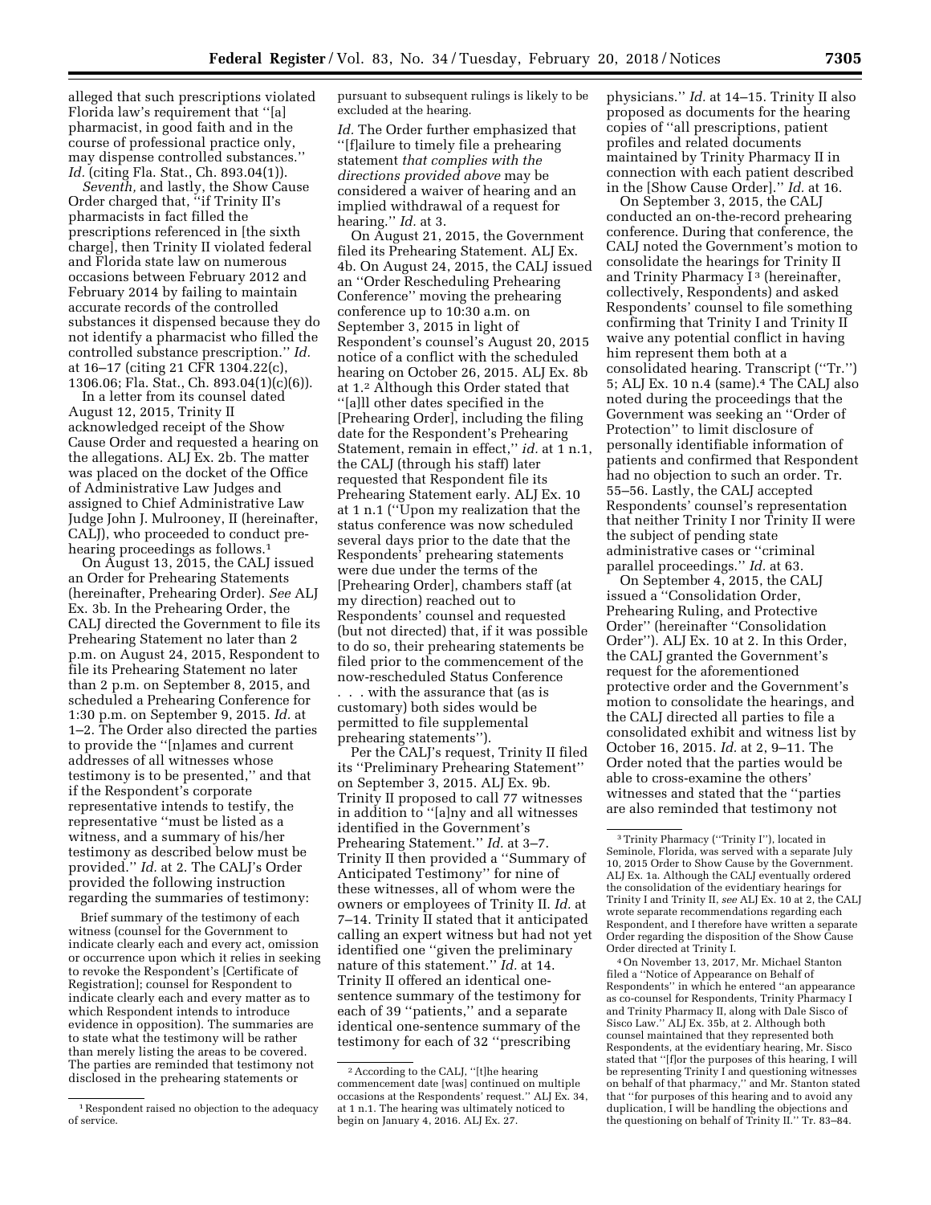alleged that such prescriptions violated Florida law's requirement that ''[a] pharmacist, in good faith and in the course of professional practice only, may dispense controlled substances.'' *Id.* (citing Fla. Stat., Ch. 893.04(1)).

*Seventh,* and lastly, the Show Cause Order charged that, ''if Trinity II's pharmacists in fact filled the prescriptions referenced in [the sixth charge], then Trinity II violated federal and Florida state law on numerous occasions between February 2012 and February 2014 by failing to maintain accurate records of the controlled substances it dispensed because they do not identify a pharmacist who filled the controlled substance prescription.'' *Id.* at 16–17 (citing 21 CFR 1304.22(c), 1306.06; Fla. Stat., Ch. 893.04(1)(c)(6)).

In a letter from its counsel dated August 12, 2015, Trinity II acknowledged receipt of the Show Cause Order and requested a hearing on the allegations. ALJ Ex. 2b. The matter was placed on the docket of the Office of Administrative Law Judges and assigned to Chief Administrative Law Judge John J. Mulrooney, II (hereinafter, CALJ), who proceeded to conduct pre-hearing proceedings as follows.[1]

On August 13, 2015, the CALJ issued an Order for Prehearing Statements (hereinafter, Prehearing Order). *See* ALJ Ex. 3b. In the Prehearing Order, the CALJ directed the Government to file its Prehearing Statement no later than 2 p.m. on August 24, 2015, Respondent to file its Prehearing Statement no later than 2 p.m. on September 8, 2015, and scheduled a Prehearing Conference for 1:30 p.m. on September 9, 2015. *Id.* at 1–2. The Order also directed the parties to provide the ''[n]ames and current addresses of all witnesses whose testimony is to be presented,'' and that if the Respondent's corporate representative intends to testify, the representative ''must be listed as a witness, and a summary of his/her testimony as described below must be provided.'' *Id.* at 2. The CALJ's Order provided the following instruction regarding the summaries of testimony:

> Brief summary of the testimony of each witness (counsel for the Government to indicate clearly each and every act, omission or occurrence upon which it relies in seeking to revoke the Respondent's [Certificate of Registration]; counsel for Respondent to indicate clearly each and every matter as to which Respondent intends to introduce evidence in opposition). The summaries are to state what the testimony will be rather than merely listing the areas to be covered. The parties are reminded that testimony not disclosed in the prehearing statements or pursuant to subsequent rulings is likely to be excluded at the hearing.

*Id.* The Order further emphasized that ''[f]ailure to timely file a prehearing statement *that complies with the directions provided above* may be considered a waiver of hearing and an implied withdrawal of a request for hearing.'' *Id.* at 3.

On August 21, 2015, the Government filed its Prehearing Statement. ALJ Ex. 4b. On August 24, 2015, the CALJ issued an ''Order Rescheduling Prehearing Conference'' moving the prehearing conference up to 10:30 a.m. on September 3, 2015 in light of Respondent's counsel's August 20, 2015 notice of a conflict with the scheduled hearing on October 26, 2015. ALJ Ex. 8b at 1.[2] Although this Order stated that ''[a]ll other dates specified in the [Prehearing Order], including the filing date for the Respondent's Prehearing Statement, remain in effect,'' *id.* at 1 n.1, the CALJ (through his staff) later requested that Respondent file its Prehearing Statement early. ALJ Ex. 10 at 1 n.1 (''Upon my realization that the status conference was now scheduled several days prior to the date that the Respondents' prehearing statements were due under the terms of the [Prehearing Order], chambers staff (at my direction) reached out to Respondents' counsel and requested (but not directed) that, if it was possible to do so, their prehearing statements be filed prior to the commencement of the now-rescheduled Status Conference . . . with the assurance that (as is customary) both sides would be permitted to file supplemental prehearing statements'').

Per the CALJ's request, Trinity II filed its ''Preliminary Prehearing Statement'' on September 3, 2015. ALJ Ex. 9b. Trinity II proposed to call 77 witnesses in addition to ''[a]ny and all witnesses identified in the Government's Prehearing Statement.'' *Id.* at 3–7. Trinity II then provided a ''Summary of Anticipated Testimony'' for nine of these witnesses, all of whom were the owners or employees of Trinity II. *Id.* at 7–14. Trinity II stated that it anticipated calling an expert witness but had not yet identified one ''given the preliminary nature of this statement.'' *Id.* at 14. Trinity II offered an identical one-sentence summary of the testimony for each of 39 ''patients,'' and a separate identical one-sentence summary of the testimony for each of 32 ''prescribing physicians.'' *Id.* at 14–15. Trinity II also proposed as documents for the hearing copies of ''all prescriptions, patient profiles and related documents maintained by Trinity Pharmacy II in connection with each patient described in the [Show Cause Order].'' *Id.* at 16.

On September 3, 2015, the CALJ conducted an on-the-record prehearing conference. During that conference, the CALJ noted the Government's motion to consolidate the hearings for Trinity II and Trinity Pharmacy I[3] (hereinafter, collectively, Respondents) and asked Respondents' counsel to file something confirming that Trinity I and Trinity II waive any potential conflict in having him represent them both at a consolidated hearing. Transcript (''Tr.'') 5; ALJ Ex. 10 n.4 (same).[4] The CALJ also noted during the proceedings that the Government was seeking an ''Order of Protection'' to limit disclosure of personally identifiable information of patients and confirmed that Respondent had no objection to such an order. Tr. 55–56. Lastly, the CALJ accepted Respondents' counsel's representation that neither Trinity I nor Trinity II were the subject of pending state administrative cases or ''criminal parallel proceedings.'' *Id.* at 63.

On September 4, 2015, the CALJ issued a ''Consolidation Order, Prehearing Ruling, and Protective Order'' (hereinafter ''Consolidation Order''). ALJ Ex. 10 at 2. In this Order, the CALJ granted the Government's request for the aforementioned protective order and the Government's motion to consolidate the hearings, and the CALJ directed all parties to file a consolidated exhibit and witness list by October 16, 2015. *Id.* at 2, 9–11. The Order noted that the parties would be able to cross-examine the others' witnesses and stated that the ''parties are also reminded that testimony not

---

[1] Respondent raised no objection to the adequacy of service.

[2] According to the CALJ, ''[t]he hearing commencement date [was] continued on multiple occasions at the Respondents' request.'' ALJ Ex. 34, at 1 n.1. The hearing was ultimately noticed to begin on January 4, 2016. ALJ Ex. 27.

[3] Trinity Pharmacy (''Trinity I''), located in Seminole, Florida, was served with a separate July 10, 2015 Order to Show Cause by the Government. ALJ Ex. 1a. Although the CALJ eventually ordered the consolidation of the evidentiary hearings for Trinity I and Trinity II, *see* ALJ Ex. 10 at 2, the CALJ wrote separate recommendations regarding each Respondent, and I therefore have written a separate Order regarding the disposition of the Show Cause Order directed at Trinity I.

[4] On November 13, 2017, Mr. Michael Stanton filed a ''Notice of Appearance on Behalf of Respondents'' in which he entered ''an appearance as co-counsel for Respondents, Trinity Pharmacy I and Trinity Pharmacy II, along with Dale Sisco of Sisco Law.'' ALJ Ex. 35b, at 2. Although both counsel maintained that they represented both Respondents, at the evidentiary hearing, Mr. Sisco stated that ''[f]or the purposes of this hearing, I will be representing Trinity I and questioning witnesses on behalf of that pharmacy,'' and Mr. Stanton stated that ''for purposes of this hearing and to avoid any duplication, I will be handling the objections and the questioning on behalf of Trinity II.'' Tr. 83–84.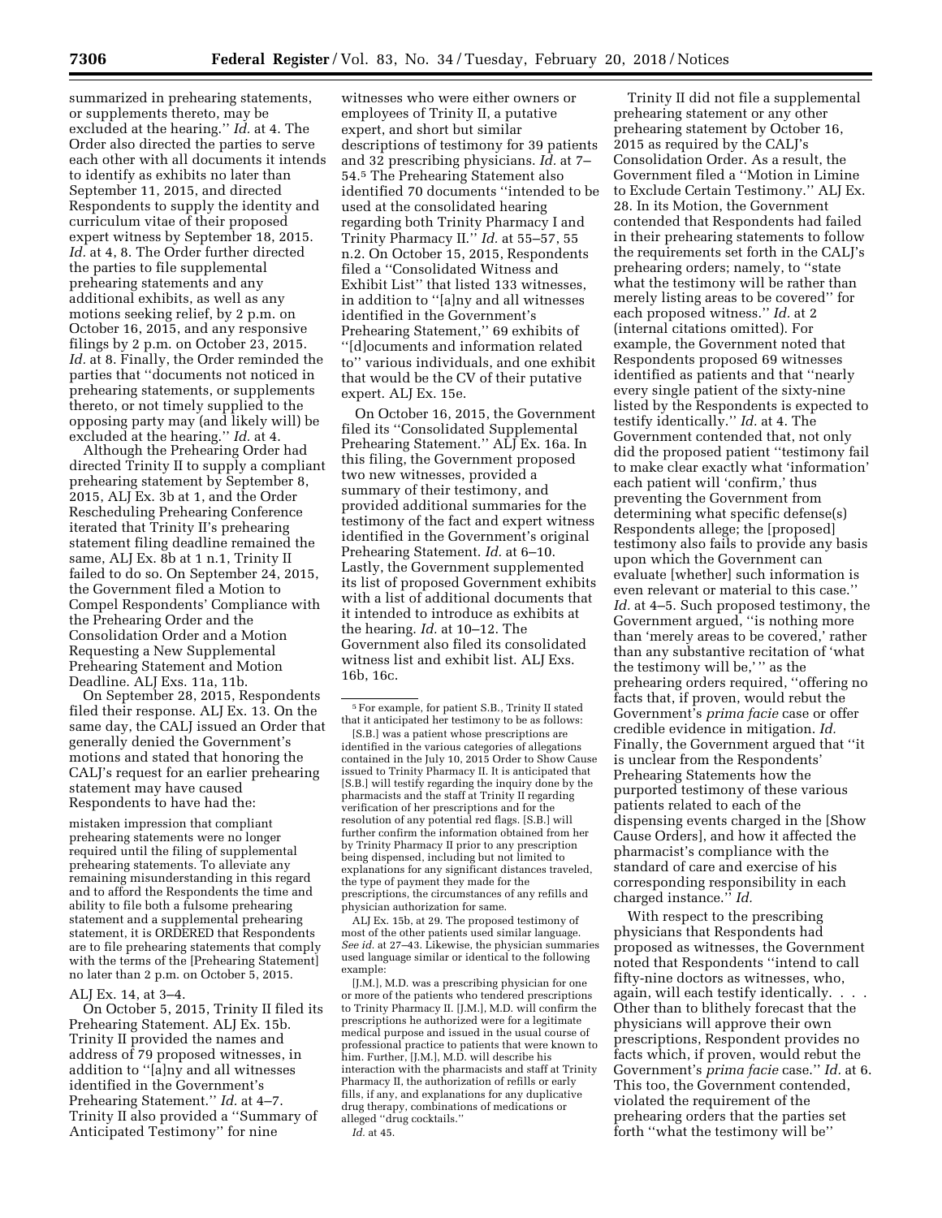summarized in prehearing statements, or supplements thereto, may be excluded at the hearing.'' *Id.* at 4. The Order also directed the parties to serve each other with all documents it intends to identify as exhibits no later than September 11, 2015, and directed Respondents to supply the identity and curriculum vitae of their proposed expert witness by September 18, 2015. *Id.* at 4, 8. The Order further directed the parties to file supplemental prehearing statements and any additional exhibits, as well as any motions seeking relief, by 2 p.m. on October 16, 2015, and any responsive filings by 2 p.m. on October 23, 2015. *Id.* at 8. Finally, the Order reminded the parties that ''documents not noticed in prehearing statements, or supplements thereto, or not timely supplied to the opposing party may (and likely will) be excluded at the hearing.'' *Id.* at 4.

Although the Prehearing Order had directed Trinity II to supply a compliant prehearing statement by September 8, 2015, ALJ Ex. 3b at 1, and the Order Rescheduling Prehearing Conference iterated that Trinity II's prehearing statement filing deadline remained the same, ALJ Ex. 8b at 1 n.1, Trinity II failed to do so. On September 24, 2015, the Government filed a Motion to Compel Respondents' Compliance with the Prehearing Order and the Consolidation Order and a Motion Requesting a New Supplemental Prehearing Statement and Motion Deadline. ALJ Exs. 11a, 11b.

On September 28, 2015, Respondents filed their response. ALJ Ex. 13. On the same day, the CALJ issued an Order that generally denied the Government's motions and stated that honoring the CALJ's request for an earlier prehearing statement may have caused Respondents to have had the:

> mistaken impression that compliant prehearing statements were no longer required until the filing of supplemental prehearing statements. To alleviate any remaining misunderstanding in this regard and to afford the Respondents the time and ability to file both a fulsome prehearing statement and a supplemental prehearing statement, it is ORDERED that Respondents are to file prehearing statements that comply with the terms of the [Prehearing Statement] no later than 2 p.m. on October 5, 2015.

ALJ Ex. 14, at 3–4.

On October 5, 2015, Trinity II filed its Prehearing Statement. ALJ Ex. 15b. Trinity II provided the names and address of 79 proposed witnesses, in addition to ''[a]ny and all witnesses identified in the Government's Prehearing Statement.'' *Id.* at 4–7. Trinity II also provided a ''Summary of Anticipated Testimony'' for nine witnesses who were either owners or employees of Trinity II, a putative expert, and short but similar descriptions of testimony for 39 patients and 32 prescribing physicians. *Id.* at 7–54.[5] The Prehearing Statement also identified 70 documents ''intended to be used at the consolidated hearing regarding both Trinity Pharmacy I and Trinity Pharmacy II.'' *Id.* at 55–57, 55 n.2. On October 15, 2015, Respondents filed a ''Consolidated Witness and Exhibit List'' that listed 133 witnesses, in addition to ''[a]ny and all witnesses identified in the Government's Prehearing Statement,'' 69 exhibits of ''[d]ocuments and information related to'' various individuals, and one exhibit that would be the CV of their putative expert. ALJ Ex. 15e.

On October 16, 2015, the Government filed its ''Consolidated Supplemental Prehearing Statement.'' ALJ Ex. 16a. In this filing, the Government proposed two new witnesses, provided a summary of their testimony, and provided additional summaries for the testimony of the fact and expert witness identified in the Government's original Prehearing Statement. *Id.* at 6–10. Lastly, the Government supplemented its list of proposed Government exhibits with a list of additional documents that it intended to introduce as exhibits at the hearing. *Id.* at 10–12. The Government also filed its consolidated witness list and exhibit list. ALJ Exs. 16b, 16c.

Trinity II did not file a supplemental prehearing statement or any other prehearing statement by October 16, 2015 as required by the CALJ's Consolidation Order. As a result, the Government filed a ''Motion in Limine to Exclude Certain Testimony.'' ALJ Ex. 28. In its Motion, the Government contended that Respondents had failed in their prehearing statements to follow the requirements set forth in the CALJ's prehearing orders; namely, to ''state what the testimony will be rather than merely listing areas to be covered'' for each proposed witness.'' *Id.* at 2 (internal citations omitted). For example, the Government noted that Respondents proposed 69 witnesses identified as patients and that ''nearly every single patient of the sixty-nine listed by the Respondents is expected to testify identically.'' *Id.* at 4. The Government contended that, not only did the proposed patient ''testimony fail to make clear exactly what 'information' each patient will 'confirm,' thus preventing the Government from determining what specific defense(s) Respondents allege; the [proposed] testimony also fails to provide any basis upon which the Government can evaluate [whether] such information is even relevant or material to this case.'' *Id.* at 4–5. Such proposed testimony, the Government argued, ''is nothing more than 'merely areas to be covered,' rather than any substantive recitation of 'what the testimony will be,' '' as the prehearing orders required, ''offering no facts that, if proven, would rebut the Government's *prima facie* case or offer credible evidence in mitigation. *Id.* Finally, the Government argued that ''it is unclear from the Respondents' Prehearing Statements how the purported testimony of these various patients related to each of the dispensing events charged in the [Show Cause Orders], and how it affected the pharmacist's compliance with the standard of care and exercise of his corresponding responsibility in each charged instance.'' *Id.*

With respect to the prescribing physicians that Respondents had proposed as witnesses, the Government noted that Respondents ''intend to call fifty-nine doctors as witnesses, who, again, will each testify identically. . . . Other than to blithely forecast that the physicians will approve their own prescriptions, Respondent provides no facts which, if proven, would rebut the Government's *prima facie* case.'' *Id.* at 6. This too, the Government contended, violated the requirement of the prehearing orders that the parties set forth ''what the testimony will be''

---

[5] For example, for patient S.B., Trinity II stated that it anticipated her testimony to be as follows:

> [S.B.] was a patient whose prescriptions are identified in the various categories of allegations contained in the July 10, 2015 Order to Show Cause issued to Trinity Pharmacy II. It is anticipated that [S.B.] will testify regarding the inquiry done by the pharmacists and the staff at Trinity II regarding verification of her prescriptions and for the resolution of any potential red flags. [S.B.] will further confirm the information obtained from her by Trinity Pharmacy II prior to any prescription being dispensed, including but not limited to explanations for any significant distances traveled, the type of payment they made for the prescriptions, the circumstances of any refills and physician authorization for same.

ALJ Ex. 15b, at 29. The proposed testimony of most of the other patients used similar language. *See id.* at 27–43. Likewise, the physician summaries used language similar or identical to the following example:

> [J.M.], M.D. was a prescribing physician for one or more of the patients who tendered prescriptions to Trinity Pharmacy II. [J.M.], M.D. will confirm the prescriptions he authorized were for a legitimate medical purpose and issued in the usual course of professional practice to patients that were known to him. Further, [J.M.], M.D. will describe his interaction with the pharmacists and staff at Trinity Pharmacy II, the authorization of refills or early fills, if any, and explanations for any duplicative drug therapy, combinations of medications or alleged ''drug cocktails.''

*Id.* at 45.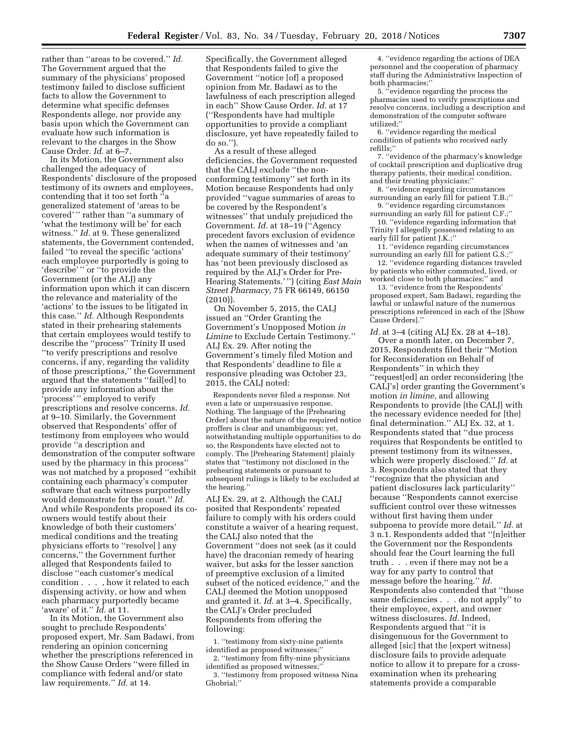rather than ''areas to be covered.'' *Id.* The Government argued that the summary of the physicians' proposed testimony failed to disclose sufficient facts to allow the Government to determine what specific defenses Respondents allege, nor provide any basis upon which the Government can evaluate how such information is relevant to the charges in the Show Cause Order. *Id.* at 6–7.

In its Motion, the Government also challenged the adequacy of Respondents' disclosure of the proposed testimony of its owners and employees, contending that it too set forth ''a generalized statement of 'areas to be covered' '' rather than ''a summary of 'what the testimony will be' for each witness.'' *Id.* at 9. These generalized statements, the Government contended, failed ''to reveal the specific 'actions' each employee purportedly is going to 'describe' '' or ''to provide the Government (or the ALJ) any information upon which it can discern the relevance and materiality of the 'actions' to the issues to be litigated in this case.'' *Id.* Although Respondents stated in their prehearing statements that certain employees would testify to describe the ''process'' Trinity II used ''to verify prescriptions and resolve concerns, if any, regarding the validity of those prescriptions,'' the Government argued that the statements ''fail[ed] to provide any information about the 'process' '' employed to verify prescriptions and resolve concerns. *Id.* at 9–10. Similarly, the Government observed that Respondents' offer of testimony from employees who would provide ''a description and demonstration of the computer software used by the pharmacy in this process'' was not matched by a proposed ''exhibit containing each pharmacy's computer software that each witness purportedly would demonstrate for the court.'' *Id.* And while Respondents proposed its co-owners would testify about their knowledge of both their customers' medical conditions and the treating physicians efforts to ''resolve[ ] any concerns,'' the Government further alleged that Respondents failed to disclose ''each customer's medical condition . . . , how it related to each dispensing activity, or how and when each pharmacy purportedly became 'aware' of it.'' *Id.* at 11.

In its Motion, the Government also sought to preclude Respondents' proposed expert, Mr. Sam Badawi, from rendering an opinion concerning whether the prescriptions referenced in the Show Cause Orders ''were filled in compliance with federal and/or state law requirements.'' *Id.* at 14. Specifically, the Government alleged that Respondents failed to give the Government ''notice [of] a proposed opinion from Mr. Badawi as to the lawfulness of each prescription alleged in each'' Show Cause Order. *Id.* at 17 (''Respondents have had multiple opportunities to provide a compliant disclosure, yet have repeatedly failed to do so.'').

As a result of these alleged deficiencies, the Government requested that the CALJ exclude ''the non-conforming testimony'' set forth in its Motion because Respondents had only provided ''vague summaries of areas to be covered by the Respondent's witnesses'' that unduly prejudiced the Government. *Id.* at 18–19 (''Agency precedent favors exclusion of evidence when the names of witnesses and 'an adequate summary of their testimony' has 'not been previously disclosed as required by the ALJ's Order for Pre-Hearing Statements.' '') (citing *East Main Street Pharmacy,* 75 FR 66149, 66150 (2010)).

On November 5, 2015, the CALJ issued an ''Order Granting the Government's Unopposed Motion *in Limine* to Exclude Certain Testimony.'' ALJ Ex. 29. After noting the Government's timely filed Motion and that Respondents' deadline to file a responsive pleading was October 23, 2015, the CALJ noted:

> Respondents never filed a response. Not even a late or unpersuasive response. Nothing. The language of the [Prehearing Order] about the nature of the required notice proffers is clear and unambiguous; yet, notwithstanding multiple opportunities to do so, the Respondents have elected not to comply. The [Prehearing Statement] plainly states that ''testimony not disclosed in the prehearing statements or pursuant to subsequent rulings is likely to be excluded at the hearing.''

ALJ Ex. 29, at 2. Although the CALJ posited that Respondents' repeated failure to comply with his orders could constitute a waiver of a hearing request, the CALJ also noted that the Government ''does not seek (as it could have) the draconian remedy of hearing waiver, but asks for the lesser sanction of preemptive exclusion of a limited subset of the noticed evidence,'' and the CALJ deemed the Motion unopposed and granted it. *Id.* at 3–4. Specifically, the CALJ's Order precluded Respondents from offering the following:

1. ''testimony from sixty-nine patients identified as proposed witnesses;''
2. ''testimony from fifty-nine physicians identified as proposed witnesses;''
3. ''testimony from proposed witness Nina Ghobrial;''
4. ''evidence regarding the actions of DEA personnel and the cooperation of pharmacy staff during the Administrative Inspection of both pharmacies;''
5. ''evidence regarding the process the pharmacies used to verify prescriptions and resolve concerns, including a description and demonstration of the computer software utilized;''
6. ''evidence regarding the medical condition of patients who received early refills;''
7. ''evidence of the pharmacy's knowledge of cocktail prescription and duplicative drug therapy patients, their medical condition, and their treating physicians;''
8. ''evidence regarding circumstances surrounding an early fill for patient T.B.;''
9. ''evidence regarding circumstances surrounding an early fill for patient C.F.;''
10. ''evidence regarding information that Trinity I allegedly possessed relating to an early fill for patient J.K.;''
11. ''evidence regarding circumstances surrounding an early fill for patient G.S.;''
12. ''evidence regarding distances traveled by patients who either commuted, lived, or worked close to both pharmacies;'' and
13. ''evidence from the Respondents' proposed expert, Sam Badawi, regarding the lawful or unlawful nature of the numerous prescriptions referenced in each of the [Show Cause Orders].''

*Id.* at 3–4 (citing ALJ Ex. 28 at 4–18).

Over a month later, on December 7, 2015, Respondents filed their ''Motion for Reconsideration on Behalf of Respondents'' in which they ''request[ed] an order reconsidering [the CALJ's] order granting the Government's motion *in limine,* and allowing Respondents to provide [the CALJ] with the necessary evidence needed for [the] final determination.'' ALJ Ex. 32, at 1. Respondents stated that ''due process requires that Respondents be entitled to present testimony from its witnesses, which were properly disclosed.'' *Id.* at 3. Respondents also stated that they ''recognize that the physician and patient disclosures lack particularity'' because ''Respondents cannot exercise sufficient control over these witnesses without first having them under subpoena to provide more detail.'' *Id.* at 3 n.1. Respondents added that ''[n]either the Government nor the Respondents should fear the Court learning the full truth . . . even if there may not be a way for any party to control that message before the hearing.'' *Id.* Respondents also contended that ''those same deficiencies . . . do not apply'' to their employee, expert, and owner witness disclosures. *Id.* Indeed, Respondents argued that ''it is disingenuous for the Government to alleged [sic] that the [expert witness] disclosure fails to provide adequate notice to allow it to prepare for a cross-examination when its prehearing statements provide a comparable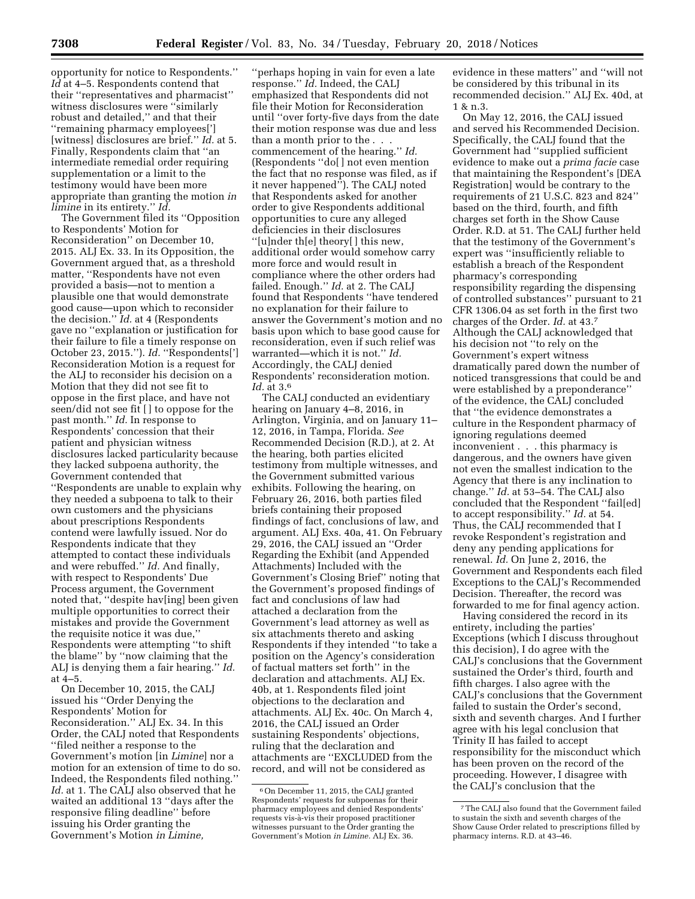opportunity for notice to Respondents.'' *Id* at 4–5. Respondents contend that their ''representatives and pharmacist'' witness disclosures were ''similarly robust and detailed,'' and that their ''remaining pharmacy employees['] [witness] disclosures are brief.'' *Id.* at 5. Finally, Respondents claim that ''an intermediate remedial order requiring supplementation or a limit to the testimony would have been more appropriate than granting the motion *in limine* in its entirety.'' *Id.*

The Government filed its ''Opposition to Respondents' Motion for Reconsideration'' on December 10, 2015. ALJ Ex. 33. In its Opposition, the Government argued that, as a threshold matter, ''Respondents have not even provided a basis—not to mention a plausible one that would demonstrate good cause—upon which to reconsider the decision.'' *Id.* at 4 (Respondents gave no ''explanation or justification for their failure to file a timely response on October 23, 2015.''). *Id.* ''Respondents['] Reconsideration Motion is a request for the ALJ to reconsider his decision on a Motion that they did not see fit to oppose in the first place, and have not seen/did not see fit [ ] to oppose for the past month.'' *Id.* In response to Respondents' concession that their patient and physician witness disclosures lacked particularity because they lacked subpoena authority, the Government contended that ''Respondents are unable to explain why they needed a subpoena to talk to their own customers and the physicians about prescriptions Respondents contend were lawfully issued. Nor do Respondents indicate that they attempted to contact these individuals and were rebuffed.'' *Id.* And finally, with respect to Respondents' Due Process argument, the Government noted that, ''despite hav[ing] been given multiple opportunities to correct their mistakes and provide the Government the requisite notice it was due,'' Respondents were attempting ''to shift the blame'' by ''now claiming that the ALJ is denying them a fair hearing.'' *Id.* at 4–5.

On December 10, 2015, the CALJ issued his ''Order Denying the Respondents' Motion for Reconsideration.'' ALJ Ex. 34. In this Order, the CALJ noted that Respondents ''filed neither a response to the Government's motion [in *Limine*] nor a motion for an extension of time to do so. Indeed, the Respondents filed nothing.'' *Id.* at 1. The CALJ also observed that he waited an additional 13 ''days after the responsive filing deadline'' before issuing his Order granting the Government's Motion *in Limine,* ''perhaps hoping in vain for even a late response.'' *Id.* Indeed, the CALJ emphasized that Respondents did not file their Motion for Reconsideration until ''over forty-five days from the date their motion response was due and less than a month prior to the . . . commencement of the hearing.'' *Id.* (Respondents ''do[ ] not even mention the fact that no response was filed, as if it never happened''). The CALJ noted that Respondents asked for another order to give Respondents additional opportunities to cure any alleged deficiencies in their disclosures ''[u]nder th[e] theory[ ] this new, additional order would somehow carry more force and would result in compliance where the other orders had failed. Enough.'' *Id.* at 2. The CALJ found that Respondents ''have tendered no explanation for their failure to answer the Government's motion and no basis upon which to base good cause for reconsideration, even if such relief was warranted—which it is not.'' *Id.* Accordingly, the CALJ denied Respondents' reconsideration motion. *Id.* at 3.[6]

The CALJ conducted an evidentiary hearing on January 4–8, 2016, in Arlington, Virginia, and on January 11–12, 2016, in Tampa, Florida. *See* Recommended Decision (R.D.), at 2. At the hearing, both parties elicited testimony from multiple witnesses, and the Government submitted various exhibits. Following the hearing, on February 26, 2016, both parties filed briefs containing their proposed findings of fact, conclusions of law, and argument. ALJ Exs. 40a, 41. On February 29, 2016, the CALJ issued an ''Order Regarding the Exhibit (and Appended Attachments) Included with the Government's Closing Brief'' noting that the Government's proposed findings of fact and conclusions of law had attached a declaration from the Government's lead attorney as well as six attachments thereto and asking Respondents if they intended ''to take a position on the Agency's consideration of factual matters set forth'' in the declaration and attachments. ALJ Ex. 40b, at 1. Respondents filed joint objections to the declaration and attachments. ALJ Ex. 40c. On March 4, 2016, the CALJ issued an Order sustaining Respondents' objections, ruling that the declaration and attachments are ''EXCLUDED from the record, and will not be considered as evidence in these matters'' and ''will not be considered by this tribunal in its recommended decision.'' ALJ Ex. 40d, at 1 & n.3.

On May 12, 2016, the CALJ issued and served his Recommended Decision. Specifically, the CALJ found that the Government had ''supplied sufficient evidence to make out a *prima facie* case that maintaining the Respondent's [DEA Registration] would be contrary to the requirements of 21 U.S.C. 823 and 824'' based on the third, fourth, and fifth charges set forth in the Show Cause Order. R.D. at 51. The CALJ further held that the testimony of the Government's expert was ''insufficiently reliable to establish a breach of the Respondent pharmacy's corresponding responsibility regarding the dispensing of controlled substances'' pursuant to 21 CFR 1306.04 as set forth in the first two charges of the Order. *Id.* at 43.[7] Although the CALJ acknowledged that his decision not ''to rely on the Government's expert witness dramatically pared down the number of noticed transgressions that could be and were established by a preponderance'' of the evidence, the CALJ concluded that ''the evidence demonstrates a culture in the Respondent pharmacy of ignoring regulations deemed inconvenient . . . this pharmacy is dangerous, and the owners have given not even the smallest indication to the Agency that there is any inclination to change.'' *Id.* at 53–54. The CALJ also concluded that the Respondent ''fail[ed] to accept responsibility.'' *Id.* at 54. Thus, the CALJ recommended that I revoke Respondent's registration and deny any pending applications for renewal. *Id.* On June 2, 2016, the Government and Respondents each filed Exceptions to the CALJ's Recommended Decision. Thereafter, the record was forwarded to me for final agency action.

Having considered the record in its entirety, including the parties' Exceptions (which I discuss throughout this decision), I do agree with the CALJ's conclusions that the Government sustained the Order's third, fourth and fifth charges. I also agree with the CALJ's conclusions that the Government failed to sustain the Order's second, sixth and seventh charges. And I further agree with his legal conclusion that Trinity II has failed to accept responsibility for the misconduct which has been proven on the record of the proceeding. However, I disagree with the CALJ's conclusion that the

---

[6] On December 11, 2015, the CALJ granted Respondents' requests for subpoenas for their pharmacy employees and denied Respondents' requests vis-à-vis their proposed practitioner witnesses pursuant to the Order granting the Government's Motion *in Limine.* ALJ Ex. 36.

[7] The CALJ also found that the Government failed to sustain the sixth and seventh charges of the Show Cause Order related to prescriptions filled by pharmacy interns. R.D. at 43–46.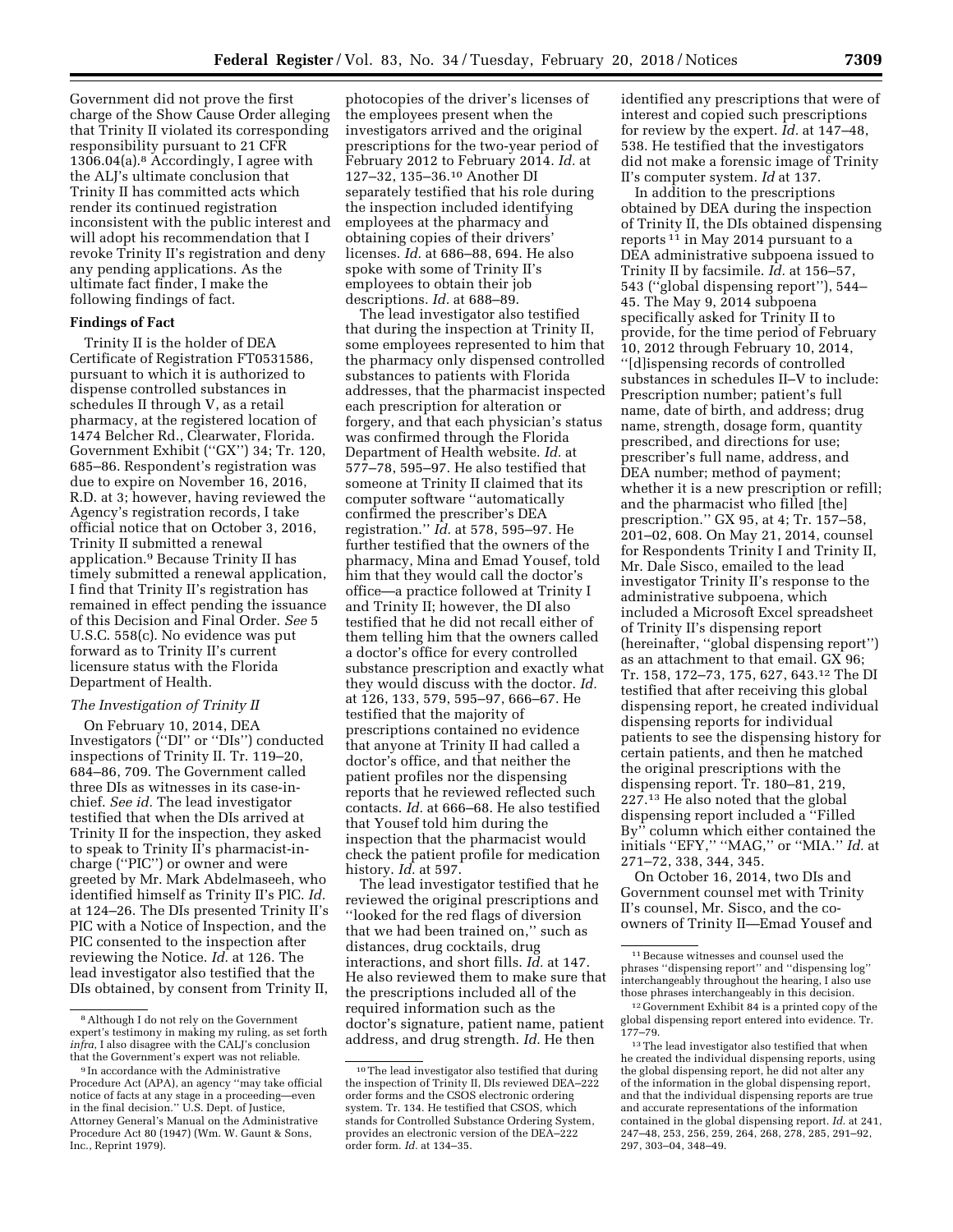Government did not prove the first charge of the Show Cause Order alleging that Trinity II violated its corresponding responsibility pursuant to 21 CFR 1306.04(a).[8] Accordingly, I agree with the ALJ's ultimate conclusion that Trinity II has committed acts which render its continued registration inconsistent with the public interest and will adopt his recommendation that I revoke Trinity II's registration and deny any pending applications. As the ultimate fact finder, I make the following findings of fact.

**Findings of Fact**

Trinity II is the holder of DEA Certificate of Registration FT0531586, pursuant to which it is authorized to dispense controlled substances in schedules II through V, as a retail pharmacy, at the registered location of 1474 Belcher Rd., Clearwater, Florida. Government Exhibit (''GX'') 34; Tr. 120, 685–86. Respondent's registration was due to expire on November 16, 2016, R.D. at 3; however, having reviewed the Agency's registration records, I take official notice that on October 3, 2016, Trinity II submitted a renewal application.[9] Because Trinity II has timely submitted a renewal application, I find that Trinity II's registration has remained in effect pending the issuance of this Decision and Final Order. *See* 5 U.S.C. 558(c). No evidence was put forward as to Trinity II's current licensure status with the Florida Department of Health.

*The Investigation of Trinity II*

On February 10, 2014, DEA Investigators (''DI'' or ''DIs'') conducted inspections of Trinity II. Tr. 119–20, 684–86, 709. The Government called three DIs as witnesses in its case-in-chief. *See id.* The lead investigator testified that when the DIs arrived at Trinity II for the inspection, they asked to speak to Trinity II's pharmacist-in-charge (''PIC'') or owner and were greeted by Mr. Mark Abdelmaseeh, who identified himself as Trinity II's PIC. *Id.* at 124–26. The DIs presented Trinity II's PIC with a Notice of Inspection, and the PIC consented to the inspection after reviewing the Notice. *Id.* at 126. The lead investigator also testified that the DIs obtained, by consent from Trinity II, photocopies of the driver's licenses of the employees present when the investigators arrived and the original prescriptions for the two-year period of February 2012 to February 2014. *Id.* at 127–32, 135–36.[10] Another DI separately testified that his role during the inspection included identifying employees at the pharmacy and obtaining copies of their drivers' licenses. *Id.* at 686–88, 694. He also spoke with some of Trinity II's employees to obtain their job descriptions. *Id.* at 688–89.

The lead investigator also testified that during the inspection at Trinity II, some employees represented to him that the pharmacy only dispensed controlled substances to patients with Florida addresses, that the pharmacist inspected each prescription for alteration or forgery, and that each physician's status was confirmed through the Florida Department of Health website. *Id.* at 577–78, 595–97. He also testified that someone at Trinity II claimed that its computer software ''automatically confirmed the prescriber's DEA registration.'' *Id.* at 578, 595–97. He further testified that the owners of the pharmacy, Mina and Emad Yousef, told him that they would call the doctor's office—a practice followed at Trinity I and Trinity II; however, the DI also testified that he did not recall either of them telling him that the owners called a doctor's office for every controlled substance prescription and exactly what they would discuss with the doctor. *Id.* at 126, 133, 579, 595–97, 666–67. He testified that the majority of prescriptions contained no evidence that anyone at Trinity II had called a doctor's office, and that neither the patient profiles nor the dispensing reports that he reviewed reflected such contacts. *Id.* at 666–68. He also testified that Yousef told him during the inspection that the pharmacist would check the patient profile for medication history. *Id.* at 597.

The lead investigator testified that he reviewed the original prescriptions and ''looked for the red flags of diversion that we had been trained on,'' such as distances, drug cocktails, drug interactions, and short fills. *Id.* at 147. He also reviewed them to make sure that the prescriptions included all of the required information such as the doctor's signature, patient name, patient address, and drug strength. *Id.* He then identified any prescriptions that were of interest and copied such prescriptions for review by the expert. *Id.* at 147–48, 538. He testified that the investigators did not make a forensic image of Trinity II's computer system. *Id* at 137.

In addition to the prescriptions obtained by DEA during the inspection of Trinity II, the DIs obtained dispensing reports[11] in May 2014 pursuant to a DEA administrative subpoena issued to Trinity II by facsimile. *Id.* at 156–57, 543 (''global dispensing report''), 544–45. The May 9, 2014 subpoena specifically asked for Trinity II to provide, for the time period of February 10, 2012 through February 10, 2014, ''[d]ispensing records of controlled substances in schedules II–V to include: Prescription number; patient's full name, date of birth, and address; drug name, strength, dosage form, quantity prescribed, and directions for use; prescriber's full name, address, and DEA number; method of payment; whether it is a new prescription or refill; and the pharmacist who filled [the] prescription.'' GX 95, at 4; Tr. 157–58, 201–02, 608. On May 21, 2014, counsel for Respondents Trinity I and Trinity II, Mr. Dale Sisco, emailed to the lead investigator Trinity II's response to the administrative subpoena, which included a Microsoft Excel spreadsheet of Trinity II's dispensing report (hereinafter, ''global dispensing report'') as an attachment to that email. GX 96; Tr. 158, 172–73, 175, 627, 643.[12] The DI testified that after receiving this global dispensing report, he created individual dispensing reports for individual patients to see the dispensing history for certain patients, and then he matched the original prescriptions with the dispensing report. Tr. 180–81, 219, 227.[13] He also noted that the global dispensing report included a ''Filled By'' column which either contained the initials ''EFY,'' ''MAG,'' or ''MIA.'' *Id.* at 271–72, 338, 344, 345.

On October 16, 2014, two DIs and Government counsel met with Trinity II's counsel, Mr. Sisco, and the co-owners of Trinity II—Emad Yousef and

---

[8] Although I do not rely on the Government expert's testimony in making my ruling, as set forth *infra*, I also disagree with the CALJ's conclusion that the Government's expert was not reliable.

[9] In accordance with the Administrative Procedure Act (APA), an agency ''may take official notice of facts at any stage in a proceeding—even in the final decision.'' U.S. Dept. of Justice, Attorney General's Manual on the Administrative Procedure Act 80 (1947) (Wm. W. Gaunt & Sons, Inc., Reprint 1979).

[10] The lead investigator also testified that during the inspection of Trinity II, DIs reviewed DEA–222 order forms and the CSOS electronic ordering system. Tr. 134. He testified that CSOS, which stands for Controlled Substance Ordering System, provides an electronic version of the DEA–222 order form. *Id.* at 134–35.

[11] Because witnesses and counsel used the phrases ''dispensing report'' and ''dispensing log'' interchangeably throughout the hearing, I also use those phrases interchangeably in this decision.

[12] Government Exhibit 84 is a printed copy of the global dispensing report entered into evidence. Tr. 177–79.

[13] The lead investigator also testified that when he created the individual dispensing reports, using the global dispensing report, he did not alter any of the information in the global dispensing report, and that the individual dispensing reports are true and accurate representations of the information contained in the global dispensing report. *Id.* at 241, 247–48, 253, 256, 259, 264, 268, 278, 285, 291–92, 297, 303–04, 348–49.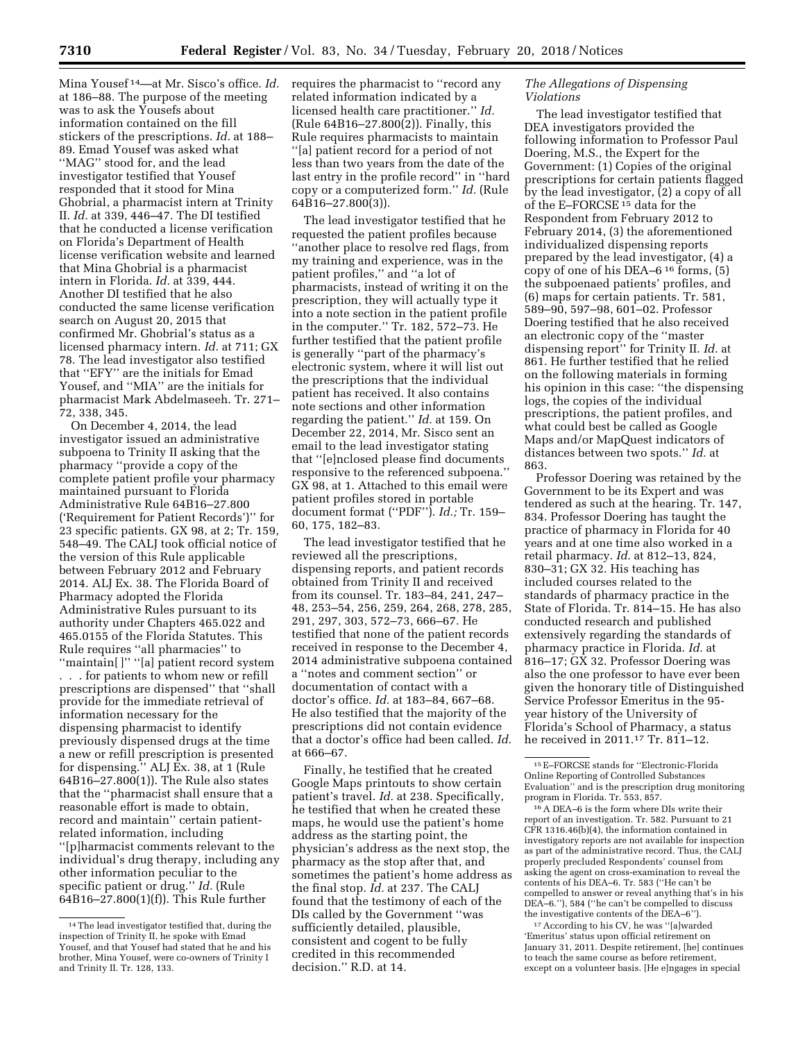Mina Yousef [14]—at Mr. Sisco's office. *Id.* at 186–88. The purpose of the meeting was to ask the Yousefs about information contained on the fill stickers of the prescriptions. *Id.* at 188–89. Emad Yousef was asked what ''MAG'' stood for, and the lead investigator testified that Yousef responded that it stood for Mina Ghobrial, a pharmacist intern at Trinity II. *Id.* at 339, 446–47. The DI testified that he conducted a license verification on Florida's Department of Health license verification website and learned that Mina Ghobrial is a pharmacist intern in Florida. *Id.* at 339, 444. Another DI testified that he also conducted the same license verification search on August 20, 2015 that confirmed Mr. Ghobrial's status as a licensed pharmacy intern. *Id.* at 711; GX 78. The lead investigator also testified that ''EFY'' are the initials for Emad Yousef, and ''MIA'' are the initials for pharmacist Mark Abdelmaseeh. Tr. 271–72, 338, 345.

On December 4, 2014, the lead investigator issued an administrative subpoena to Trinity II asking that the pharmacy ''provide a copy of the complete patient profile your pharmacy maintained pursuant to Florida Administrative Rule 64B16–27.800 ('Requirement for Patient Records')'' for 23 specific patients. GX 98, at 2; Tr. 159, 548–49. The CALJ took official notice of the version of this Rule applicable between February 2012 and February 2014. ALJ Ex. 38. The Florida Board of Pharmacy adopted the Florida Administrative Rules pursuant to its authority under Chapters 465.022 and 465.0155 of the Florida Statutes. This Rule requires ''all pharmacies'' to ''maintain[ ]'' ''[a] patient record system . . . for patients to whom new or refill prescriptions are dispensed'' that ''shall provide for the immediate retrieval of information necessary for the dispensing pharmacist to identify previously dispensed drugs at the time a new or refill prescription is presented for dispensing.'' ALJ Ex. 38, at 1 (Rule 64B16–27.800(1)). The Rule also states that the ''pharmacist shall ensure that a reasonable effort is made to obtain, record and maintain'' certain patient-related information, including ''[p]harmacist comments relevant to the individual's drug therapy, including any other information peculiar to the specific patient or drug.'' *Id.* (Rule 64B16–27.800(1)(f)). This Rule further requires the pharmacist to ''record any related information indicated by a licensed health care practitioner.'' *Id.* (Rule 64B16–27.800(2)). Finally, this Rule requires pharmacists to maintain ''[a] patient record for a period of not less than two years from the date of the last entry in the profile record'' in ''hard copy or a computerized form.'' *Id.* (Rule 64B16–27.800(3)).

The lead investigator testified that he requested the patient profiles because ''another place to resolve red flags, from my training and experience, was in the patient profiles,'' and ''a lot of pharmacists, instead of writing it on the prescription, they will actually type it into a note section in the patient profile in the computer.'' Tr. 182, 572–73. He further testified that the patient profile is generally ''part of the pharmacy's electronic system, where it will list out the prescriptions that the individual patient has received. It also contains note sections and other information regarding the patient.'' *Id.* at 159. On December 22, 2014, Mr. Sisco sent an email to the lead investigator stating that ''[e]nclosed please find documents responsive to the referenced subpoena.'' GX 98, at 1. Attached to this email were patient profiles stored in portable document format (''PDF''). *Id.;* Tr. 159–60, 175, 182–83.

The lead investigator testified that he reviewed all the prescriptions, dispensing reports, and patient records obtained from Trinity II and received from its counsel. Tr. 183–84, 241, 247–48, 253–54, 256, 259, 264, 268, 278, 285, 291, 297, 303, 572–73, 666–67. He testified that none of the patient records received in response to the December 4, 2014 administrative subpoena contained a ''notes and comment section'' or documentation of contact with a doctor's office. *Id.* at 183–84, 667–68. He also testified that the majority of the prescriptions did not contain evidence that a doctor's office had been called. *Id.* at 666–67.

Finally, he testified that he created Google Maps printouts to show certain patient's travel. *Id.* at 238. Specifically, he testified that when he created these maps, he would use the patient's home address as the starting point, the physician's address as the next stop, the pharmacy as the stop after that, and sometimes the patient's home address as the final stop. *Id.* at 237. The CALJ found that the testimony of each of the DIs called by the Government ''was sufficiently detailed, plausible, consistent and cogent to be fully credited in this recommended decision.'' R.D. at 14.

### *The Allegations of Dispensing Violations*

The lead investigator testified that DEA investigators provided the following information to Professor Paul Doering, M.S., the Expert for the Government: (1) Copies of the original prescriptions for certain patients flagged by the lead investigator, (2) a copy of all of the E–FORCSE [15] data for the Respondent from February 2012 to February 2014, (3) the aforementioned individualized dispensing reports prepared by the lead investigator, (4) a copy of one of his DEA–6 [16] forms, (5) the subpoenaed patients' profiles, and (6) maps for certain patients. Tr. 581, 589–90, 597–98, 601–02. Professor Doering testified that he also received an electronic copy of the ''master dispensing report'' for Trinity II. *Id.* at 861. He further testified that he relied on the following materials in forming his opinion in this case: ''the dispensing logs, the copies of the individual prescriptions, the patient profiles, and what could best be called as Google Maps and/or MapQuest indicators of distances between two spots.'' *Id.* at 863.

Professor Doering was retained by the Government to be its Expert and was tendered as such at the hearing. Tr. 147, 834. Professor Doering has taught the practice of pharmacy in Florida for 40 years and at one time also worked in a retail pharmacy. *Id.* at 812–13, 824, 830–31; GX 32. His teaching has included courses related to the standards of pharmacy practice in the State of Florida. Tr. 814–15. He has also conducted research and published extensively regarding the standards of pharmacy practice in Florida. *Id.* at 816–17; GX 32. Professor Doering was also the one professor to have ever been given the honorary title of Distinguished Service Professor Emeritus in the 95-year history of the University of Florida's School of Pharmacy, a status he received in 2011.[17] Tr. 811–12.

---

[14] The lead investigator testified that, during the inspection of Trinity II, he spoke with Emad Yousef, and that Yousef had stated that he and his brother, Mina Yousef, were co-owners of Trinity I and Trinity II. Tr. 128, 133.

[15] E–FORCSE stands for ''Electronic-Florida Online Reporting of Controlled Substances Evaluation'' and is the prescription drug monitoring program in Florida. Tr. 553, 857.

[16] A DEA–6 is the form where DIs write their report of an investigation. Tr. 582. Pursuant to 21 CFR 1316.46(b)(4), the information contained in investigatory reports are not available for inspection as part of the administrative record. Thus, the CALJ properly precluded Respondents' counsel from asking the agent on cross-examination to reveal the contents of his DEA–6. Tr. 583 (''He can't be compelled to answer or reveal anything that's in his DEA–6.''), 584 (''he can't be compelled to discuss the investigative contents of the DEA–6'').

[17] According to his CV, he was ''[a]warded 'Emeritus' status upon official retirement on January 31, 2011. Despite retirement, [he] continues to teach the same course as before retirement, except on a volunteer basis. [He e]ngages in special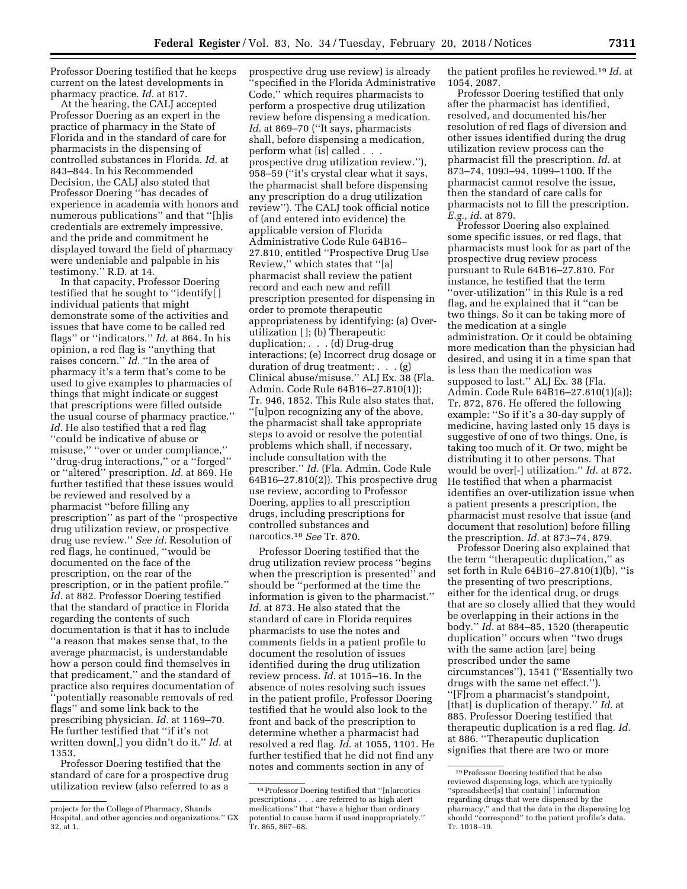Professor Doering testified that he keeps current on the latest developments in pharmacy practice. *Id.* at 817.

At the hearing, the CALJ accepted Professor Doering as an expert in the practice of pharmacy in the State of Florida and in the standard of care for pharmacists in the dispensing of controlled substances in Florida. *Id.* at 843–844. In his Recommended Decision, the CALJ also stated that Professor Doering ''has decades of experience in academia with honors and numerous publications'' and that ''[h]is credentials are extremely impressive, and the pride and commitment he displayed toward the field of pharmacy were undeniable and palpable in his testimony.'' R.D. at 14.

In that capacity, Professor Doering testified that he sought to ''identify[ ] individual patients that might demonstrate some of the activities and issues that have come to be called red flags'' or ''indicators.'' *Id.* at 864. In his opinion, a red flag is ''anything that raises concern.'' *Id.* ''In the area of pharmacy it's a term that's come to be used to give examples to pharmacies of things that might indicate or suggest that prescriptions were filled outside the usual course of pharmacy practice.'' *Id.* He also testified that a red flag ''could be indicative of abuse or misuse,'' ''over or under compliance,'' ''drug-drug interactions,'' or a ''forged'' or ''altered'' prescription. *Id.* at 869. He further testified that these issues would be reviewed and resolved by a pharmacist ''before filling any prescription'' as part of the ''prospective drug utilization review, or prospective drug use review.'' *See id.* Resolution of red flags, he continued, ''would be documented on the face of the prescription, on the rear of the prescription, or in the patient profile.'' *Id.* at 882. Professor Doering testified that the standard of practice in Florida regarding the contents of such documentation is that it has to include ''a reason that makes sense that, to the average pharmacist, is understandable how a person could find themselves in that predicament,'' and the standard of practice also requires documentation of ''potentially reasonable removals of red flags'' and some link back to the prescribing physician. *Id.* at 1169–70. He further testified that ''if it's not written down[,] you didn't do it.'' *Id.* at 1353.

Professor Doering testified that the standard of care for a prospective drug utilization review (also referred to as a prospective drug use review) is already ''specified in the Florida Administrative Code,'' which requires pharmacists to perform a prospective drug utilization review before dispensing a medication. *Id.* at 869–70 (''It says, pharmacists shall, before dispensing a medication, perform what [is] called . . . prospective drug utilization review.''), 958–59 (''it's crystal clear what it says, the pharmacist shall before dispensing any prescription do a drug utilization review''). The CALJ took official notice of (and entered into evidence) the applicable version of Florida Administrative Code Rule 64B16–27.810, entitled ''Prospective Drug Use Review,'' which states that ''[a] pharmacist shall review the patient record and each new and refill prescription presented for dispensing in order to promote therapeutic appropriateness by identifying: (a) Over-utilization [ ]; (b) Therapeutic duplication; . . . (d) Drug-drug interactions; (e) Incorrect drug dosage or duration of drug treatment; . . . (g) Clinical abuse/misuse.'' ALJ Ex. 38 (Fla. Admin. Code Rule 64B16–27.810(1)); Tr. 946, 1852. This Rule also states that, ''[u]pon recognizing any of the above, the pharmacist shall take appropriate steps to avoid or resolve the potential problems which shall, if necessary, include consultation with the prescriber.'' *Id.* (Fla. Admin. Code Rule 64B16–27.810(2)). This prospective drug use review, according to Professor Doering, applies to all prescription drugs, including prescriptions for controlled substances and narcotics.[18] *See* Tr. 870.

Professor Doering testified that the drug utilization review process ''begins when the prescription is presented'' and should be ''performed at the time the information is given to the pharmacist.'' *Id.* at 873. He also stated that the standard of care in Florida requires pharmacists to use the notes and comments fields in a patient profile to document the resolution of issues identified during the drug utilization review process. *Id.* at 1015–16. In the absence of notes resolving such issues in the patient profile, Professor Doering testified that he would also look to the front and back of the prescription to determine whether a pharmacist had resolved a red flag. *Id.* at 1055, 1101. He further testified that he did not find any notes and comments section in any of the patient profiles he reviewed.[19] *Id.* at 1054, 2087.

Professor Doering testified that only after the pharmacist has identified, resolved, and documented his/her resolution of red flags of diversion and other issues identified during the drug utilization review process can the pharmacist fill the prescription. *Id.* at 873–74, 1093–94, 1099–1100. If the pharmacist cannot resolve the issue, then the standard of care calls for pharmacists not to fill the prescription. *E.g., id.* at 879.

Professor Doering also explained some specific issues, or red flags, that pharmacists must look for as part of the prospective drug review process pursuant to Rule 64B16–27.810. For instance, he testified that the term ''over-utilization'' in this Rule is a red flag, and he explained that it ''can be two things. So it can be taking more of the medication at a single administration. Or it could be obtaining more medication than the physician had desired, and using it in a time span that is less than the medication was supposed to last.'' ALJ Ex. 38 (Fla. Admin. Code Rule 64B16–27.810(1)(a)); Tr. 872, 876. He offered the following example: ''So if it's a 30-day supply of medicine, having lasted only 15 days is suggestive of one of two things. One, is taking too much of it. Or two, might be distributing it to other persons. That would be over[-] utilization.'' *Id.* at 872. He testified that when a pharmacist identifies an over-utilization issue when a patient presents a prescription, the pharmacist must resolve that issue (and document that resolution) before filling the prescription. *Id.* at 873–74, 879.

Professor Doering also explained that the term ''therapeutic duplication,'' as set forth in Rule 64B16–27.810(1)(b), ''is the presenting of two prescriptions, either for the identical drug, or drugs that are so closely allied that they would be overlapping in their actions in the body.'' *Id.* at 884–85, 1520 (therapeutic duplication'' occurs when ''two drugs with the same action [are] being prescribed under the same circumstances''), 1541 (''Essentially two drugs with the same net effect.''). ''[F]rom a pharmacist's standpoint, [that] is duplication of therapy.'' *Id.* at 885. Professor Doering testified that therapeutic duplication is a red flag. *Id.* at 886. ''Therapeutic duplication signifies that there are two or more

---

projects for the College of Pharmacy, Shands Hospital, and other agencies and organizations.'' GX 32, at 1.

[18] Professor Doering testified that ''[n]arcotics prescriptions . . . are referred to as high alert medications'' that ''have a higher than ordinary potential to cause harm if used inappropriately.'' Tr. 865, 867–68.

[19] Professor Doering testified that he also reviewed dispensing logs, which are typically ''spreadsheet[s] that contain[ ] information regarding drugs that were dispensed by the pharmacy,'' and that the data in the dispensing log should ''correspond'' to the patient profile's data. Tr. 1018–19.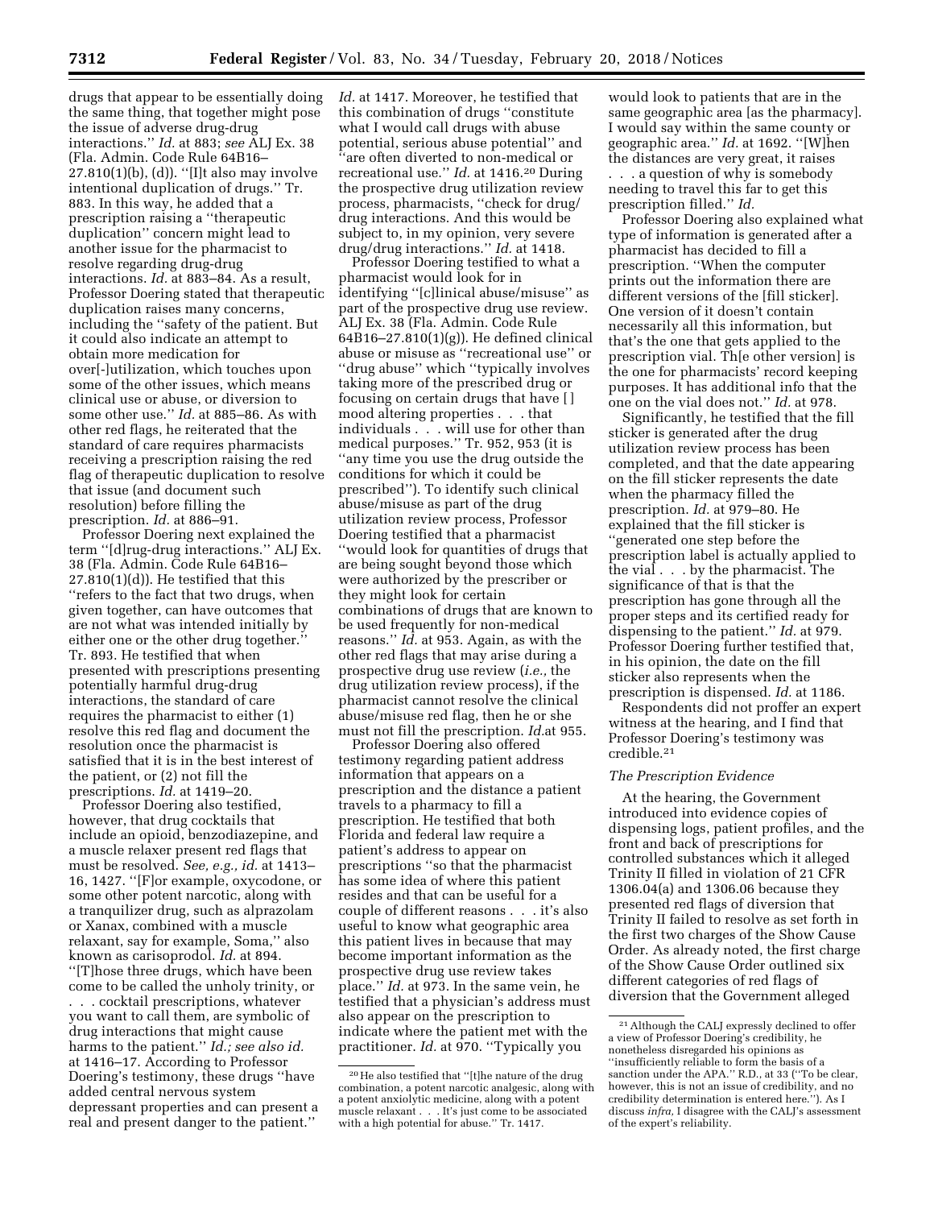drugs that appear to be essentially doing the same thing, that together might pose the issue of adverse drug-drug interactions.'' *Id.* at 883; *see* ALJ Ex. 38 (Fla. Admin. Code Rule 64B16–27.810(1)(b), (d)). ''[I]t also may involve intentional duplication of drugs.'' Tr. 883. In this way, he added that a prescription raising a ''therapeutic duplication'' concern might lead to another issue for the pharmacist to resolve regarding drug-drug interactions. *Id.* at 883–84. As a result, Professor Doering stated that therapeutic duplication raises many concerns, including the ''safety of the patient. But it could also indicate an attempt to obtain more medication for over[-]utilization, which touches upon some of the other issues, which means clinical use or abuse, or diversion to some other use.'' *Id.* at 885–86. As with other red flags, he reiterated that the standard of care requires pharmacists receiving a prescription raising the red flag of therapeutic duplication to resolve that issue (and document such resolution) before filling the prescription. *Id.* at 886–91.

Professor Doering next explained the term ''[d]rug-drug interactions.'' ALJ Ex. 38 (Fla. Admin. Code Rule 64B16–27.810(1)(d)). He testified that this ''refers to the fact that two drugs, when given together, can have outcomes that are not what was intended initially by either one or the other drug together.'' Tr. 893. He testified that when presented with prescriptions presenting potentially harmful drug-drug interactions, the standard of care requires the pharmacist to either (1) resolve this red flag and document the resolution once the pharmacist is satisfied that it is in the best interest of the patient, or (2) not fill the prescriptions. *Id.* at 1419–20.

Professor Doering also testified, however, that drug cocktails that include an opioid, benzodiazepine, and a muscle relaxer present red flags that must be resolved. *See, e.g., id.* at 1413–16, 1427. ''[F]or example, oxycodone, or some other potent narcotic, along with a tranquilizer drug, such as alprazolam or Xanax, combined with a muscle relaxant, say for example, Soma,'' also known as carisoprodol. *Id.* at 894. ''[T]hose three drugs, which have been come to be called the unholy trinity, or . . . cocktail prescriptions, whatever you want to call them, are symbolic of drug interactions that might cause harms to the patient.'' *Id.; see also id.* at 1416–17. According to Professor Doering's testimony, these drugs ''have added central nervous system depressant properties and can present a real and present danger to the patient.'' *Id.* at 1417. Moreover, he testified that this combination of drugs ''constitute what I would call drugs with abuse potential, serious abuse potential'' and ''are often diverted to non-medical or recreational use.'' *Id.* at 1416.[20] During the prospective drug utilization review process, pharmacists, ''check for drug/drug interactions. And this would be subject to, in my opinion, very severe drug/drug interactions.'' *Id.* at 1418.

Professor Doering testified to what a pharmacist would look for in identifying ''[c]linical abuse/misuse'' as part of the prospective drug use review. ALJ Ex. 38 (Fla. Admin. Code Rule 64B16–27.810(1)(g)). He defined clinical abuse or misuse as ''recreational use'' or ''drug abuse'' which ''typically involves taking more of the prescribed drug or focusing on certain drugs that have [ ] mood altering properties . . . that individuals . . . will use for other than medical purposes.'' Tr. 952, 953 (it is ''any time you use the drug outside the conditions for which it could be prescribed''). To identify such clinical abuse/misuse as part of the drug utilization review process, Professor Doering testified that a pharmacist ''would look for quantities of drugs that are being sought beyond those which were authorized by the prescriber or they might look for certain combinations of drugs that are known to be used frequently for non-medical reasons.'' *Id.* at 953. Again, as with the other red flags that may arise during a prospective drug use review (*i.e.,* the drug utilization review process), if the pharmacist cannot resolve the clinical abuse/misuse red flag, then he or she must not fill the prescription. *Id.*at 955.

Professor Doering also offered testimony regarding patient address information that appears on a prescription and the distance a patient travels to a pharmacy to fill a prescription. He testified that both Florida and federal law require a patient's address to appear on prescriptions ''so that the pharmacist has some idea of where this patient resides and that can be useful for a couple of different reasons . . . it's also useful to know what geographic area this patient lives in because that may become important information as the prospective drug use review takes place.'' *Id.* at 973. In the same vein, he testified that a physician's address must also appear on the prescription to indicate where the patient met with the practitioner. *Id.* at 970. ''Typically you would look to patients that are in the same geographic area [as the pharmacy]. I would say within the same county or geographic area.'' *Id.* at 1692. ''[W]hen the distances are very great, it raises . . . a question of why is somebody needing to travel this far to get this prescription filled.'' *Id.*

Professor Doering also explained what type of information is generated after a pharmacist has decided to fill a prescription. ''When the computer prints out the information there are different versions of the [fill sticker]. One version of it doesn't contain necessarily all this information, but that's the one that gets applied to the prescription vial. Th[e other version] is the one for pharmacists' record keeping purposes. It has additional info that the one on the vial does not.'' *Id.* at 978.

Significantly, he testified that the fill sticker is generated after the drug utilization review process has been completed, and that the date appearing on the fill sticker represents the date when the pharmacy filled the prescription. *Id.* at 979–80. He explained that the fill sticker is ''generated one step before the prescription label is actually applied to the vial . . . by the pharmacist. The significance of that is that the prescription has gone through all the proper steps and its certified ready for dispensing to the patient.'' *Id.* at 979. Professor Doering further testified that, in his opinion, the date on the fill sticker also represents when the prescription is dispensed. *Id.* at 1186.

Respondents did not proffer an expert witness at the hearing, and I find that Professor Doering's testimony was credible.[21]

### *The Prescription Evidence*

At the hearing, the Government introduced into evidence copies of dispensing logs, patient profiles, and the front and back of prescriptions for controlled substances which it alleged Trinity II filled in violation of 21 CFR 1306.04(a) and 1306.06 because they presented red flags of diversion that Trinity II failed to resolve as set forth in the first two charges of the Show Cause Order. As already noted, the first charge of the Show Cause Order outlined six different categories of red flags of diversion that the Government alleged

---

[20] He also testified that ''[t]he nature of the drug combination, a potent narcotic analgesic, along with a potent anxiolytic medicine, along with a potent muscle relaxant . . . It's just come to be associated with a high potential for abuse.'' Tr. 1417.

[21] Although the CALJ expressly declined to offer a view of Professor Doering's credibility, he nonetheless disregarded his opinions as ''insufficiently reliable to form the basis of a sanction under the APA.'' R.D., at 33 (''To be clear, however, this is not an issue of credibility, and no credibility determination is entered here.''). As I discuss *infra,* I disagree with the CALJ's assessment of the expert's reliability.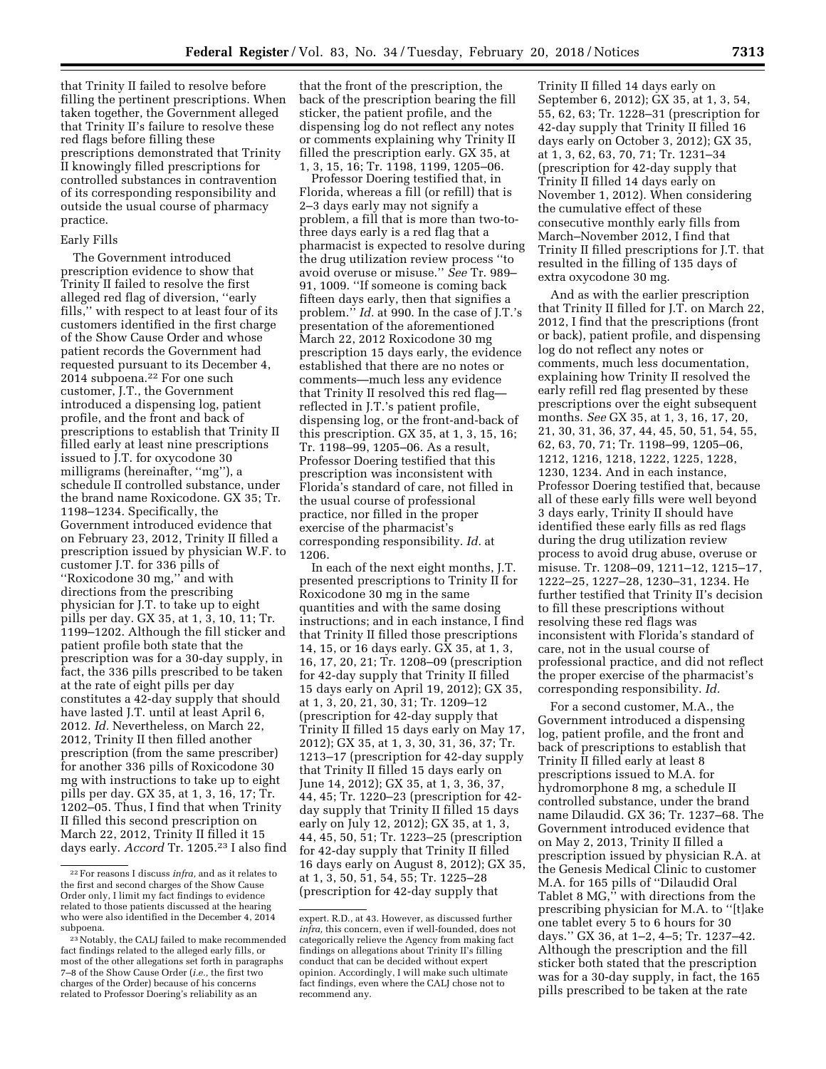that Trinity II failed to resolve before filling the pertinent prescriptions. When taken together, the Government alleged that Trinity II's failure to resolve these red flags before filling these prescriptions demonstrated that Trinity II knowingly filled prescriptions for controlled substances in contravention of its corresponding responsibility and outside the usual course of pharmacy practice.

Early Fills

The Government introduced prescription evidence to show that Trinity II failed to resolve the first alleged red flag of diversion, ''early fills,'' with respect to at least four of its customers identified in the first charge of the Show Cause Order and whose patient records the Government had requested pursuant to its December 4, 2014 subpoena.[22] For one such customer, J.T., the Government introduced a dispensing log, patient profile, and the front and back of prescriptions to establish that Trinity II filled early at least nine prescriptions issued to J.T. for oxycodone 30 milligrams (hereinafter, ''mg''), a schedule II controlled substance, under the brand name Roxicodone. GX 35; Tr. 1198–1234. Specifically, the Government introduced evidence that on February 23, 2012, Trinity II filled a prescription issued by physician W.F. to customer J.T. for 336 pills of ''Roxicodone 30 mg,'' and with directions from the prescribing physician for J.T. to take up to eight pills per day. GX 35, at 1, 3, 10, 11; Tr. 1199–1202. Although the fill sticker and patient profile both state that the prescription was for a 30-day supply, in fact, the 336 pills prescribed to be taken at the rate of eight pills per day constitutes a 42-day supply that should have lasted J.T. until at least April 6, 2012. *Id.* Nevertheless, on March 22, 2012, Trinity II then filled another prescription (from the same prescriber) for another 336 pills of Roxicodone 30 mg with instructions to take up to eight pills per day. GX 35, at 1, 3, 16, 17; Tr. 1202–05. Thus, I find that when Trinity II filled this second prescription on March 22, 2012, Trinity II filled it 15 days early. *Accord* Tr. 1205.[23] I also find that the front of the prescription, the back of the prescription bearing the fill sticker, the patient profile, and the dispensing log do not reflect any notes or comments explaining why Trinity II filled the prescription early. GX 35, at 1, 3, 15, 16; Tr. 1198, 1199, 1205–06.

Professor Doering testified that, in Florida, whereas a fill (or refill) that is 2–3 days early may not signify a problem, a fill that is more than two-to-three days early is a red flag that a pharmacist is expected to resolve during the drug utilization review process ''to avoid overuse or misuse.'' *See* Tr. 989–91, 1009. ''If someone is coming back fifteen days early, then that signifies a problem.'' *Id.* at 990. In the case of J.T.'s presentation of the aforementioned March 22, 2012 Roxicodone 30 mg prescription 15 days early, the evidence established that there are no notes or comments—much less any evidence that Trinity II resolved this red flag—reflected in J.T.'s patient profile, dispensing log, or the front-and-back of this prescription. GX 35, at 1, 3, 15, 16; Tr. 1198–99, 1205–06. As a result, Professor Doering testified that this prescription was inconsistent with Florida's standard of care, not filled in the usual course of professional practice, nor filled in the proper exercise of the pharmacist's corresponding responsibility. *Id.* at 1206.

In each of the next eight months, J.T. presented prescriptions to Trinity II for Roxicodone 30 mg in the same quantities and with the same dosing instructions; and in each instance, I find that Trinity II filled those prescriptions 14, 15, or 16 days early. GX 35, at 1, 3, 16, 17, 20, 21; Tr. 1208–09 (prescription for 42-day supply that Trinity II filled 15 days early on April 19, 2012); GX 35, at 1, 3, 20, 21, 30, 31; Tr. 1209–12 (prescription for 42-day supply that Trinity II filled 15 days early on May 17, 2012); GX 35, at 1, 3, 30, 31, 36, 37; Tr. 1213–17 (prescription for 42-day supply that Trinity II filled 15 days early on June 14, 2012); GX 35, at 1, 3, 36, 37, 44, 45; Tr. 1220–23 (prescription for 42-day supply that Trinity II filled 15 days early on July 12, 2012); GX 35, at 1, 3, 44, 45, 50, 51; Tr. 1223–25 (prescription for 42-day supply that Trinity II filled 16 days early on August 8, 2012); GX 35, at 1, 3, 50, 51, 54, 55; Tr. 1225–28 (prescription for 42-day supply that Trinity II filled 14 days early on September 6, 2012); GX 35, at 1, 3, 54, 55, 62, 63; Tr. 1228–31 (prescription for 42-day supply that Trinity II filled 16 days early on October 3, 2012); GX 35, at 1, 3, 62, 63, 70, 71; Tr. 1231–34 (prescription for 42-day supply that Trinity II filled 14 days early on November 1, 2012). When considering the cumulative effect of these consecutive monthly early fills from March–November 2012, I find that Trinity II filled prescriptions for J.T. that resulted in the filling of 135 days of extra oxycodone 30 mg.

And as with the earlier prescription that Trinity II filled for J.T. on March 22, 2012, I find that the prescriptions (front or back), patient profile, and dispensing log do not reflect any notes or comments, much less documentation, explaining how Trinity II resolved the early refill red flag presented by these prescriptions over the eight subsequent months. *See* GX 35, at 1, 3, 16, 17, 20, 21, 30, 31, 36, 37, 44, 45, 50, 51, 54, 55, 62, 63, 70, 71; Tr. 1198–99, 1205–06, 1212, 1216, 1218, 1222, 1225, 1228, 1230, 1234. And in each instance, Professor Doering testified that, because all of these early fills were well beyond 3 days early, Trinity II should have identified these early fills as red flags during the drug utilization review process to avoid drug abuse, overuse or misuse. Tr. 1208–09, 1211–12, 1215–17, 1222–25, 1227–28, 1230–31, 1234. He further testified that Trinity II's decision to fill these prescriptions without resolving these red flags was inconsistent with Florida's standard of care, not in the usual course of professional practice, and did not reflect the proper exercise of the pharmacist's corresponding responsibility. *Id.*

For a second customer, M.A., the Government introduced a dispensing log, patient profile, and the front and back of prescriptions to establish that Trinity II filled early at least 8 prescriptions issued to M.A. for hydromorphone 8 mg, a schedule II controlled substance, under the brand name Dilaudid. GX 36; Tr. 1237–68. The Government introduced evidence that on May 2, 2013, Trinity II filled a prescription issued by physician R.A. at the Genesis Medical Clinic to customer M.A. for 165 pills of ''Dilaudid Oral Tablet 8 MG,'' with directions from the prescribing physician for M.A. to ''[t]ake one tablet every 5 to 6 hours for 30 days.'' GX 36, at 1–2, 4–5; Tr. 1237–42. Although the prescription and the fill sticker both stated that the prescription was for a 30-day supply, in fact, the 165 pills prescribed to be taken at the rate

---

[22] For reasons I discuss *infra,* and as it relates to the first and second charges of the Show Cause Order only, I limit my fact findings to evidence related to those patients discussed at the hearing who were also identified in the December 4, 2014 subpoena.

[23] Notably, the CALJ failed to make recommended fact findings related to the alleged early fills, or most of the other allegations set forth in paragraphs 7–8 of the Show Cause Order (*i.e.,* the first two charges of the Order) because of his concerns related to Professor Doering's reliability as an expert. R.D., at 43. However, as discussed further *infra,* this concern, even if well-founded, does not categorically relieve the Agency from making fact findings on allegations about Trinity II's filling conduct that can be decided without expert opinion. Accordingly, I will make such ultimate fact findings, even where the CALJ chose not to recommend any.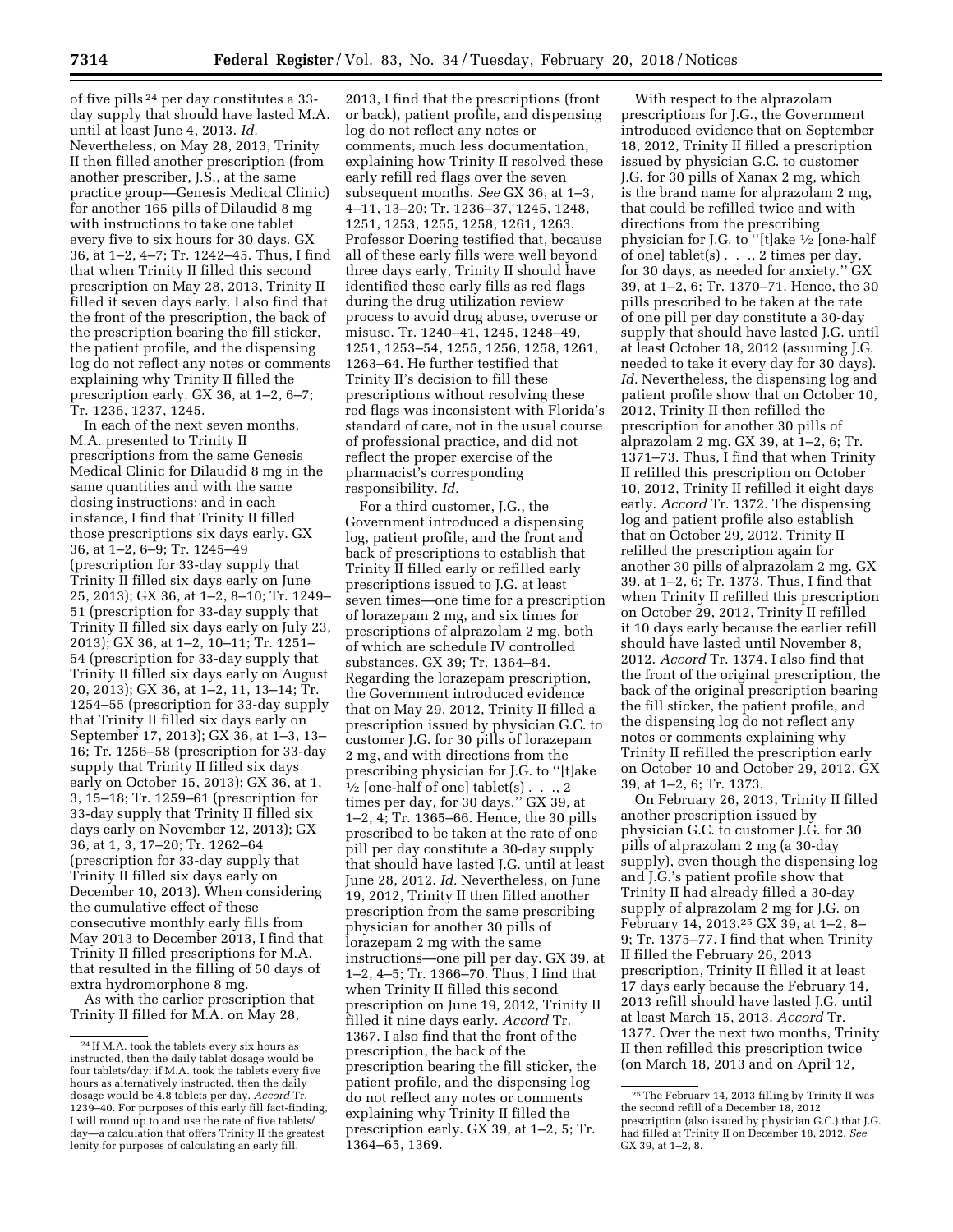of five pills [24] per day constitutes a 33-day supply that should have lasted M.A. until at least June 4, 2013. *Id.* Nevertheless, on May 28, 2013, Trinity II then filled another prescription (from another prescriber, J.S., at the same practice group—Genesis Medical Clinic) for another 165 pills of Dilaudid 8 mg with instructions to take one tablet every five to six hours for 30 days. GX 36, at 1–2, 4–7; Tr. 1242–45. Thus, I find that when Trinity II filled this second prescription on May 28, 2013, Trinity II filled it seven days early. I also find that the front of the prescription, the back of the prescription bearing the fill sticker, the patient profile, and the dispensing log do not reflect any notes or comments explaining why Trinity II filled the prescription early. GX 36, at 1–2, 6–7; Tr. 1236, 1237, 1245.

In each of the next seven months, M.A. presented to Trinity II prescriptions from the same Genesis Medical Clinic for Dilaudid 8 mg in the same quantities and with the same dosing instructions; and in each instance, I find that Trinity II filled those prescriptions six days early. GX 36, at 1–2, 6–9; Tr. 1245–49 (prescription for 33-day supply that Trinity II filled six days early on June 25, 2013); GX 36, at 1–2, 8–10; Tr. 1249–51 (prescription for 33-day supply that Trinity II filled six days early on July 23, 2013); GX 36, at 1–2, 10–11; Tr. 1251–54 (prescription for 33-day supply that Trinity II filled six days early on August 20, 2013); GX 36, at 1–2, 11, 13–14; Tr. 1254–55 (prescription for 33-day supply that Trinity II filled six days early on September 17, 2013); GX 36, at 1–3, 13–16; Tr. 1256–58 (prescription for 33-day supply that Trinity II filled six days early on October 15, 2013); GX 36, at 1, 3, 15–18; Tr. 1259–61 (prescription for 33-day supply that Trinity II filled six days early on November 12, 2013); GX 36, at 1, 3, 17–20; Tr. 1262–64 (prescription for 33-day supply that Trinity II filled six days early on December 10, 2013). When considering the cumulative effect of these consecutive monthly early fills from May 2013 to December 2013, I find that Trinity II filled prescriptions for M.A. that resulted in the filling of 50 days of extra hydromorphone 8 mg.

As with the earlier prescription that Trinity II filled for M.A. on May 28, 2013, I find that the prescriptions (front or back), patient profile, and dispensing log do not reflect any notes or comments, much less documentation, explaining how Trinity II resolved these early refill red flags over the seven subsequent months. *See* GX 36, at 1–3, 4–11, 13–20; Tr. 1236–37, 1245, 1248, 1251, 1253, 1255, 1258, 1261, 1263. Professor Doering testified that, because all of these early fills were well beyond three days early, Trinity II should have identified these early fills as red flags during the drug utilization review process to avoid drug abuse, overuse or misuse. Tr. 1240–41, 1245, 1248–49, 1251, 1253–54, 1255, 1256, 1258, 1261, 1263–64. He further testified that Trinity II's decision to fill these prescriptions without resolving these red flags was inconsistent with Florida's standard of care, not in the usual course of professional practice, and did not reflect the proper exercise of the pharmacist's corresponding responsibility. *Id.*

For a third customer, J.G., the Government introduced a dispensing log, patient profile, and the front and back of prescriptions to establish that Trinity II filled early or refilled early prescriptions issued to J.G. at least seven times—one time for a prescription of lorazepam 2 mg, and six times for prescriptions of alprazolam 2 mg, both of which are schedule IV controlled substances. GX 39; Tr. 1364–84. Regarding the lorazepam prescription, the Government introduced evidence that on May 29, 2012, Trinity II filled a prescription issued by physician G.C. to customer J.G. for 30 pills of lorazepam 2 mg, and with directions from the prescribing physician for J.G. to "[t]ake ½ [one-half of one] tablet(s) . . ., 2 times per day, for 30 days." GX 39, at 1–2, 4; Tr. 1365–66. Hence, the 30 pills prescribed to be taken at the rate of one pill per day constitute a 30-day supply that should have lasted J.G. until at least June 28, 2012. *Id.* Nevertheless, on June 19, 2012, Trinity II then filled another prescription from the same prescribing physician for another 30 pills of lorazepam 2 mg with the same instructions—one pill per day. GX 39, at 1–2, 4–5; Tr. 1366–67. Thus, I find that when Trinity II filled this second prescription on June 19, 2012, Trinity II filled it nine days early. *Accord* Tr. 1367. I also find that the front of the prescription, the back of the prescription bearing the fill sticker, the patient profile, and the dispensing log do not reflect any notes or comments explaining why Trinity II filled the prescription early. GX 39, at 1–2, 5; Tr. 1364–65, 1369.

With respect to the alprazolam prescriptions for J.G., the Government introduced evidence that on September 18, 2012, Trinity II filled a prescription issued by physician G.C. to customer J.G. for 30 pills of Xanax 2 mg, which is the brand name for alprazolam 2 mg, that could be refilled twice and with directions from the prescribing physician for J.G. to "[t]ake ½ [one-half of one] tablet(s) . . ., 2 times per day, for 30 days, as needed for anxiety." GX 39, at 1–2, 6; Tr. 1370–71. Hence, the 30 pills prescribed to be taken at the rate of one pill per day constitute a 30-day supply that should have lasted J.G. until at least October 18, 2012 (assuming J.G. needed to take it every day for 30 days). *Id.* Nevertheless, the dispensing log and patient profile show that on October 10, 2012, Trinity II then refilled the prescription for another 30 pills of alprazolam 2 mg. GX 39, at 1–2, 6; Tr. 1371–73. Thus, I find that when Trinity II refilled this prescription on October 10, 2012, Trinity II refilled it eight days early. *Accord* Tr. 1372. The dispensing log and patient profile also establish that on October 29, 2012, Trinity II refilled the prescription again for another 30 pills of alprazolam 2 mg. GX 39, at 1–2, 6; Tr. 1373. Thus, I find that when Trinity II refilled this prescription on October 29, 2012, Trinity II refilled it 10 days early because the earlier refill should have lasted until November 8, 2012. *Accord* Tr. 1374. I also find that the front of the original prescription, the back of the original prescription bearing the fill sticker, the patient profile, and the dispensing log do not reflect any notes or comments explaining why Trinity II refilled the prescription early on October 10 and October 29, 2012. GX 39, at 1–2, 6; Tr. 1373.

On February 26, 2013, Trinity II filled another prescription issued by physician G.C. to customer J.G. for 30 pills of alprazolam 2 mg (a 30-day supply), even though the dispensing log and J.G.'s patient profile show that Trinity II had already filled a 30-day supply of alprazolam 2 mg for J.G. on February 14, 2013.[25] GX 39, at 1–2, 8–9; Tr. 1375–77. I find that when Trinity II filled the February 26, 2013 prescription, Trinity II filled it at least 17 days early because the February 14, 2013 refill should have lasted J.G. until at least March 15, 2013. *Accord* Tr. 1377. Over the next two months, Trinity II then refilled this prescription twice (on March 18, 2013 and on April 12,

[24] If M.A. took the tablets every six hours as instructed, then the daily tablet dosage would be four tablets/day; if M.A. took the tablets every five hours as alternatively instructed, then the daily dosage would be 4.8 tablets per day. *Accord* Tr. 1239–40. For purposes of this early fill fact-finding, I will round up to and use the rate of five tablets/day—a calculation that offers Trinity II the greatest lenity for purposes of calculating an early fill.

[25] The February 14, 2013 filling by Trinity II was the second refill of a December 18, 2012 prescription (also issued by physician G.C.) that J.G. had filled at Trinity II on December 18, 2012. *See* GX 39, at 1–2, 8.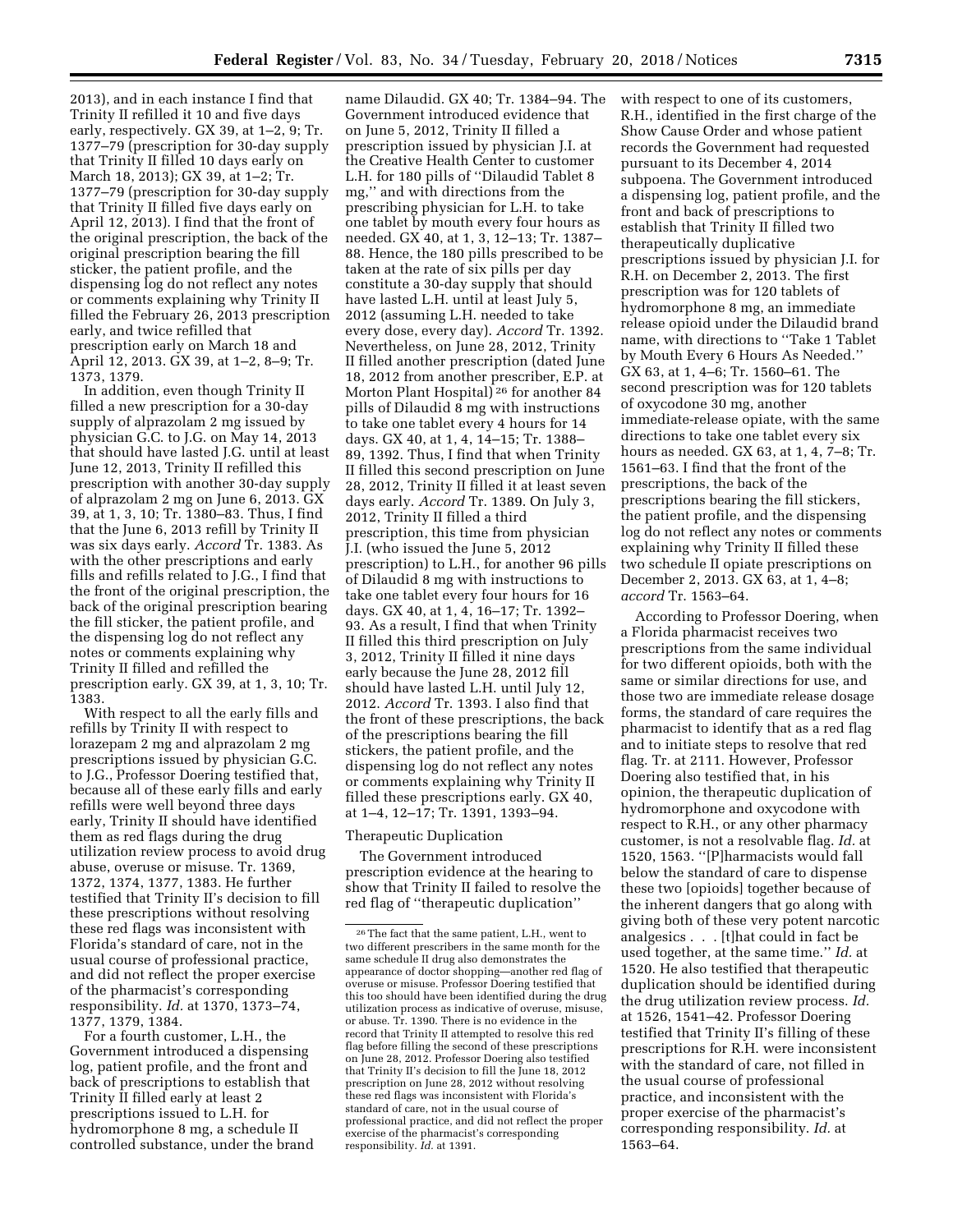2013), and in each instance I find that Trinity II refilled it 10 and five days early, respectively. GX 39, at 1–2, 9; Tr. 1377–79 (prescription for 30-day supply that Trinity II filled 10 days early on March 18, 2013); GX 39, at 1–2; Tr. 1377–79 (prescription for 30-day supply that Trinity II filled five days early on April 12, 2013). I find that the front of the original prescription, the back of the original prescription bearing the fill sticker, the patient profile, and the dispensing log do not reflect any notes or comments explaining why Trinity II filled the February 26, 2013 prescription early, and twice refilled that prescription early on March 18 and April 12, 2013. GX 39, at 1–2, 8–9; Tr. 1373, 1379.

In addition, even though Trinity II filled a new prescription for a 30-day supply of alprazolam 2 mg issued by physician G.C. to J.G. on May 14, 2013 that should have lasted J.G. until at least June 12, 2013, Trinity II refilled this prescription with another 30-day supply of alprazolam 2 mg on June 6, 2013. GX 39, at 1, 3, 10; Tr. 1380–83. Thus, I find that the June 6, 2013 refill by Trinity II was six days early. *Accord* Tr. 1383. As with the other prescriptions and early fills and refills related to J.G., I find that the front of the original prescription, the back of the original prescription bearing the fill sticker, the patient profile, and the dispensing log do not reflect any notes or comments explaining why Trinity II filled and refilled the prescription early. GX 39, at 1, 3, 10; Tr. 1383.

With respect to all the early fills and refills by Trinity II with respect to lorazepam 2 mg and alprazolam 2 mg prescriptions issued by physician G.C. to J.G., Professor Doering testified that, because all of these early fills and early refills were well beyond three days early, Trinity II should have identified them as red flags during the drug utilization review process to avoid drug abuse, overuse or misuse. Tr. 1369, 1372, 1374, 1377, 1383. He further testified that Trinity II's decision to fill these prescriptions without resolving these red flags was inconsistent with Florida's standard of care, not in the usual course of professional practice, and did not reflect the proper exercise of the pharmacist's corresponding responsibility. *Id.* at 1370, 1373–74, 1377, 1379, 1384.

For a fourth customer, L.H., the Government introduced a dispensing log, patient profile, and the front and back of prescription to establish that Trinity II filled early at least 2 prescriptions issued to L.H. for hydromorphone 8 mg, a schedule II controlled substance, under the brand name Dilaudid. GX 40; Tr. 1384–94. The Government introduced evidence that on June 5, 2012, Trinity II filled a prescription issued by physician J.I. at the Creative Health Center to customer L.H. for 180 pills of "Dilaudid Tablet 8 mg," and with directions from the prescribing physician for L.H. to take one tablet by mouth every four hours as needed. GX 40, at 1, 3, 12–13; Tr. 1387–88. Hence, the 180 pills prescribed to be taken at the rate of six pills per day constitute a 30-day supply that should have lasted L.H. until at least July 5, 2012 (assuming L.H. needed to take every dose, every day). *Accord* Tr. 1392. Nevertheless, on June 28, 2012, Trinity II filled another prescription (dated June 18, 2012 from another prescriber, E.P. at Morton Plant Hospital)[26] for another 84 pills of Dilaudid 8 mg with instructions to take one tablet every 4 hours for 14 days. GX 40, at 1, 4, 14–15; Tr. 1388–89, 1392. Thus, I find that when Trinity II filled this second prescription on June 28, 2012, Trinity II filled it at least seven days early. *Accord* Tr. 1389. On July 3, 2012, Trinity II filled a third prescription, this time from physician J.I. (who issued the June 5, 2012 prescription) to L.H., for another 96 pills of Dilaudid 8 mg with instructions to take one tablet every four hours for 16 days. GX 40, at 1, 4, 16–17; Tr. 1392–93. As a result, I find that when Trinity II filled this third prescription on July 3, 2012, Trinity II filled it nine days early because the June 28, 2012 fill should have lasted L.H. until July 12, 2012. *Accord* Tr. 1393. I also find that the front of these prescriptions, the back of the prescriptions bearing the fill stickers, the patient profile, and the dispensing log do not reflect any notes or comments explaining why Trinity II filled these prescriptions early. GX 40, at 1–4, 12–17; Tr. 1391, 1393–94.

[26] The fact that the same patient, L.H., went to two different prescribers in the same month for the same schedule II drug also demonstrates the appearance of doctor shopping—another red flag of overuse or misuse. Professor Doering testified that this too should have been identified during the drug utilization process as indicative of overuse, misuse, or abuse. Tr. 1390. There is no evidence in the record that Trinity II attempted to resolve this red flag before filling the second of these prescriptions on June 28, 2012. Professor Doering also testified that Trinity II's decision to fill the June 18, 2012 prescription on June 28, 2012 without resolving these red flags was inconsistent with Florida's standard of care, not in the usual course of professional practice, and did not reflect the proper exercise of the pharmacist's corresponding responsibility. *Id.* at 1391.

### Therapeutic Duplication

The Government introduced prescription evidence at the hearing to show that Trinity II failed to resolve the red flag of "therapeutic duplication" with respect to one of its customers, R.H., identified in the first charge of the Show Cause Order and whose patient records the Government had requested pursuant to its December 4, 2014 subpoena. The Government introduced a dispensing log, patient profile, and the front and back of prescriptions to establish that Trinity II filled two therapeutically duplicative prescriptions issued by physician J.I. for R.H. on December 2, 2013. The first prescription was for 120 tablets of hydromorphone 8 mg, an immediate release opioid under the Dilaudid brand name, with directions to "Take 1 Tablet by Mouth Every 6 Hours As Needed." GX 63, at 1, 4–6; Tr. 1560–61. The second prescription was for 120 tablets of oxycodone 30 mg, another immediate-release opiate, with the same directions to take one tablet every six hours as needed. GX 63, at 1, 4, 7–8; Tr. 1561–63. I find that the front of the prescriptions, the back of the prescriptions bearing the fill stickers, the patient profile, and the dispensing log do not reflect any notes or comments explaining why Trinity II filled these two schedule II opiate prescriptions on December 2, 2013. GX 63, at 1, 4–8; *accord* Tr. 1563–64.

According to Professor Doering, when a Florida pharmacist receives two prescriptions from the same individual for two different opioids, both with the same or similar directions for use, and those two are immediate release dosage forms, the standard of care requires the pharmacist to identify that as a red flag and to initiate steps to resolve that red flag. Tr. at 2111. However, Professor Doering also testified that, in his opinion, the therapeutic duplication of hydromorphone and oxycodone with respect to R.H., or any other pharmacy customer, is not a resolvable flag. *Id.* at 1520, 1563. "[P]harmacists would fall below the standard of care to dispense these two [opioids] together because of the inherent dangers that go along with giving both of these very potent narcotic analgesics . . . [t]hat could in fact be used together, at the same time." *Id.* at 1520. He also testified that therapeutic duplication should be identified during the drug utilization review process. *Id.* at 1526, 1541–42. Professor Doering testified that Trinity II's filling of these prescriptions for R.H. were inconsistent with the standard of care, not filled in the usual course of professional practice, and inconsistent with the proper exercise of the pharmacist's corresponding responsibility. *Id.* at 1563–64.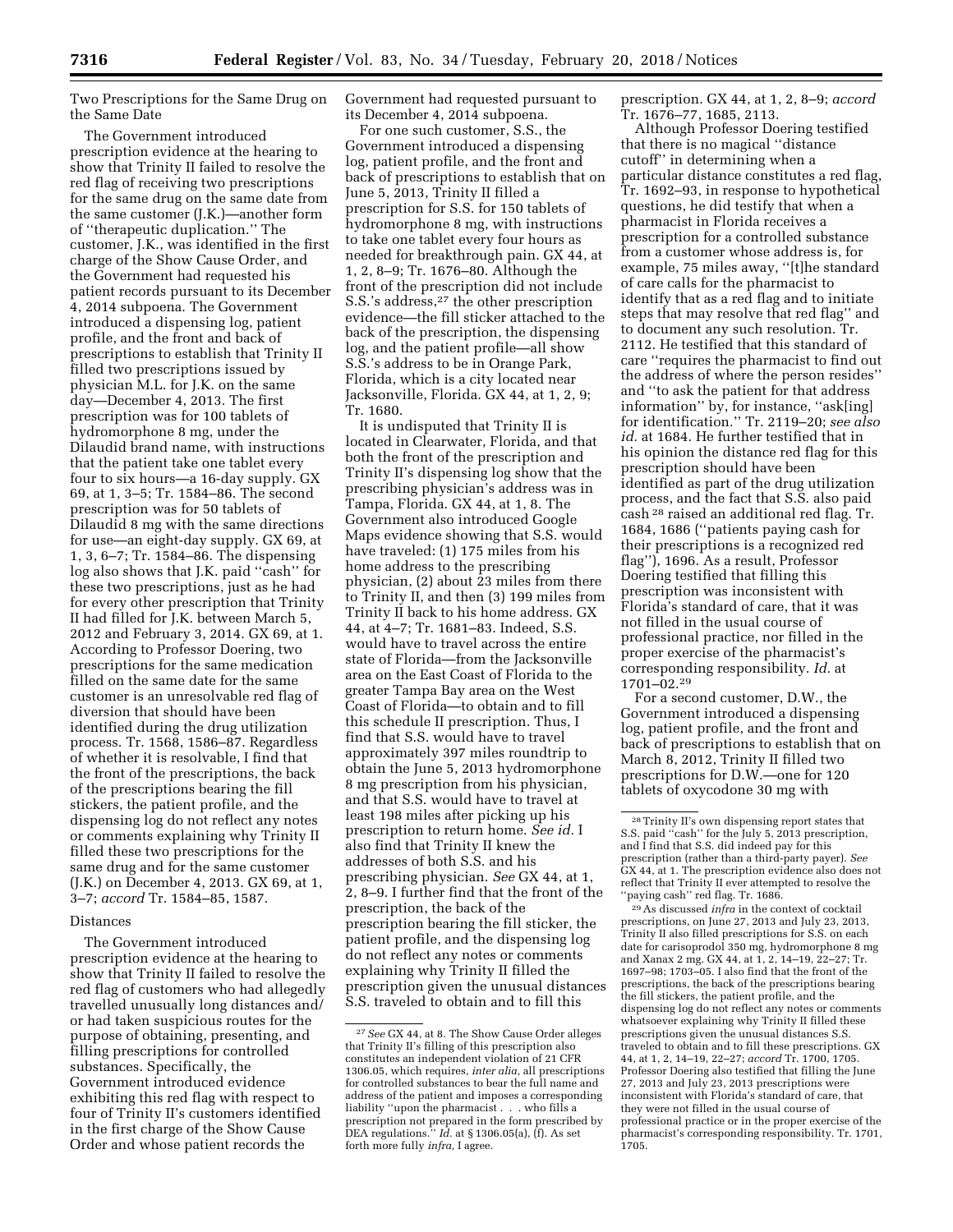Two Prescriptions for the Same Drug on the Same Date

The Government introduced prescription evidence at the hearing to show that Trinity II failed to resolve the red flag of receiving two prescriptions for the same drug on the same date from the same customer (J.K.)—another form of ''therapeutic duplication.'' The customer, J.K., was identified in the first charge of the Show Cause Order, and the Government had requested his patient records pursuant to its December 4, 2014 subpoena. The Government introduced a dispensing log, patient profile, and the front and back of prescriptions to establish that Trinity II filled two prescriptions issued by physician M.L. for J.K. on the same day—December 4, 2013. The first prescription was for 100 tablets of hydromorphone 8 mg, under the Dilaudid brand name, with instructions that the patient take one tablet every four to six hours—a 16-day supply. GX 69, at 1, 3–5; Tr. 1584–86. The second prescription was for 50 tablets of Dilaudid 8 mg with the same directions for use—an eight-day supply. GX 69, at 1, 3, 6–7; Tr. 1584–86. The dispensing log also shows that J.K. paid ''cash'' for these two prescriptions, just as he had for every other prescription that Trinity II had filled for J.K. between March 5, 2012 and February 3, 2014. GX 69, at 1. According to Professor Doering, two prescriptions for the same medication filled on the same date for the same customer is an unresolvable red flag of diversion that should have been identified during the drug utilization process. Tr. 1568, 1586–87. Regardless of whether it is resolvable, I find that the front of the prescriptions, the back of the prescriptions bearing the fill stickers, the patient profile, and the dispensing log do not reflect any notes or comments explaining why Trinity II filled these two prescriptions for the same drug and for the same customer (J.K.) on December 4, 2013. GX 69, at 1, 3–7; *accord* Tr. 1584–85, 1587.

Distances

The Government introduced prescription evidence at the hearing to show that Trinity II failed to resolve the red flag of customers who had allegedly travelled unusually long distances and/or had taken suspicious routes for the purpose of obtaining, presenting, and filling prescriptions for controlled substances. Specifically, the Government introduced evidence exhibiting this red flag with respect to four of Trinity II's customers identified in the first charge of the Show Cause Order and whose patient records the Government had requested pursuant to its December 4, 2014 subpoena.

For one such customer, S.S., the Government introduced a dispensing log, patient profile, and the front and back of prescriptions to establish that on June 5, 2013, Trinity II filled a prescription for S.S. for 150 tablets of hydromorphone 8 mg, with instructions to take one tablet every four hours as needed for breakthrough pain. GX 44, at 1, 2, 8–9; Tr. 1676–80. Although the front of the prescription did not include S.S.'s address,[27] the other prescription evidence—the fill sticker attached to the back of the prescription, the dispensing log, and the patient profile—all show S.S.'s address to be in Orange Park, Florida, which is a city located near Jacksonville, Florida. GX 44, at 1, 2, 9; Tr. 1680.

It is undisputed that Trinity II is located in Clearwater, Florida, and that both the front of the prescription and Trinity II's dispensing log show that the prescribing physician's address was in Tampa, Florida. GX 44, at 1, 8. The Government also introduced Google Maps evidence showing that S.S. would have traveled: (1) 175 miles from his home address to the prescribing physician, (2) about 23 miles from there to Trinity II, and then (3) 199 miles from Trinity II back to his home address. GX 44, at 4–7; Tr. 1681–83. Indeed, S.S. would have to travel across the entire state of Florida—from the Jacksonville area on the East Coast of Florida to the greater Tampa Bay area on the West Coast of Florida—to obtain and to fill this schedule II prescription. Thus, I find that S.S. would have to travel approximately 397 miles roundtrip to obtain the June 5, 2013 hydromorphone 8 mg prescription from his physician, and that S.S. would have to travel at least 198 miles after picking up his prescription to return home. *See id.* I also find that Trinity II knew the addresses of both S.S. and his prescribing physician. *See* GX 44, at 1, 2, 8–9. I further find that the front of the prescription, the back of the prescription bearing the fill sticker, the patient profile, and the dispensing log do not reflect any notes or comments explaining why Trinity II filled the prescription given the unusual distances S.S. traveled to obtain and to fill this prescription. GX 44, at 1, 2, 8–9; *accord* Tr. 1676–77, 1685, 2113.

Although Professor Doering testified that there is no magical ''distance cutoff'' in determining when a particular distance constitutes a red flag, Tr. 1692–93, in response to hypothetical questions, he did testify that when a pharmacist in Florida receives a prescription for a controlled substance from a customer whose address is, for example, 75 miles away, ''[t]he standard of care calls for the pharmacist to identify that as a red flag and to initiate steps that may resolve that red flag'' and to document any such resolution. Tr. 2112. He testified that this standard of care ''requires the pharmacist to find out the address of where the person resides'' and ''to ask the patient for that address information'' by, for instance, ''ask[ing] for identification.'' Tr. 2119–20; *see also id.* at 1684. He further testified that in his opinion the distance red flag for this prescription should have been identified as part of the drug utilization process, and the fact that S.S. also paid cash[28] raised an additional red flag. Tr. 1684, 1686 (''patients paying cash for their prescriptions is a recognized red flag''), 1696. As a result, Professor Doering testified that filling this prescription was inconsistent with Florida's standard of care, that it was not filled in the usual course of professional practice, nor filled in the proper exercise of the pharmacist's corresponding responsibility. *Id.* at 1701–02.[29]

For a second customer, D.W., the Government introduced a dispensing log, patient profile, and the front and back of prescriptions to establish that on March 8, 2012, Trinity II filled two prescriptions for D.W.—one for 120 tablets of oxycodone 30 mg with

---

[27] *See* GX 44, at 8. The Show Cause Order alleges that Trinity II's filling of this prescription also constitutes an independent violation of 21 CFR 1306.05, which requires, *inter alia,* all prescriptions for controlled substances to bear the full name and address of the patient and imposes a corresponding liability ''upon the pharmacist . . . who fills a prescription not prepared in the form prescribed by DEA regulations.'' *Id.* at § 1306.05(a), (f). As set forth more fully *infra,* I agree.

[28] Trinity II's own dispensing report states that S.S. paid ''cash'' for the July 5, 2013 prescription, and I find that S.S. did indeed pay for this prescription (rather than a third-party payer). *See* GX 44, at 1. The prescription evidence also does not reflect that Trinity II ever attempted to resolve the ''paying cash'' red flag. Tr. 1686.

[29] As discussed *infra* in the context of cocktail prescriptions, on June 27, 2013 and July 23, 2013, Trinity II also filled prescriptions for S.S. on each date for carisoprodol 350 mg, hydromorphone 8 mg and Xanax 2 mg. GX 44, at 1, 2, 14–19, 22–27; Tr. 1697–98; 1703–05. I also find that the front of the prescriptions, the back of the prescriptions bearing the fill stickers, the patient profile, and the dispensing log do not reflect any notes or comments whatsoever explaining why Trinity II filled these prescriptions given the unusual distances S.S. traveled to obtain and to fill these prescriptions. GX 44, at 1, 2, 14–19, 22–27; *accord* Tr. 1700, 1705. Professor Doering also testified that filling the June 27, 2013 and July 23, 2013 prescriptions were inconsistent with Florida's standard of care, that they were not filled in the usual course of professional practice or in the proper exercise of the pharmacist's corresponding responsibility. Tr. 1701, 1705.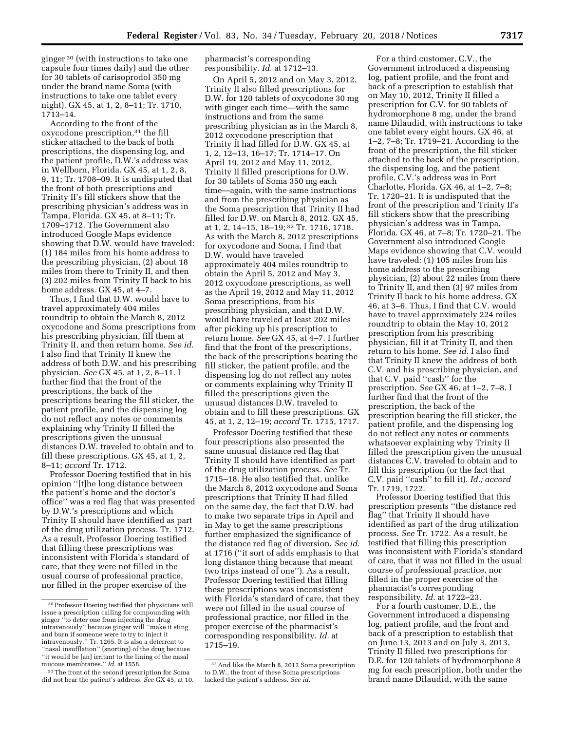ginger [30] (with instructions to take one capsule four times daily) and the other for 30 tablets of carisoprodol 350 mg under the brand name Soma (with instructions to take one tablet every night). GX 45, at 1, 2, 8–11; Tr. 1710, 1713–14.

According to the front of the oxycodone prescription,[31] the fill sticker attached to the back of both prescriptions, the dispensing log, and the patient profile, D.W.'s address was in Wellborn, Florida. GX 45, at 1, 2, 8, 9, 11; Tr. 1708–09. It is undisputed that the front of both prescriptions and Trinity II's fill stickers show that the prescribing physician's address was in Tampa, Florida. GX 45, at 8–11; Tr. 1709–1712. The Government also introduced Google Maps evidence showing that D.W. would have traveled: (1) 184 miles from his home address to the prescribing physician, (2) about 18 miles from there to Trinity II, and then (3) 202 miles from Trinity II back to his home address. GX 45, at 4–7.

Thus, I find that D.W. would have to travel approximately 404 miles roundtrip to obtain the March 8, 2012 oxycodone and Soma prescriptions from his prescribing physician, fill them at Trinity II, and then return home. *See id.* I also find that Trinity II knew the address of both D.W. and his prescribing physician. *See* GX 45, at 1, 2, 8–11. I further find that the front of the prescriptions, the back of the prescriptions bearing the fill sticker, the patient profile, and the dispensing log do not reflect any notes or comments explaining why Trinity II filled the prescriptions given the unusual distances D.W. traveled to obtain and to fill these prescriptions. GX 45, at 1, 2, 8–11; *accord* Tr. 1712.

Professor Doering testified that in his opinion ''[t]he long distance between the patient's home and the doctor's office'' was a red flag that was presented by D.W.'s prescriptions and which Trinity II should have identified as part of the drug utilization process. Tr. 1712. As a result, Professor Doering testified that filling these prescriptions was inconsistent with Florida's standard of care, that they were not filled in the usual course of professional practice, nor filled in the proper exercise of the pharmacist's corresponding responsibility. *Id.* at 1712–13.

On April 5, 2012 and on May 3, 2012, Trinity II also filled prescriptions for D.W. for 120 tablets of oxycodone 30 mg with ginger each time—with the same instructions and from the same prescribing physician as in the March 8, 2012 oxycodone prescription that Trinity II had filled for D.W. GX 45, at 1, 2, 12–13, 16–17; Tr. 1714–17. On April 19, 2012 and May 11, 2012, Trinity II filled prescriptions for D.W. for 30 tablets of Soma 350 mg each time—again, with the same instructions and from the prescribing physician as the Soma prescription that Trinity II had filled for D.W. on March 8, 2012. GX 45, at 1, 2, 14–15, 18–19;[32] Tr. 1716, 1718. As with the March 8, 2012 prescriptions for oxycodone and Soma, I find that D.W. would have traveled approximately 404 miles roundtrip each time to obtain the April 5, 2012 and May 3, 2012 oxycodone prescriptions, as well as the April 19, 2012 and May 11, 2012 Soma prescriptions, from his prescribing physician, and that D.W. would have traveled at least 202 miles after picking up his prescription to return home. *See* GX 45, at 4–7. I further find that the front of the prescriptions, the back of the prescriptions bearing the fill sticker, the patient profile, and the dispensing log do not reflect any notes or comments explaining why Trinity II filled the prescriptions given the unusual distances D.W. traveled to obtain and to fill these prescriptions. GX 45, at 1, 2, 12–19; *accord* Tr. 1715, 1717.

Professor Doering testified that these four prescriptions also presented the same unusual distance red flag that Trinity II should have identified as part of the drug utilization process. *See* Tr. 1715–18. He also testified that, unlike the March 8, 2012 oxycodone and Soma prescriptions that Trinity II had filled on the same day, the fact that D.W. had to make two separate trips in April and in May to get the same prescriptions further emphasized the significance of the distance red flag of diversion. *See id.* at 1716 (''it sort of adds emphasis to that long distance thing because that meant two trips instead of one''). As a result, Professor Doering testified that filling these prescriptions was inconsistent with Florida's standard of care, that they were not filled in the usual course of professional practice, nor filled in the proper exercise of the pharmacist's corresponding responsibility. *Id.* at 1715–19.

For a third customer, C.V., the Government introduced a dispensing log, patient profile, and the front and back of a prescription to establish that on May 10, 2012, Trinity II filled a prescription for C.V. for 90 tablets of hydromorphone 8 mg, under the brand name Dilaudid, with instructions to take one tablet every eight hours. GX 46, at 1–2, 7–8; Tr. 1719–21. According to the front of the prescription, the fill sticker attached to the back of the prescription, the dispensing log, and the patient profile, C.V.'s address was in Port Charlotte, Florida. GX 46, at 1–2, 7–8; Tr. 1720–21. It is undisputed that the front of the prescription and Trinity II's fill stickers show that the prescribing physician's address was in Tampa, Florida. GX 46, at 7–8; Tr. 1720–21. The Government also introduced Google Maps evidence showing that C.V. would have traveled: (1) 105 miles from his home address to the prescribing physician, (2) about 22 miles from there to Trinity II, and then (3) 97 miles from Trinity II back to his home address. GX 46, at 3–6. Thus, I find that C.V. would have to travel approximately 224 miles roundtrip to obtain the May 10, 2012 prescription from his prescribing physician, fill it at Trinity II, and then return to his home. *See id.* I also find that Trinity II knew the address of both C.V. and his prescribing physician, and that C.V. paid ''cash'' for the prescription. *See* GX 46, at 1–2, 7–8. I further find that the front of the prescription, the back of the prescription bearing the fill sticker, the patient profile, and the dispensing log do not reflect any notes or comments whatsoever explaining why Trinity II filled the prescription given the unusual distances C.V. traveled to obtain and to fill this prescription (or the fact that C.V. paid ''cash'' to fill it). *Id.; accord* Tr. 1719, 1722.

Professor Doering testified that this prescription presents ''the distance red flag'' that Trinity II should have identified as part of the drug utilization process. *See* Tr. 1722. As a result, he testified that filling this prescription was inconsistent with Florida's standard of care, that it was not filled in the usual course of professional practice, nor filled in the proper exercise of the pharmacist's corresponding responsibility. *Id.* at 1722–23.

For a fourth customer, D.E., the Government introduced a dispensing log, patient profile, and the front and back of a prescription to establish that on June 13, 2013 and on July 3, 2013, Trinity II filled two prescriptions for D.E. for 120 tablets of hydromorphone 8 mg for each prescription, both under the brand name Dilaudid, with the same

---

[30] Professor Doering testified that physicians will issue a prescription calling for compounding with ginger ''to deter one from injecting the drug intravenously'' because ginger will ''make it sting and burn if someone were to try to inject it intravenously.'' Tr. 1265. It is also a deterrent to ''nasal insufflation'' (snorting) of the drug because ''it would be [an] irritant to the lining of the nasal mucous membranes.'' *Id.* at 1558.

[31] The front of the second prescription for Soma did not bear the patient's address. *See* GX 45, at 10.

[32] And like the March 8, 2012 Soma prescription to D.W., the front of these Soma prescriptions lacked the patient's address. *See id.*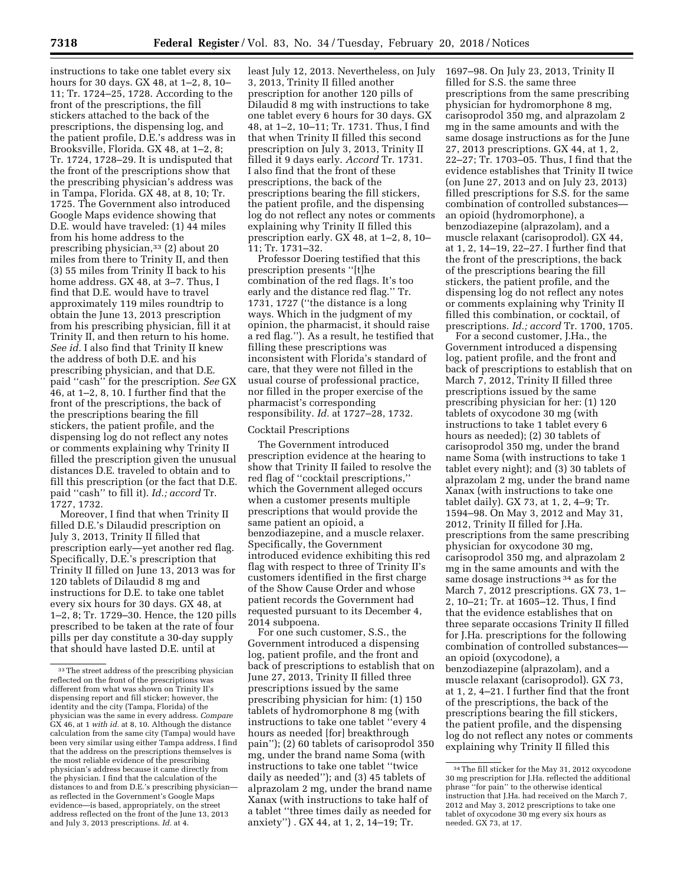instructions to take one tablet every six hours for 30 days. GX 48, at 1–2, 8, 10–11; Tr. 1724–25, 1728. According to the front of the prescriptions, the fill stickers attached to the back of the prescriptions, the dispensing log, and the patient profile, D.E.'s address was in Brooksville, Florida. GX 48, at 1–2, 8; Tr. 1724, 1728–29. It is undisputed that the front of the prescriptions show that the prescribing physician's address was in Tampa, Florida. GX 48, at 8, 10; Tr. 1725. The Government also introduced Google Maps evidence showing that D.E. would have traveled: (1) 44 miles from his home address to the prescribing physician,[33] (2) about 20 miles from there to Trinity II, and then (3) 55 miles from Trinity II back to his home address. GX 48, at 3–7. Thus, I find that D.E. would have to travel approximately 119 miles roundtrip to obtain the June 13, 2013 prescription from his prescribing physician, fill it at Trinity II, and then return to his home. *See id.* I also find that Trinity II knew the address of both D.E. and his prescribing physician, and that D.E. paid ''cash'' for the prescription. *See* GX 46, at 1–2, 8, 10. I further find that the front of the prescriptions, the back of the prescriptions bearing the fill stickers, the patient profile, and the dispensing log do not reflect any notes or comments explaining why Trinity II filled the prescription given the unusual distances D.E. traveled to obtain and to fill this prescription (or the fact that D.E. paid ''cash'' to fill it). *Id.; accord* Tr. 1727, 1732.

Moreover, I find that when Trinity II filled D.E.'s Dilaudid prescription on July 3, 2013, Trinity II filled that prescription early—yet another red flag. Specifically, D.E.'s prescription that Trinity II filled on June 13, 2013 was for 120 tablets of Dilaudid 8 mg and instructions for D.E. to take one tablet every six hours for 30 days. GX 48, at 1–2, 8; Tr. 1729–30. Hence, the 120 pills prescribed to be taken at the rate of four pills per day constitute a 30-day supply that should have lasted D.E. until at least July 12, 2013. Nevertheless, on July 3, 2013, Trinity II filled another prescription for another 120 pills of Dilaudid 8 mg with instructions to take one tablet every 6 hours for 30 days. GX 48, at 1–2, 10–11; Tr. 1731. Thus, I find that when Trinity II filled this second prescription on July 3, 2013, Trinity II filled it 9 days early. *Accord* Tr. 1731. I also find that the front of these prescriptions, the back of the prescriptions bearing the fill stickers, and the dispensing log do not reflect any notes or comments explaining why Trinity II filled this prescription early. GX 48, at 1–2, 8, 10–11; Tr. 1731–32.

Professor Doering testified that this prescription presents ''[t]he combination of the red flags. It's too early and the distance red flag.'' Tr. 1731, 1727 (''the distance is a long ways. Which in the judgment of my opinion, the pharmacist, it should raise a red flag.''). As a result, he testified that filling these prescriptions was inconsistent with Florida's standard of care, that they were not filled in the usual course of professional practice, nor filled in the proper exercise of the pharmacist's corresponding responsibility. *Id.* at 1727–28, 1732.

Cocktail Prescriptions

The Government introduced prescription evidence at the hearing to show that Trinity II failed to resolve the red flag of ''cocktail prescriptions,'' which the Government alleged occurs when a customer presents multiple prescriptions that would provide the same patient an opioid, a benzodiazepine, and a muscle relaxer. Specifically, the Government introduced evidence exhibiting this red flag with respect to three of Trinity II's customers identified in the first charge of the Show Cause Order and whose patient records the Government had requested pursuant to its December 4, 2014 subpoena.

For one such customer, S.S., the Government introduced a dispensing log, patient profile, and the front and back of prescriptions to establish that on June 27, 2013, Trinity II filled three prescriptions issued by the same prescribing physician for him: (1) 150 tablets of hydromorphone 8 mg (with instructions to take one tablet ''every 4 hours as needed [for] breakthrough pain''); (2) 60 tablets of carisoprodol 350 mg, under the brand name Soma (with instructions to take one tablet ''twice daily as needed''); and (3) 45 tablets of alprazolam 2 mg, under the brand name Xanax (with instructions to take half of a tablet ''three times daily as needed for anxiety'') . GX 44, at 1, 2, 14–19; Tr. 1697–98. On July 23, 2013, Trinity II filled for S.S. the same three prescriptions from the same prescribing physician for hydromorphone 8 mg, carisoprodol 350 mg, and alprazolam 2 mg in the same amounts and with the same dosage instructions as for the June 27, 2013 prescriptions. GX 44, at 1, 2, 22–27; Tr. 1703–05. Thus, I find that the evidence establishes that Trinity II twice (on June 27, 2013 and on July 23, 2013) filled prescriptions for S.S. for the same combination of controlled substances—an opioid (hydromorphone), a benzodiazepine (alprazolam), and a muscle relaxant (carisoprodol). GX 44, at 1, 2, 14–19, 22–27. I further find that the front of the prescriptions, the back of the prescriptions bearing the fill stickers, the patient profile, and the dispensing log do not reflect any notes or comments explaining why Trinity II filled this combination, or cocktail, of prescriptions. *Id.; accord* Tr. 1700, 1705.

For a second customer, J.Ha., the Government introduced a dispensing log, patient profile, and the front and back of prescriptions to establish that on March 7, 2012, Trinity II filled three prescriptions issued by the same prescribing physician for her: (1) 120 tablets of oxycodone 30 mg (with instructions to take 1 tablet every 6 hours as needed); (2) 30 tablets of carisoprodol 350 mg, under the brand name Soma (with instructions to take 1 tablet every night); and (3) 30 tablets of alprazolam 2 mg, under the brand name Xanax (with instructions to take one tablet daily). GX 73, at 1, 2, 4–9; Tr. 1594–98. On May 3, 2012 and May 31, 2012, Trinity II filled for J.Ha. prescriptions from the same prescribing physician for oxycodone 30 mg, carisoprodol 350 mg, and alprazolam 2 mg in the same amounts and with the same dosage instructions[34] as for the March 7, 2012 prescriptions. GX 73, 1–2, 10–21; Tr. at 1605–12. Thus, I find that the evidence establishes that on three separate occasions Trinity II filled for J.Ha. prescriptions for the following combination of controlled substances—an opioid (oxycodone), a benzodiazepine (alprazolam), and a muscle relaxant (carisoprodol). GX 73, at 1, 2, 4–21. I further find that the front of the prescriptions, the back of the prescriptions bearing the fill stickers, the patient profile, and the dispensing log do not reflect any notes or comments explaining why Trinity II filled this

---

[33] The street address of the prescribing physician reflected on the front of the prescriptions was different from what was shown on Trinity II's dispensing report and fill sticker; however, the identity and the city (Tampa, Florida) of the physician was the same in every address. *Compare* GX 46, at 1 *with id.* at 8, 10. Although the distance calculation from the same city (Tampa) would have been very similar using either Tampa address, I find that the address on the prescriptions themselves is the most reliable evidence of the prescribing physician's address because it came directly from the physician. I find that the calculation of the distances to and from D.E.'s prescribing physician—as reflected in the Government's Google Maps evidence—is based, appropriately, on the street address reflected on the front of the June 13, 2013 and July 3, 2013 prescriptions. *Id.* at 4.

[34] The fill sticker for the May 31, 2012 oxycodone 30 mg prescription for J.Ha. reflected the additional phrase ''for pain'' to the otherwise identical instruction that J.Ha. had received on the March 7, 2012 and May 3, 2012 prescriptions to take one tablet of oxycodone 30 mg every six hours as needed. GX 73, at 17.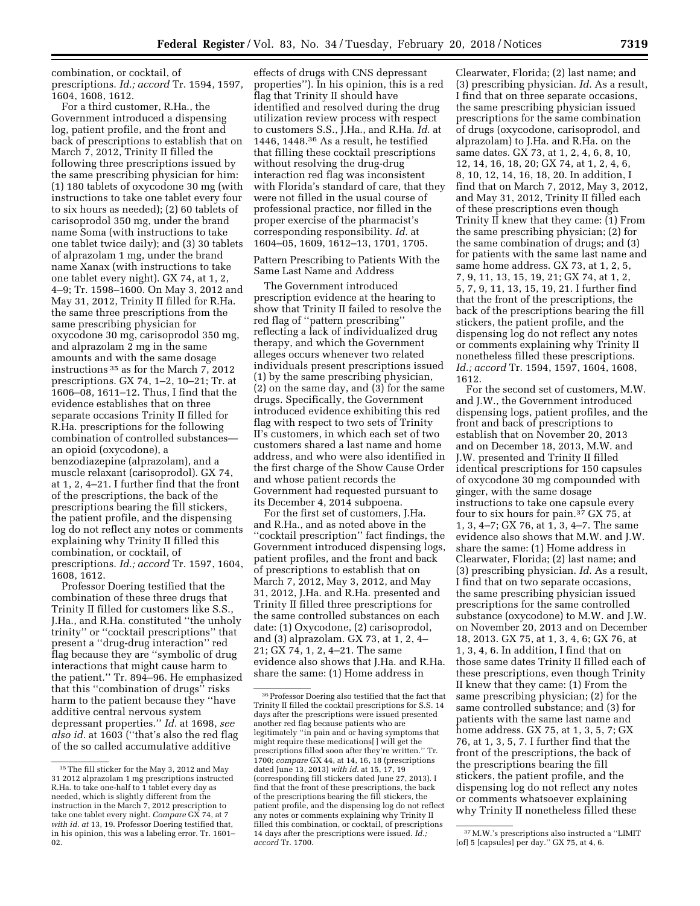combination, or cocktail, of prescriptions. *Id.; accord* Tr. 1594, 1597, 1604, 1608, 1612.

For a third customer, R.Ha., the Government introduced a dispensing log, patient profile, and the front and back of prescriptions to establish that on March 7, 2012, Trinity II filled the following three prescriptions issued by the same prescribing physician for him: (1) 180 tablets of oxycodone 30 mg (with instructions to take one tablet every four to six hours as needed); (2) 60 tablets of carisoprodol 350 mg, under the brand name Soma (with instructions to take one tablet twice daily); and (3) 30 tablets of alprazolam 1 mg, under the brand name Xanax (with instructions to take one tablet every night). GX 74, at 1, 2, 4–9; Tr. 1598–1600. On May 3, 2012 and May 31, 2012, Trinity II filled for R.Ha. the same three prescriptions from the same prescribing physician for oxycodone 30 mg, carisoprodol 350 mg, and alprazolam 2 mg in the same amounts and with the same dosage instructions [35] as for the March 7, 2012 prescriptions. GX 74, 1–2, 10–21; Tr. at 1606–08, 1611–12. Thus, I find that the evidence establishes that on three separate occasions Trinity II filled for R.Ha. prescriptions for the following combination of controlled substances—an opioid (oxycodone), a benzodiazepine (alprazolam), and a muscle relaxant (carisoprodol). GX 74, at 1, 2, 4–21. I further find that the front of the prescriptions, the back of the prescriptions bearing the fill stickers, the patient profile, and the dispensing log do not reflect any notes or comments explaining why Trinity II filled this combination, or cocktail, of prescriptions. *Id.; accord* Tr. 1597, 1604, 1608, 1612.

Professor Doering testified that the combination of these three drugs that Trinity II filled for customers like S.S., J.Ha., and R.Ha. constituted "the unholy trinity" or "cocktail prescriptions" that present a "drug-drug interaction" red flag because they are "symbolic of drug interactions that might cause harm to the patient." Tr. 894–96. He emphasized that this "combination of drugs" risks harm to the patient because they "have additive central nervous system depressant properties." *Id.* at 1698, *see also id.* at 1603 ("that's also the red flag of the so called accumulative additive effects of drugs with CNS depressant properties"). In his opinion, this is a red flag that Trinity II should have identified and resolved during the drug utilization review process with respect to customers S.S., J.Ha., and R.Ha. *Id.* at 1446, 1448.[36] As a result, he testified that filling these cocktail prescriptions without resolving the drug-drug interaction red flag was inconsistent with Florida's standard of care, that they were not filled in the usual course of professional practice, nor filled in the proper exercise of the pharmacist's corresponding responsibility. *Id.* at 1604–05, 1609, 1612–13, 1701, 1705.

Pattern Prescribing to Patients With the Same Last Name and Address

The Government introduced prescription evidence at the hearing to show that Trinity II failed to resolve the red flag of "pattern prescribing" reflecting a lack of individualized drug therapy, and which the Government alleges occurs whenever two related individuals present prescriptions issued (1) by the same prescribing physician, (2) on the same day, and (3) for the same drugs. Specifically, the Government introduced evidence exhibiting this red flag with respect to two sets of Trinity II's customers, in which each set of two customers shared a last name and home address, and who were also identified in the first charge of the Show Cause Order and whose patient records the Government had requested pursuant to its December 4, 2014 subpoena.

For the first set of customers, J.Ha. and R.Ha., and as noted above in the "cocktail prescription" fact findings, the Government introduced dispensing logs, patient profiles, and the front and back of prescriptions to establish that on March 7, 2012, May 3, 2012, and May 31, 2012, J.Ha. and R.Ha. presented and Trinity II filled three prescriptions for the same controlled substances on each date: (1) Oxycodone, (2) carisoprodol, and (3) alprazolam. GX 73, at 1, 2, 4–21; GX 74, 1, 2, 4–21. The same evidence also shows that J.Ha. and R.Ha. share the same: (1) Home address in Clearwater, Florida; (2) last name; and (3) prescribing physician. *Id.* As a result, I find that on three separate occasions, the same prescribing physician issued prescriptions for the same combination of drugs (oxycodone, carisoprodol, and alprazolam) to J.Ha. and R.Ha. on the same dates. GX 73, at 1, 2, 4, 6, 8, 10, 12, 14, 16, 18, 20; GX 74, at 1, 2, 4, 6, 8, 10, 12, 14, 16, 18, 20. In addition, I find that on March 7, 2012, May 3, 2012, and May 31, 2012, Trinity II filled each of these prescriptions even though Trinity II knew that they came: (1) From the same prescribing physician; (2) for the same combination of drugs; and (3) for patients with the same last name and same home address. GX 73, at 1, 2, 5, 7, 9, 11, 13, 15, 19, 21; GX 74, at 1, 2, 5, 7, 9, 11, 13, 15, 19, 21. I further find that the front of the prescriptions, the back of the prescriptions bearing the fill stickers, the patient profile, and the dispensing log do not reflect any notes or comments explaining why Trinity II nonetheless filled these prescriptions. *Id.; accord* Tr. 1594, 1597, 1604, 1608, 1612.

For the second set of customers, M.W. and J.W., the Government introduced dispensing logs, patient profiles, and the front and back of prescriptions to establish that on November 20, 2013 and on December 18, 2013, M.W. and J.W. presented and Trinity II filled identical prescriptions for 150 capsules of oxycodone 30 mg compounded with ginger, with the same dosage instructions to take one capsule every four to six hours for pain.[37] GX 75, at 1, 3, 4–7; GX 76, at 1, 3, 4–7. The same evidence also shows that M.W. and J.W. share the same: (1) Home address in Clearwater, Florida; (2) last name; and (3) prescribing physician. *Id.* As a result, I find that on two separate occasions, the same prescribing physician issued prescriptions for the same controlled substance (oxycodone) to M.W. and J.W. on November 20, 2013 and on December 18, 2013. GX 75, at 1, 3, 4, 6; GX 76, at 1, 3, 4, 6. In addition, I find that on those same dates Trinity II filled each of these prescriptions, even though Trinity II knew that they came: (1) From the same prescribing physician; (2) for the same controlled substance; and (3) for patients with the same last name and home address. GX 75, at 1, 3, 5, 7; GX 76, at 1, 3, 5, 7. I further find that the front of the prescriptions, the back of the prescriptions bearing the fill stickers, the patient profile, and the dispensing log do not reflect any notes or comments whatsoever explaining why Trinity II nonetheless filled these

---

[35] The fill sticker for the May 3, 2012 and May 31 2012 alprazolam 1 mg prescriptions instructed R.Ha. to take one-half to 1 tablet every day as needed, which is slightly different from the instruction in the March 7, 2012 prescription to take one tablet every night. *Compare* GX 74, at 7 *with id. at* 13, 19. Professor Doering testified that, in his opinion, this was a labeling error. Tr. 1601–02.

[36] Professor Doering also testified that the fact that Trinity II filled the cocktail prescriptions for S.S. 14 days after the prescriptions were issued presented another red flag because patients who are legitimately "in pain and or having symptoms that might require these medications[ ] will get the prescriptions filled soon after they're written." Tr. 1700; *compare* GX 44, at 14, 16, 18 (prescriptions dated June 13, 2013) *with id.* at 15, 17, 19 (corresponding fill stickers dated June 27, 2013). I find that the front of these prescriptions, the back of the prescriptions bearing the fill stickers, the patient profile, and the dispensing log do not reflect any notes or comments explaining why Trinity II filled this combination, or cocktail, of prescriptions 14 days after the prescriptions were issued. *Id.; accord* Tr. 1700.

[37] M.W.'s prescriptions also instructed a "LIMIT [of] 5 [capsules] per day." GX 75, at 4, 6.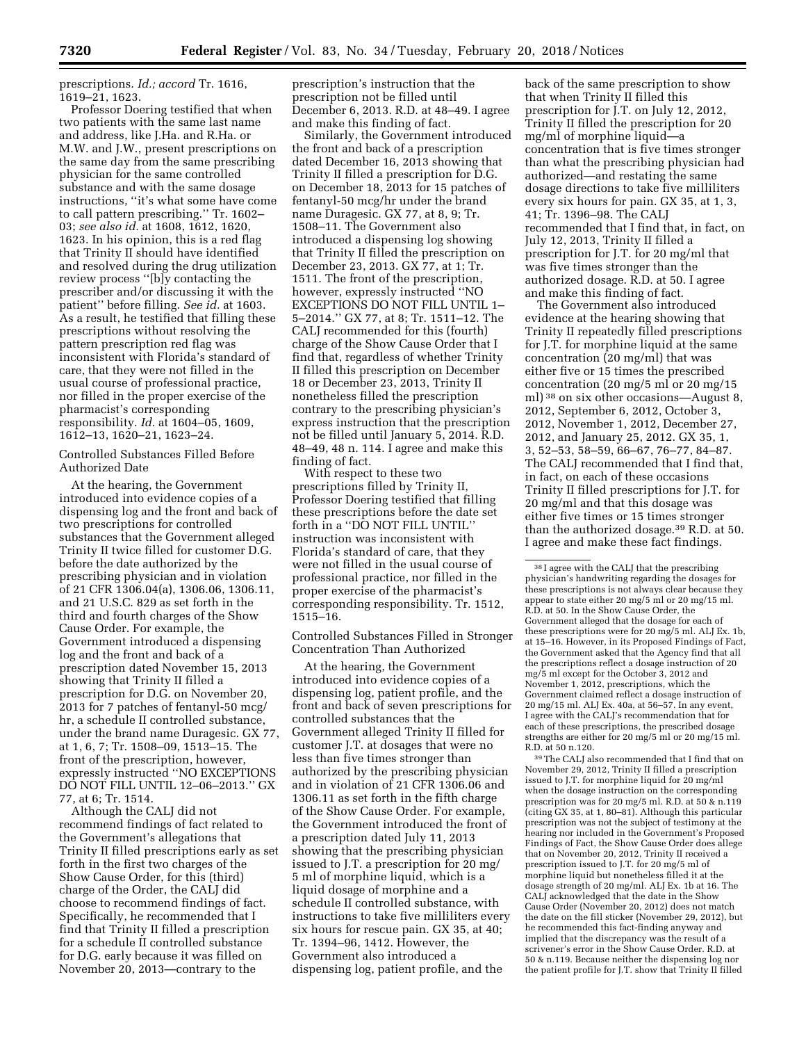prescriptions. *Id.; accord* Tr. 1616, 1619–21, 1623.

Professor Doering testified that when two patients with the same last name and address, like J.Ha. and R.Ha. or M.W. and J.W., present prescriptions on the same day from the same prescribing physician for the same controlled substance and with the same dosage instructions, ''it's what some have come to call pattern prescribing.'' Tr. 1602–03; *see also id.* at 1608, 1612, 1620, 1623. In his opinion, this is a red flag that Trinity II should have identified and resolved during the drug utilization review process ''[b]y contacting the prescriber and/or discussing it with the patient'' before filling. *See id.* at 1603. As a result, he testified that filling these prescriptions without resolving the pattern prescription red flag was inconsistent with Florida's standard of care, that they were not filled in the usual course of professional practice, nor filled in the proper exercise of the pharmacist's corresponding responsibility. *Id.* at 1604–05, 1609, 1612–13, 1620–21, 1623–24.

Controlled Substances Filled Before Authorized Date

At the hearing, the Government introduced into evidence copies of a dispensing log and the front and back of two prescriptions for controlled substances that the Government alleged Trinity II twice filled for customer D.G. before the date authorized by the prescribing physician and in violation of 21 CFR 1306.04(a), 1306.06, 1306.11, and 21 U.S.C. 829 as set forth in the third and fourth charges of the Show Cause Order. For example, the Government introduced a dispensing log and the front and back of a prescription dated November 15, 2013 showing that Trinity II filled a prescription for D.G. on November 20, 2013 for 7 patches of fentanyl-50 mcg/hr, a schedule II controlled substance, under the brand name Duragesic. GX 77, at 1, 6, 7; Tr. 1508–09, 1513–15. The front of the prescription, however, expressly instructed ''NO EXCEPTIONS DO NOT FILL UNTIL 12–06–2013.'' GX 77, at 6; Tr. 1514.

Although the CALJ did not recommend findings of fact related to the Government's allegations that Trinity II filled prescriptions early as set forth in the first two charges of the Show Cause Order, for this (third) charge of the Order, the CALJ did choose to recommend findings of fact. Specifically, he recommended that I find that Trinity II filled a prescription for a schedule II controlled substance for D.G. early because it was filled on November 20, 2013—contrary to the prescription's instruction that the prescription not be filled until December 6, 2013. R.D. at 48–49. I agree and make this finding of fact.

Similarly, the Government introduced the front and back of a prescription dated December 16, 2013 showing that Trinity II filled a prescription for D.G. on December 18, 2013 for 15 patches of fentanyl-50 mcg/hr under the brand name Duragesic. GX 77, at 8, 9; Tr. 1508–11. The Government also introduced a dispensing log showing that Trinity II filled the prescription on December 23, 2013. GX 77, at 1; Tr. 1511. The front of the prescription, however, expressly instructed ''NO EXCEPTIONS DO NOT FILL UNTIL 1–5–2014.'' GX 77, at 8; Tr. 1511–12. The CALJ recommended for this (fourth) charge of the Show Cause Order that I find that, regardless of whether Trinity II filled this prescription on December 18 or December 23, 2013, Trinity II nonetheless filled the prescription contrary to the prescribing physician's express instruction that the prescription not be filled until January 5, 2014. R.D. 48–49, 48 n. 114. I agree and make this finding of fact.

With respect to these two prescriptions filled by Trinity II, Professor Doering testified that filling these prescriptions before the date set forth in a ''DO NOT FILL UNTIL'' instruction was inconsistent with Florida's standard of care, that they were not filled in the usual course of professional practice, nor filled in the proper exercise of the pharmacist's corresponding responsibility. Tr. 1512, 1515–16.

Controlled Substances Filled in Stronger Concentration Than Authorized

At the hearing, the Government introduced into evidence copies of a dispensing log, patient profile, and the front and back of seven prescriptions for controlled substances that the Government alleged Trinity II filled for customer J.T. at dosages that were no less than five times stronger than authorized by the prescribing physician and in violation of 21 CFR 1306.06 and 1306.11 as set forth in the fifth charge of the Show Cause Order. For example, the Government introduced the front of a prescription dated July 11, 2013 showing that the prescribing physician issued to J.T. a prescription for 20 mg/5 ml of morphine liquid, which is a liquid dosage of morphine and a schedule II controlled substance, with instructions to take five milliliters every six hours for rescue pain. GX 35, at 40; Tr. 1394–96, 1412. However, the Government also introduced a dispensing log, patient profile, and the back of the same prescription to show that when Trinity II filled this prescription for J.T. on July 12, 2012, Trinity II filled the prescription for 20 mg/ml of morphine liquid—a concentration that is five times stronger than what the prescribing physician had authorized—and restating the same dosage directions to take five milliliters every six hours for pain. GX 35, at 1, 3, 41; Tr. 1396–98. The CALJ recommended that I find that, in fact, on July 12, 2013, Trinity II filled a prescription for J.T. for 20 mg/ml that was five times stronger than the authorized dosage. R.D. at 50. I agree and make this finding of fact.

The Government also introduced evidence at the hearing showing that Trinity II repeatedly filled prescriptions for J.T. for morphine liquid at the same concentration (20 mg/ml) that was either five or 15 times the prescribed concentration (20 mg/5 ml or 20 mg/15 ml) [38] on six other occasions—August 8, 2012, September 6, 2012, October 3, 2012, November 1, 2012, December 27, 2012, and January 25, 2012. GX 35, 1, 3, 52–53, 58–59, 66–67, 76–77, 84–87. The CALJ recommended that I find that, in fact, on each of these occasions Trinity II filled prescriptions for J.T. for 20 mg/ml and that this dosage was either five times or 15 times stronger than the authorized dosage.[39] R.D. at 50. I agree and make these fact findings.

---

[38] I agree with the CALJ that the prescribing physician's handwriting regarding the dosages for these prescriptions is not always clear because they appear to state either 20 mg/5 ml or 20 mg/15 ml. R.D. at 50. In the Show Cause Order, the Government alleged that the dosage for each of these prescriptions were for 20 mg/5 ml. ALJ Ex. 1b, at 15–16. However, in its Proposed Findings of Fact, the Government asked that the Agency find that all the prescriptions reflect a dosage instruction of 20 mg/5 ml except for the October 3, 2012 and November 1, 2012, prescriptions, which the Government claimed reflect a dosage instruction of 20 mg/15 ml. ALJ Ex. 40a, at 56–57. In any event, I agree with the CALJ's recommendation that for each of these prescriptions, the prescribed dosage strengths are either for 20 mg/5 ml or 20 mg/15 ml. R.D. at 50 n.120.

[39] The CALJ also recommended that I find that on November 29, 2012, Trinity II filled a prescription issued to J.T. for morphine liquid for 20 mg/ml when the dosage instruction on the corresponding prescription was for 20 mg/5 ml. R.D. at 50 & n.119 (citing GX 35, at 1, 80–81). Although this particular prescription was not the subject of testimony at the hearing nor included in the Government's Proposed Findings of Fact, the Show Cause Order does allege that on November 20, 2012, Trinity II received a prescription issued to J.T. for 20 mg/5 ml of morphine liquid but nonetheless filled it at the dosage strength of 20 mg/ml. ALJ Ex. 1b at 16. The CALJ acknowledged that the date in the Show Cause Order (November 20, 2012) does not match the date on the fill sticker (November 29, 2012), but he recommended this fact-finding anyway and implied that the discrepancy was the result of a scrivener's error in the Show Cause Order. R.D. at 50 & n.119. Because neither the dispensing log nor the patient profile for J.T. show that Trinity II filled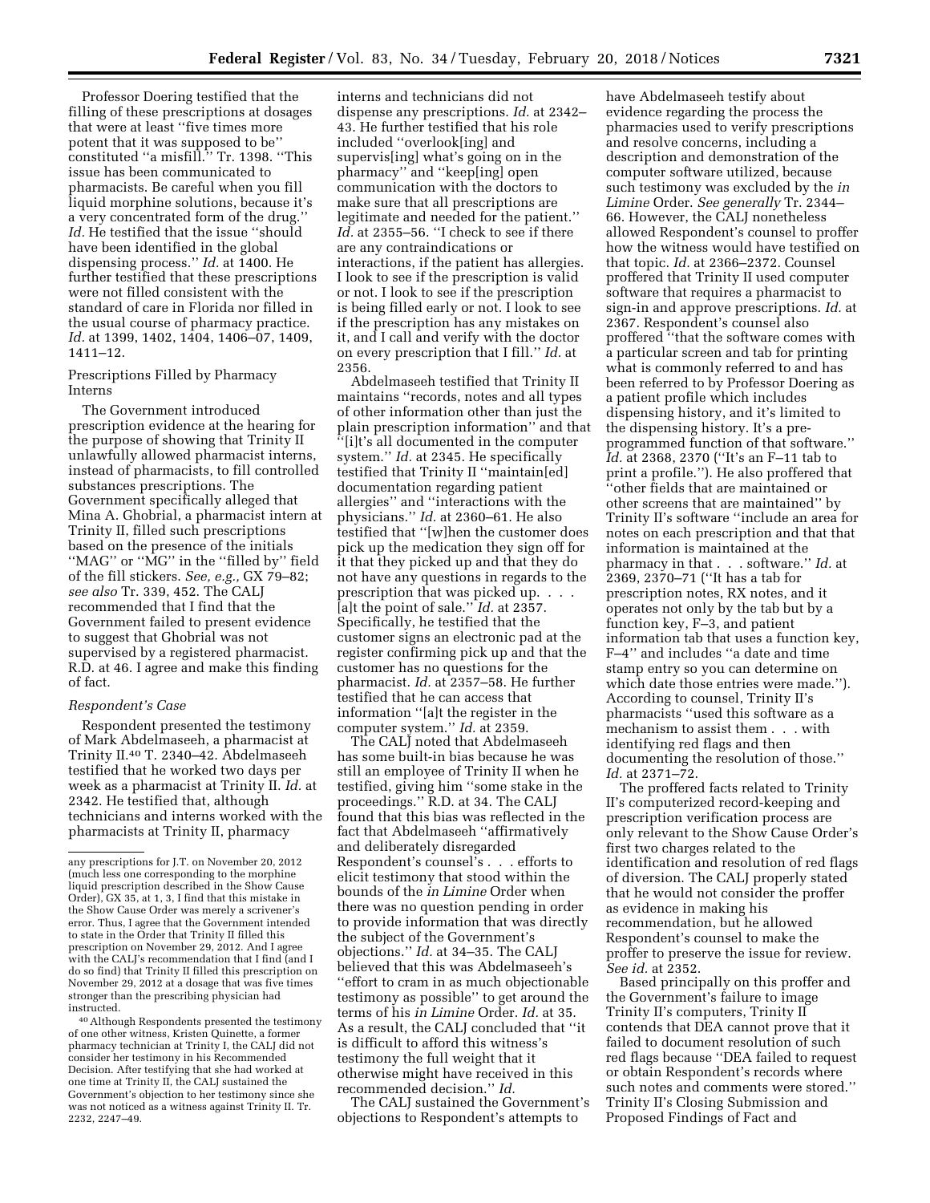Professor Doering testified that the filling of these prescriptions at dosages that were at least ''five times more potent that it was supposed to be'' constituted ''a misfill.'' Tr. 1398. ''This issue has been communicated to pharmacists. Be careful when you fill liquid morphine solutions, because it's a very concentrated form of the drug.'' *Id.* He testified that the issue ''should have been identified in the global dispensing process.'' *Id.* at 1400. He further testified that these prescriptions were not filled consistent with the standard of care in Florida nor filled in the usual course of pharmacy practice. *Id.* at 1399, 1402, 1404, 1406–07, 1409, 1411–12.

Prescriptions Filled by Pharmacy Interns

The Government introduced prescription evidence at the hearing for the purpose of showing that Trinity II unlawfully allowed pharmacist interns, instead of pharmacists, to fill controlled substances prescriptions. The Government specifically alleged that Mina A. Ghobrial, a pharmacist intern at Trinity II, filled such prescriptions based on the presence of the initials ''MAG'' or ''MG'' in the ''filled by'' field of the fill stickers. *See, e.g.,* GX 79–82; *see also* Tr. 339, 452. The CALJ recommended that I find that the Government failed to present evidence to suggest that Ghobrial was not supervised by a registered pharmacist. R.D. at 46. I agree and make this finding of fact.

*Respondent's Case*

Respondent presented the testimony of Mark Abdelmaseeh, a pharmacist at Trinity II.[40] T. 2340–42. Abdelmaseeh testified that he worked two days per week as a pharmacist at Trinity II. *Id.* at 2342. He testified that, although technicians and interns worked with the pharmacists at Trinity II, pharmacy interns and technicians did not dispense any prescriptions. *Id.* at 2342–43. He further testified that his role included ''overlook[ing] and supervis[ing] what's going on in the pharmacy'' and ''keep[ing] open communication with the doctors to make sure that all prescriptions are legitimate and needed for the patient.'' *Id.* at 2355–56. ''I check to see if there are any contraindications or interactions, if the patient has allergies. I look to see if the prescription is valid or not. I look to see if the prescription is being filled early or not. I look to see if the prescription has any mistakes on it, and I call and verify with the doctor on every prescription that I fill.'' *Id.* at 2356.

Abdelmaseeh testified that Trinity II maintains ''records, notes and all types of other information other than just the plain prescription information'' and that ''[i]t's all documented in the computer system.'' *Id.* at 2345. He specifically testified that Trinity II ''maintain[ed] documentation regarding patient allergies'' and ''interactions with the physicians.'' *Id.* at 2360–61. He also testified that ''[w]hen the customer does pick up the medication they sign off for it that they picked up and that they do not have any questions in regards to the prescription that was picked up. . . . [a]t the point of sale.'' *Id.* at 2357. Specifically, he testified that the customer signs an electronic pad at the register confirming pick up and that the customer has no questions for the pharmacist. *Id.* at 2357–58. He further testified that he can access that information ''[a]t the register in the computer system.'' *Id.* at 2359.

The CALJ noted that Abdelmaseeh has some built-in bias because he was still an employee of Trinity II when he testified, giving him ''some stake in the proceedings.'' R.D. at 34. The CALJ found that this bias was reflected in the fact that Abdelmaseeh ''affirmatively and deliberately disregarded Respondent's counsel's . . . efforts to elicit testimony that stood within the bounds of the *in Limine* Order when there was no question pending in order to provide information that was directly the subject of the Government's objections.'' *Id.* at 34–35. The CALJ believed that this was Abdelmaseeh's ''effort to cram in as much objectionable testimony as possible'' to get around the terms of his *in Limine* Order. *Id.* at 35. As a result, the CALJ concluded that ''it is difficult to afford this witness's testimony the full weight that it otherwise might have received in this recommended decision.'' *Id.*

The CALJ sustained the Government's objections to Respondent's attempts to have Abdelmaseeh testify about evidence regarding the process the pharmacies used to verify prescriptions and resolve concerns, including a description and demonstration of the computer software utilized, because such testimony was excluded by the *in Limine* Order. *See generally* Tr. 2344–66. However, the CALJ nonetheless allowed Respondent's counsel to proffer how the witness would have testified on that topic. *Id.* at 2366–2372. Counsel proffered that Trinity II used computer software that requires a pharmacist to sign-in and approve prescriptions. *Id.* at 2367. Respondent's counsel also proffered ''that the software comes with a particular screen and tab for printing what is commonly referred to and has been referred to by Professor Doering as a patient profile which includes dispensing history, and it's limited to the dispensing history. It's a pre-programmed function of that software.'' *Id.* at 2368, 2370 (''It's an F–11 tab to print a profile.''). He also proffered that ''other fields that are maintained or other screens that are maintained'' by Trinity II's software ''include an area for notes on each prescription and that that information is maintained at the pharmacy in that . . . software.'' *Id.* at 2369, 2370–71 (''It has a tab for prescription notes, RX notes, and it operates not only by the tab but by a function key, F–3, and patient information tab that uses a function key, F–4'' and includes ''a date and time stamp entry so you can determine on which date those entries were made.''). According to counsel, Trinity II's pharmacists ''used this software as a mechanism to assist them . . . with identifying red flags and then documenting the resolution of those.'' *Id.* at 2371–72.

The proffered facts related to Trinity II's computerized record-keeping and prescription verification process are only relevant to the Show Cause Order's first two charges related to the identification and resolution of red flags of diversion. The CALJ properly stated that he would not consider the proffer as evidence in making his recommendation, but he allowed Respondent's counsel to make the proffer to preserve the issue for review. *See id.* at 2352.

Based principally on this proffer and the Government's failure to image Trinity II's computers, Trinity II contends that DEA cannot prove that it failed to document resolution of such red flags because ''DEA failed to request or obtain Respondent's records where such notes and comments were stored.'' Trinity II's Closing Submission and Proposed Findings of Fact and

---

any prescriptions for J.T. on November 20, 2012 (much less one corresponding to the morphine liquid prescription described in the Show Cause Order), GX 35, at 1, 3, I find that this mistake in the Show Cause Order was merely a scrivener's error. Thus, I agree that the Government intended to state in the Order that Trinity II filled this prescription on November 29, 2012. And I agree with the CALJ's recommendation that I find (and I do so find) that Trinity II filled this prescription on November 29, 2012 at a dosage that was five times stronger than the prescribing physician had instructed.

[40] Although Respondents presented the testimony of one other witness, Kristen Quinette, a former pharmacy technician at Trinity I, the CALJ did not consider her testimony in his Recommended Decision. After testifying that she had worked at one time at Trinity II, the CALJ sustained the Government's objection to her testimony since she was not noticed as a witness against Trinity II. Tr. 2232, 2247–49.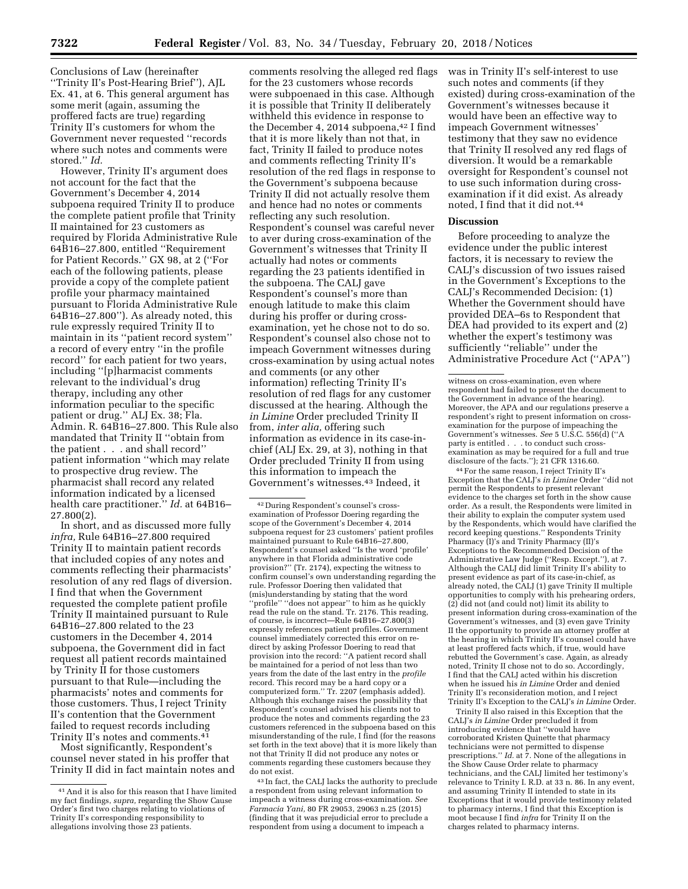Conclusions of Law (hereinafter "Trinity II's Post-Hearing Brief"), AJL Ex. 41, at 6. This general argument has some merit (again, assuming the proffered facts are true) regarding Trinity II's customers for whom the Government never requested "records where such notes and comments were stored." *Id.*

However, Trinity II's argument does not account for the fact that the Government's December 4, 2014 subpoena required Trinity II to produce the complete patient profile that Trinity II maintained for 23 customers as required by Florida Administrative Rule 64B16–27.800, entitled "Requirement for Patient Records." GX 98, at 2 ("For each of the following patients, please provide a copy of the complete patient profile your pharmacy maintained pursuant to Florida Administrative Rule 64B16–27.800"). As already noted, this rule expressly required Trinity II to maintain in its "patient record system" a record of every entry "in the profile record" for each patient for two years, including "[p]harmacist comments relevant to the individual's drug therapy, including any other information peculiar to the specific patient or drug." ALJ Ex. 38; Fla. Admin. R. 64B16–27.800. This Rule also mandated that Trinity II "obtain from the patient . . . and shall record" patient information "which may relate to prospective drug review. The pharmacist shall record any related information indicated by a licensed health care practitioner." *Id.* at 64B16–27.800(2).

In short, and as discussed more fully *infra,* Rule 64B16–27.800 required Trinity II to maintain patient records that included copies of any notes and comments reflecting their pharmacists' resolution of any red flags of diversion. I find that when the Government requested the complete patient profile Trinity II maintained pursuant to Rule 64B16–27.800 related to the 23 customers in the December 4, 2014 subpoena, the Government did in fact request all patient records maintained by Trinity II for those customers pursuant to that Rule—including the pharmacists' notes and comments for those customers. Thus, I reject Trinity II's contention that the Government failed to request records including Trinity II's notes and comments.[41]

Most significantly, Respondent's counsel never stated in his proffer that Trinity II did in fact maintain notes and comments resolving the alleged red flags for the 23 customers whose records were subpoenaed in this case. Although it is possible that Trinity II deliberately withheld this evidence in response to the December 4, 2014 subpoena,[42] I find that it is more likely than not that, in fact, Trinity II failed to produce notes and comments reflecting Trinity II's resolution of the red flags in response to the Government's subpoena because Trinity II did not actually resolve them and hence had no notes or comments reflecting any such resolution. Respondent's counsel was careful never to aver during cross-examination of the Government's witnesses that Trinity II actually had notes or comments regarding the 23 patients identified in the subpoena. The CALJ gave Respondent's counsel's more than enough latitude to make this claim during his proffer or during cross-examination, yet he chose not to do so. Respondent's counsel also chose not to impeach Government witnesses during cross-examination by using actual notes and comments (or any other information) reflecting Trinity II's resolution of red flags for any customer discussed at the hearing. Although the *in Limine* Order precluded Trinity II from, *inter alia,* offering such information as evidence in its case-in-chief (ALJ Ex. 29, at 3), nothing in that Order precluded Trinity II from using this information to impeach the Government's witnesses.[43] Indeed, it was in Trinity II's self-interest to use such notes and comments (if they existed) during cross-examination of the Government's witnesses because it would have been an effective way to impeach Government witnesses' testimony that they saw no evidence that Trinity II resolved any red flags of diversion. It would be a remarkable oversight for Respondent's counsel not to use such information during cross-examination if it did exist. As already noted, I find that it did not.[44]

## Discussion

Before proceeding to analyze the evidence under the public interest factors, it is necessary to review the CALJ's discussion of two issues raised in the Government's Exceptions to the CALJ's Recommended Decision: (1) Whether the Government should have provided DEA–6s to Respondent that DEA had provided to its expert and (2) whether the expert's testimony was sufficiently "reliable" under the Administrative Procedure Act ("APA")

---

[41] And it is also for this reason that I have limited my fact findings, *supra,* regarding the Show Cause Order's first two charges relating to violations of Trinity II's corresponding responsibility to allegations involving those 23 patients.

[42] During Respondent's counsel's cross-examination of Professor Doering regarding the scope of the Government's December 4, 2014 subpoena request for 23 customers' patient profiles maintained pursuant to Rule 64B16–27.800, Respondent's counsel asked "Is the word 'profile' anywhere in that Florida administrative code provision?" (Tr. 2174), expecting the witness to confirm counsel's own understanding regarding the rule. Professor Doering then validated that (mis)understanding by stating that the word "profile" "does not appear" to him as he quickly read the rule on the stand. Tr. 2176. This reading, of course, is incorrect—Rule 64B16–27.800(3) expressly references patient profiles. Government counsel immediately corrected this error on re-direct by asking Professor Doering to read that provision into the record: "A patient record shall be maintained for a period of not less than two years from the date of the last entry in the *profile* record. This record may be a hard copy or a computerized form." Tr. 2207 (emphasis added). Although this exchange raises the possibility that Respondent's counsel advised his clients not to produce the notes and comments regarding the 23 customers referenced in the subpoena based on this misunderstanding of the rule, I find (for the reasons set forth in the text above) that it is more likely than not that Trinity II did not produce any notes or comments regarding these customers because they do not exist.

[43] In fact, the CALJ lacks the authority to preclude a respondent from using relevant information to impeach a witness during cross-examination. *See Farmacia Yani,* 80 FR 29053, 29063 n.25 (2015) (finding that it was prejudicial error to preclude a respondent from using a document to impeach a witness on cross-examination, even where respondent had failed to present the document to the Government in advance of the hearing). Moreover, the APA and our regulations preserve a respondent's right to present information on cross-examination for the purpose of impeaching the Government's witnesses. *See* 5 U.S.C. 556(d) ("A party is entitled . . . to conduct such cross-examination as may be required for a full and true disclosure of the facts."); 21 CFR 1316.60.

[44] For the same reason, I reject Trinity II's Exception that the CALJ's *in Limine* Order "did not permit the Respondents to present relevant evidence to the charges set forth in the show cause order. As a result, the Respondents were limited in their ability to explain the computer system used by the Respondents, which would have clarified the record keeping questions." Respondents Trinity Pharmacy (I)'s and Trinity Pharmacy (II)'s Exceptions to the Recommended Decision of the Administrative Law Judge ("Resp. Except."), at 7. Although the CALJ did limit Trinity II's ability to present evidence as part of its case-in-chief, as already noted, the CALJ (1) gave Trinity II multiple opportunities to comply with his prehearing orders, (2) did not (and could not) limit its ability to present information during cross-examination of the Government's witnesses, and (3) even gave Trinity II the opportunity to provide an attorney proffer at the hearing in which Trinity II's counsel could have at least proffered facts which, if true, would have rebutted the Government's case. Again, as already noted, Trinity II chose not to do so. Accordingly, I find that the CALJ acted within his discretion when he issued his *in Limine* Order and denied Trinity II's reconsideration motion, and I reject Trinity II's Exception to the CALJ's *in Limine* Order.

Trinity II also raised in this Exception that the CALJ's *in Limine* Order precluded it from introducing evidence that "would have corroborated Kristen Quinette that pharmacy technicians were not permitted to dispense prescriptions." *Id.* at 7. None of the allegations in the Show Cause Order relate to pharmacy technicians, and the CALJ limited her testimony's relevance to Trinity I. R.D. at 33 n. 86. In any event, and assuming Trinity II intended to state in its Exceptions that it would provide testimony related to pharmacy interns, I find that this Exception is moot because I find *infra* for Trinity II on the charges related to pharmacy interns.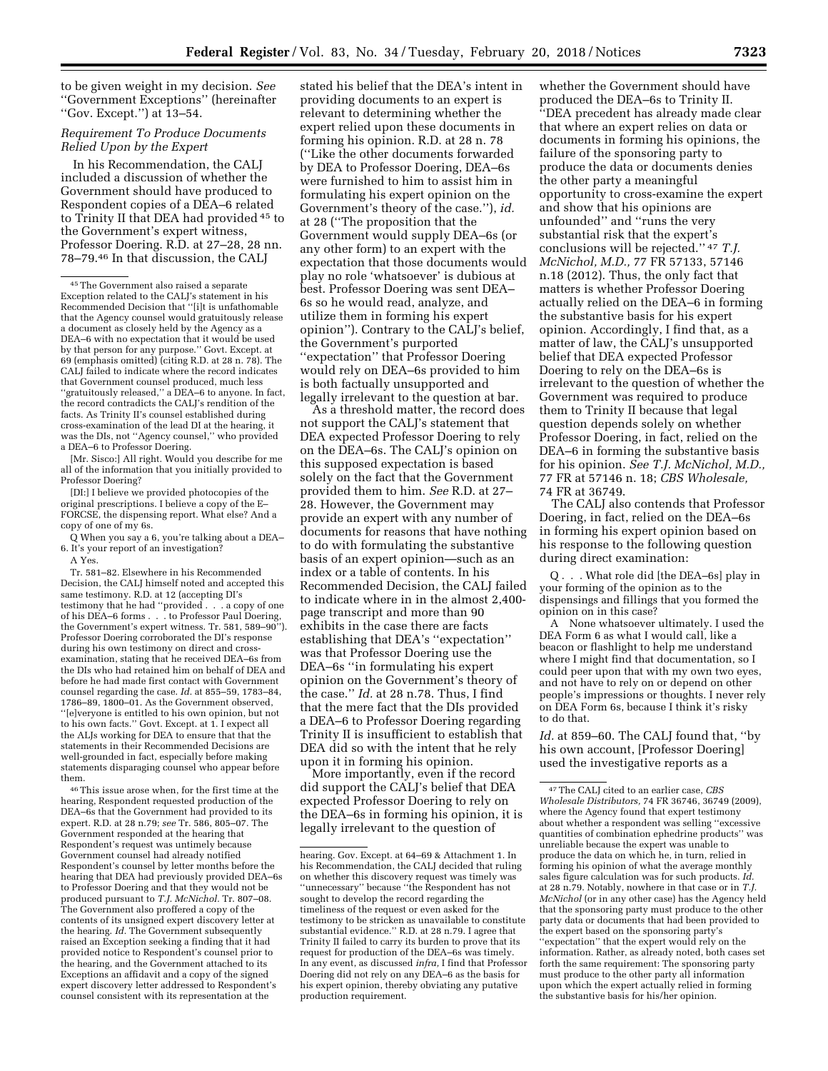to be given weight in my decision. *See* ''Government Exceptions'' (hereinafter ''Gov. Except.'') at 13–54.

### *Requirement To Produce Documents Relied Upon by the Expert*

In his Recommendation, the CALJ included a discussion of whether the Government should have produced to Respondent copies of a DEA–6 related to Trinity II that DEA had provided [45] to the Government's expert witness, Professor Doering. R.D. at 27–28, 28 nn. 78–79.[46] In that discussion, the CALJ stated his belief that the DEA's intent in providing documents to an expert is relevant to determining whether the expert relied upon these documents in forming his opinion. R.D. at 28 n. 78 (''Like the other documents forwarded by DEA to Professor Doering, DEA–6s were furnished to him to assist him in formulating his expert opinion on the Government's theory of the case.''), *id.* at 28 (''The proposition that the Government would supply DEA–6s (or any other form) to an expert with the expectation that those documents would play no role 'whatsoever' is dubious at best. Professor Doering was sent DEA–6s so he would read, analyze, and utilize them in forming his expert opinion''). Contrary to the CALJ's belief, the Government's purported ''expectation'' that Professor Doering would rely on DEA–6s provided to him is both factually unsupported and legally irrelevant to the question at bar.

As a threshold matter, the record does not support the CALJ's statement that DEA expected Professor Doering to rely on the DEA–6s. The CALJ's opinion on this supposed expectation is based solely on the fact that the Government provided them to him. *See* R.D. at 27–28. However, the Government may provide an expert with any number of documents for reasons that have nothing to do with formulating the substantive basis of an expert opinion—such as an index or a table of contents. In his Recommended Decision, the CALJ failed to indicate where in in the almost 2,400-page transcript and more than 90 exhibits in the case there are facts establishing that DEA's ''expectation'' was that Professor Doering use the DEA–6s ''in formulating his expert opinion on the Government's theory of the case.'' *Id.* at 28 n.78. Thus, I find that the mere fact that the DIs provided a DEA–6 to Professor Doering regarding Trinity II is insufficient to establish that DEA did so with the intent that he rely upon it in forming his opinion.

More importantly, even if the record did support the CALJ's belief that DEA expected Professor Doering to rely on the DEA–6s in forming his opinion, it is legally irrelevant to the question of whether the Government should have produced the DEA–6s to Trinity II. ''DEA precedent has already made clear that where an expert relies on data or documents in forming his opinions, the failure of the sponsoring party to produce the data or documents denies the other party a meaningful opportunity to cross-examine the expert and show that his opinions are unfounded'' and ''runs the very substantial risk that the expert's conclusions will be rejected.'' [47] *T.J. McNichol, M.D.,* 77 FR 57133, 57146 n.18 (2012). Thus, the only fact that matters is whether Professor Doering actually relied on the DEA–6 in forming the substantive basis for his expert opinion. Accordingly, I find that, as a matter of law, the CALJ's unsupported belief that DEA expected Professor Doering to rely on the DEA–6s is irrelevant to the question of whether the Government was required to produce them to Trinity II because that legal question depends solely on whether Professor Doering, in fact, relied on the DEA–6 in forming the substantive basis for his opinion. *See T.J. McNichol, M.D.,* 77 FR at 57146 n. 18; *CBS Wholesale,* 74 FR at 36749.

The CALJ also contends that Professor Doering, in fact, relied on the DEA–6s in forming his expert opinion based on his response to the following question during direct examination:

> Q . . . What role did [the DEA–6s] play in your forming of the opinion as to the dispensings and fillings that you formed the opinion on in this case?
>
> A None whatsoever ultimately. I used the DEA Form 6 as what I would call, like a beacon or flashlight to help me understand where I might find that documentation, so I could peer upon that with my own two eyes, and not have to rely on or depend on other people's impressions or thoughts. I never rely on DEA Form 6s, because I think it's risky to do that.

*Id.* at 859–60. The CALJ found that, ''by his own account, [Professor Doering] used the investigative reports as a

---

[45] The Government also raised a separate Exception related to the CALJ's statement in his Recommended Decision that ''[i]t is unfathomable that the Agency counsel would gratuitously release a document as closely held by the Agency as a DEA–6 with no expectation that it would be used by that person for any purpose.'' Govt. Except. at 69 (emphasis omitted) (citing R.D. at 28 n. 78). The CALJ failed to indicate where the record indicates that Government counsel produced, much less ''gratuitously released,'' a DEA–6 to anyone. In fact, the record contradicts the CALJ's rendition of the facts. As Trinity II's counsel established during cross-examination of the lead DI at the hearing, it was the DIs, not ''Agency counsel,'' who provided a DEA–6 to Professor Doering.

> [Mr. Sisco:] All right. Would you describe for me all of the information that you initially provided to Professor Doering?
>
> [DI:] I believe we provided photocopies of the original prescriptions. I believe a copy of the E–FORCSE, the dispensing report. What else? And a copy of one of my 6s.
>
> Q When you say a 6, you're talking about a DEA–6. It's your report of an investigation?
>
> A Yes.

Tr. 581–82. Elsewhere in his Recommended Decision, the CALJ himself noted and accepted this same testimony. R.D. at 12 (accepting DI's testimony that he had ''provided . . . a copy of one of his DEA–6 forms . . . to Professor Paul Doering, the Government's expert witness. Tr. 581, 589–90''). Professor Doering corroborated the DI's response during his own testimony on direct and cross-examination, stating that he received DEA–6s from the DIs who had retained him on behalf of DEA and before he had made first contact with Government counsel regarding the case. *Id.* at 855–59, 1783–84, 1786–89, 1800–01. As the Government observed, ''[e]veryone is entitled to his own opinion, but not to his own facts.'' Govt. Except. at 1. I expect all the ALJs working for DEA to ensure that that the statements in their Recommended Decisions are well-grounded in fact, especially before making statements disparaging counsel who appear before them.

[46] This issue arose when, for the first time at the hearing, Respondent requested production of the DEA–6s that the Government had provided to its expert. R.D. at 28 n.79; *see* Tr. 586, 805–07. The Government responded at the hearing that Respondent's request was untimely because Government counsel had already notified Respondent's counsel by letter months before the hearing that DEA had previously provided DEA–6s to Professor Doering and that they would not be produced pursuant to *T.J. McNichol.* Tr. 807–08. The Government also proffered a copy of the contents of its unsigned expert discovery letter at the hearing. *Id.* The Government subsequently raised an Exception seeking a finding that it had provided notice to Respondent's counsel prior to the hearing, and the Government attached to its Exceptions an affidavit and a copy of the signed expert discovery letter addressed to Respondent's counsel consistent with its representation at the hearing. Gov. Except. at 64–69 & Attachment 1. In his Recommendation, the CALJ decided that ruling on whether this discovery request was timely was ''unnecessary'' because ''the Respondent has not sought to develop the record regarding the timeliness of the request or even asked for the testimony to be stricken as unavailable to constitute substantial evidence.'' R.D. at 28 n.79. I agree that Trinity II failed to carry its burden to prove that its request for production of the DEA–6s was timely. In any event, as discussed *infra,* I find that Professor Doering did not rely on any DEA–6 as the basis for his expert opinion, thereby obviating any putative production requirement.

[47] The CALJ cited to an earlier case, *CBS Wholesale Distributors,* 74 FR 36746, 36749 (2009), where the Agency found that expert testimony about whether a respondent was selling ''excessive quantities of combination ephedrine products'' was unreliable because the expert was unable to produce the data on which he, in turn, relied in forming his opinion of what the average monthly sales figure calculation was for such products. *Id.* at 28 n.79. Notably, nowhere in that case or in *T.J. McNichol* (or in any other case) has the Agency held that the sponsoring party must produce to the other party data or documents that had been provided to the expert based on the sponsoring party's ''expectation'' that the expert would rely on the information. Rather, as already noted, both cases set forth the same requirement: The sponsoring party must produce to the other party all information upon which the expert actually relied in forming the substantive basis for his/her opinion.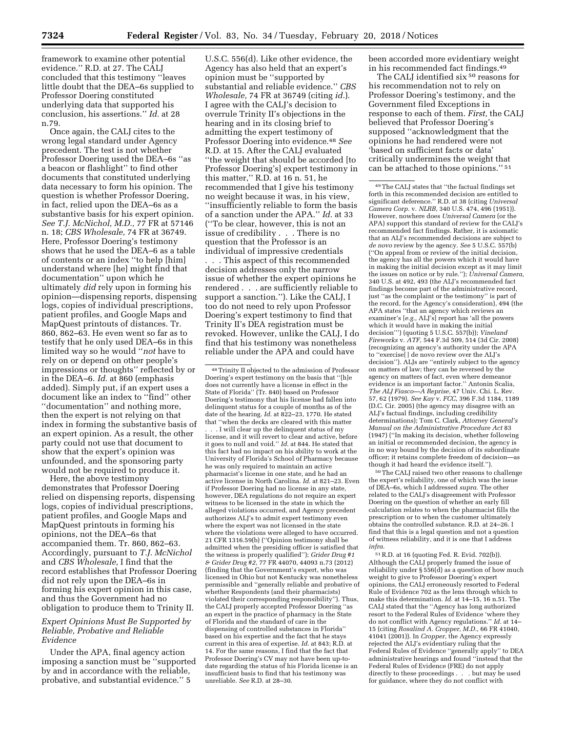framework to examine other potential evidence.'' R.D. at 27. The CALJ concluded that this testimony ''leaves little doubt that the DEA–6s supplied to Professor Doering constituted underlying data that supported his conclusion, his assertions.'' *Id.* at 28 n.79.

Once again, the CALJ cites to the wrong legal standard under Agency precedent. The test is not whether Professor Doering used the DEA–6s ''as a beacon or flashlight'' to find other documents that constituted underlying data necessary to form his opinion. The question is whether Professor Doering, in fact, relied upon the DEA–6s as a substantive basis for his expert opinion. *See T.J. McNichol, M.D.,* 77 FR at 57146 n. 18; *CBS Wholesale,* 74 FR at 36749. Here, Professor Doering's testimony shows that he used the DEA–6 as a table of contents or an index ''to help [him] understand where [he] might find that documentation'' upon which he ultimately *did* rely upon in forming his opinion—dispensing reports, dispensing logs, copies of individual prescriptions, patient profiles, and Google Maps and MapQuest printouts of distances. Tr. 860, 862–63. He even went so far as to testify that he only used DEA–6s in this limited way so he would ''*not* have to rely on or depend on other people's impressions or thoughts'' reflected by or in the DEA–6. *Id.* at 860 (emphasis added). Simply put, if an expert uses a document like an index to ''find'' other ''documentation'' and nothing more, then the expert is not relying on that index in forming the substantive basis of an expert opinion. As a result, the other party could not use that document to show that the expert's opinion was unfounded, and the sponsoring party would not be required to produce it.

Here, the above testimony demonstrates that Professor Doering relied on dispensing reports, dispensing logs, copies of individual prescriptions, patient profiles, and Google Maps and MapQuest printouts in forming his opinions, not the DEA–6s that accompanied them. Tr. 860, 862–63. Accordingly, pursuant to *T.J. McNichol* and *CBS Wholesale,* I find that the record establishes that Professor Doering did not rely upon the DEA–6s in forming his expert opinion in this case, and thus the Government had no obligation to produce them to Trinity II.

### *Expert Opinions Must Be Supported by Reliable, Probative and Reliable Evidence*

Under the APA, final agency action imposing a sanction must be ''supported by and in accordance with the reliable, probative, and substantial evidence.'' 5 U.S.C. 556(d). Like other evidence, the Agency has also held that an expert's opinion must be ''supported by substantial and reliable evidence.'' *CBS Wholesale,* 74 FR at 36749 (citing *id.*). I agree with the CALJ's decision to overrule Trinity II's objections in the hearing and in its closing brief to admitting the expert testimony of Professor Doering into evidence.[48] *See* R.D. at 15. After the CALJ evaluated ''the weight that should be accorded [to Professor Doering's] expert testimony in this matter,'' R.D. at 16 n. 51, he recommended that I give his testimony no weight because it was, in his view, ''insufficiently reliable to form the basis of a sanction under the APA.'' *Id.* at 33 (''To be clear, however, this is not an issue of credibility . . . There is no question that the Professor is an individual of impressive credentials . . . This aspect of this recommended decision addresses only the narrow issue of whether the expert opinions he rendered . . . are sufficiently reliable to support a sanction.''). Like the CALJ, I too do not need to rely upon Professor Doering's expert testimony to find that Trinity II's DEA registration must be revoked. However, unlike the CALJ, I do find that his testimony was nonetheless reliable under the APA and could have been accorded more evidentiary weight in his recommended fact findings.[49]

The CALJ identified six[50] reasons for his recommendation not to rely on Professor Doering's testimony, and the Government filed Exceptions in response to each of them. *First,* the CALJ believed that Professor Doering's supposed ''acknowledgment that the opinions he had rendered were not 'based on sufficient facts or data' critically undermines the weight that can be attached to those opinions.''[51]

---

[48] Trinity II objected to the admission of Professor Doering's expert testimony on the basis that ''[h]e does not currently have a license in effect in the State of Florida'' (Tr. 840) based on Professor Doering's testimony that his license had fallen into delinquent status for a couple of months as of the date of the hearing. *Id.* at 822–23, 1770. He stated that ''when the decks are cleared with this matter . . . I will clear up the delinquent status of my license, and it will revert to clear and active, before it goes to null and void.'' *Id.* at 844. He stated that this fact had no impact on his ability to work at the University of Florida's School of Pharmacy because he was only required to maintain an active pharmacist's license in one state, and he had an active license in North Carolina. *Id.* at 821–23. Even if Professor Doering had no license in any state, however, DEA regulations do not require an expert witness to be licensed in the state in which the alleged violations occurred, and Agency precedent authorizes ALJ's to admit expert testimony even where the expert was not licensed in the state where the violations were alleged to have occurred. 21 CFR 1316.59(b) (''Opinion testimony shall be admitted when the presiding officer is satisfied that the witness is properly qualified''); *Grider Drug #1 & Grider Drug #2,* 77 FR 44070, 44093 n.73 (2012) (finding that the Government's expert, who was licensed in Ohio but not Kentucky was nonetheless permissible and ''generally reliable and probative of whether Respondents (and their pharmacists) violated their corresponding responsibility''). Thus, the CALJ properly accepted Professor Doering ''as an expert in the practice of pharmacy in the State of Florida and the standard of care in the dispensing of controlled substances in Florida'' based on his expertise and the fact that he stays current in this area of expertise. *Id.* at 843; R.D. at 14. For the same reasons, I find that the fact that Professor Doering's CV may not have been up-to-date regarding the status of his Florida license is an insufficient basis to find that his testimony was unreliable. *See* R.D. at 28–30.

[49] The CALJ states that ''the factual findings set forth in this recommended decision are entitled to significant deference.'' R.D. at 38 (citing *Universal Camera Corp.* v. *NLRB,* 340 U.S. 474, 496 (1951)). However, nowhere does *Universal Camera* (or the APA) support this standard of review for the CALJ's recommended fact findings. Rather, it is axiomatic that an ALJ's recommended decisions are subject to *de novo* review by the agency. *See* 5 U.S.C. 557(b) (''On appeal from or review of the initial decision, the agency has all the powers which it would have in making the initial decision except as it may limit the issues on notice or by rule.''); *Universal Camera,* 340 U.S. at 492, 493 (the ALJ's recommended fact findings become part of the administrative record, just ''as the complaint or the testimony'' is part of the record, for the Agency's consideration), 494 (the APA states ''that an agency which reviews an examiner's [*e.g.,* ALJ's] report has 'all the powers which it would have in making the initial decision''') (quoting 5 U.S.C. 557(b)); *Vineland Fireworks* v. *ATF,* 544 F.3d 509, 514 (3d Cir. 2008) (recognizing an agency's authority under the APA to ''exercise[ ] de novo review over the ALJ's decision''). ALJs are ''entirely subject to the agency on matters of law; they can be reversed by the agency on matters of fact, even where demeanor evidence is an important factor.'' Antonin Scalia, *The ALJ Fiasco—A Reprise,* 47 Univ. Chi. L. Rev. 57, 62 (1979). *See Kay* v. *FCC,* 396 F.3d 1184, 1189 (D.C. Cir. 2005) (the agency may disagree with an ALJ's factual findings, including credibility determinations); Tom C. Clark, *Attorney General's Manual on the Administrative Procedure Act* 83 (1947) (''In making its decision, whether following an initial or recommended decision, the agency is in no way bound by the decision of its subordinate officer; it retains complete freedom of decision—as though it had heard the evidence itself.'').

[50] The CALJ raised two other reasons to challenge the expert's reliability, one of which was the issue of DEA–6s, which I addressed *supra.* The other related to the CALJ's disagreement with Professor Doering on the question of whether an early fill calculation relates to when the pharmacist fills the prescription or to when the customer ultimately obtains the controlled substance. R.D. at 24–26. I find that this is a legal question and not a question of witness reliability, and it is one that I address *infra.*

[51] R.D. at 16 (quoting Fed. R. Evid. 702(b)). Although the CALJ properly framed the issue of reliability under § 556(d) as a question of how much weight to give to Professor Doering's expert opinions, the CALJ erroneously resorted to Federal Rule of Evidence 702 as the lens through which to make this determination. *Id.* at 14–15, 16 n.51. The CALJ stated that the ''Agency has long authorized resort to the Federal Rules of Evidence 'where they do not conflict with Agency regulations.'' *Id.* at 14–15 (citing *Rosalind A. Cropper, M.D.,* 66 FR 41040, 41041 (2001)). In *Cropper,* the Agency expressly rejected the ALJ's evidentiary ruling that the Federal Rules of Evidence ''generally apply'' to DEA administrative hearings and found ''instead that the Federal Rules of Evidence (FRE) do not apply directly to these proceedings . . . but may be used for guidance, where they do not conflict with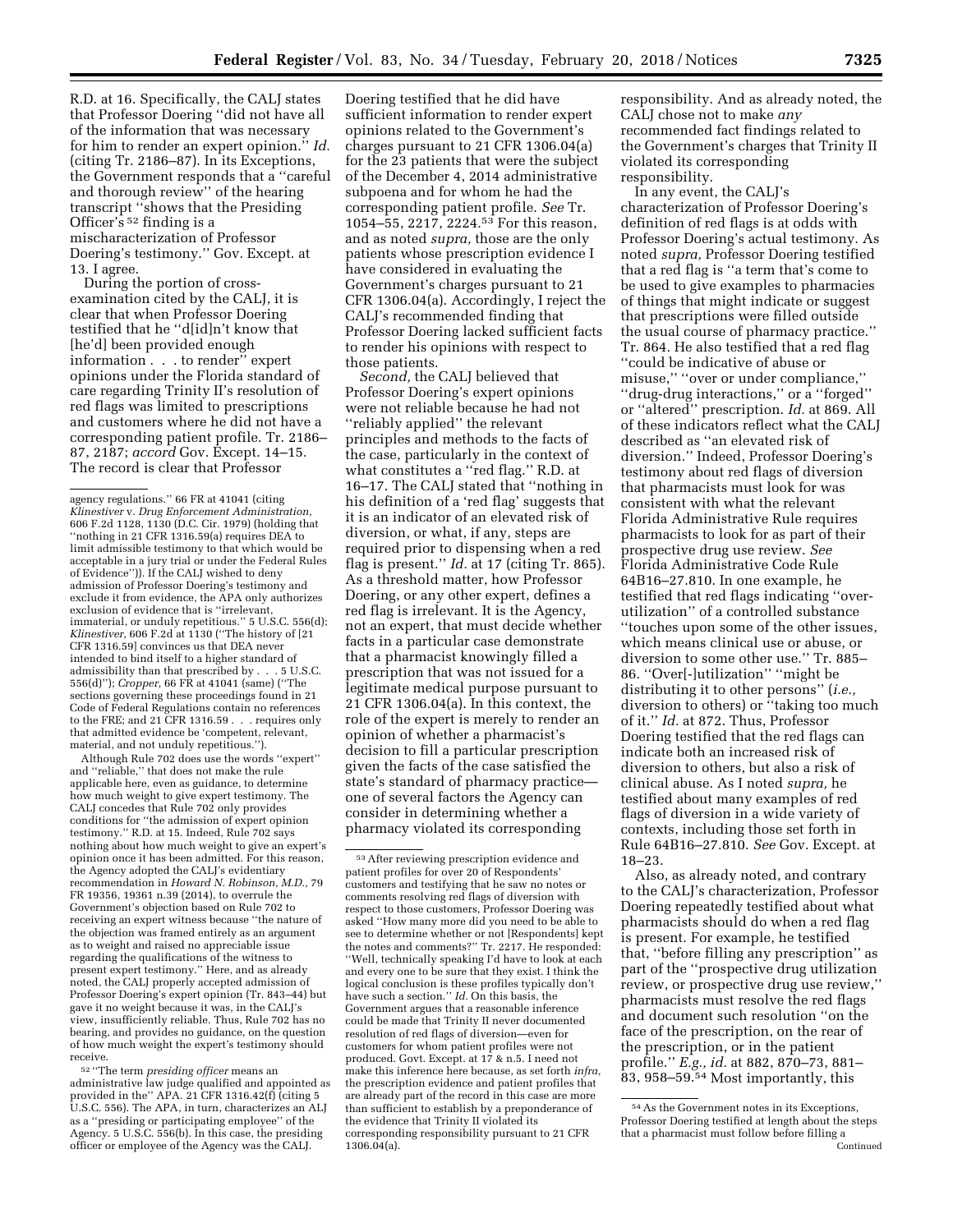R.D. at 16. Specifically, the CALJ states that Professor Doering "did not have all of the information that was necessary for him to render an expert opinion." *Id.* (citing Tr. 2186–87). In its Exceptions, the Government responds that a "careful and thorough review" of the hearing transcript "shows that the Presiding Officer's [52] finding is a mischaracterization of Professor Doering's testimony." Gov. Except. at 13. I agree.

During the portion of cross-examination cited by the CALJ, it is clear that when Professor Doering testified that he "d[id]n't know that [he'd] been provided enough information . . . to render" expert opinions under the Florida standard of care regarding Trinity II's resolution of red flags was limited to prescriptions and customers where he did not have a corresponding patient profile. Tr. 2186–87, 2187; *accord* Gov. Except. 14–15. The record is clear that Professor Doering testified that he did have sufficient information to render expert opinions related to the Government's charges pursuant to 21 CFR 1306.04(a) for the 23 patients that were the subject of the December 4, 2014 administrative subpoena and for whom he had the corresponding patient profile. *See* Tr. 1054–55, 2217, 2224.[53] For this reason, and as noted *supra,* those are the only patients whose prescription evidence I have considered in evaluating the Government's charges pursuant to 21 CFR 1306.04(a). Accordingly, I reject the CALJ's recommended finding that Professor Doering lacked sufficient facts to render his opinions with respect to those patients.

*Second,* the CALJ believed that Professor Doering's expert opinions were not reliable because he had not "reliably applied" the relevant principles and methods to the facts of the case, particularly in the context of what constitutes a "red flag." R.D. at 16–17. The CALJ stated that "nothing in his definition of a 'red flag' suggests that it is an indicator of an elevated risk of diversion, or what, if any, steps are required prior to dispensing when a red flag is present." *Id.* at 17 (citing Tr. 865). As a threshold matter, how Professor Doering, or any other expert, defines a red flag is irrelevant. It is the Agency, not an expert, that must decide whether facts in a particular case demonstrate that a pharmacist knowingly filled a prescription that was not issued for a legitimate medical purpose pursuant to 21 CFR 1306.04(a). In this context, the role of the expert is merely to render an opinion of whether a pharmacist's decision to fill a particular prescription given the facts of the case satisfied the state's standard of pharmacy practice—one of several factors the Agency can consider in determining whether a pharmacy violated its corresponding responsibility. And as already noted, the CALJ chose not to make *any* recommended fact findings related to the Government's charges that Trinity II violated its corresponding responsibility.

In any event, the CALJ's characterization of Professor Doering's definition of red flags is at odds with Professor Doering's actual testimony. As noted *supra,* Professor Doering testified that a red flag is "a term that's come to be used to give examples to pharmacies of things that might indicate or suggest that prescriptions were filled outside the usual course of pharmacy practice." Tr. 864. He also testified that a red flag "could be indicative of abuse or misuse," "over or under compliance," "drug-drug interactions," or a "forged" or "altered" prescription. *Id.* at 869. All of these indicators reflect what the CALJ described as "an elevated risk of diversion." Indeed, Professor Doering's testimony about red flags of diversion that pharmacists must look for was consistent with what the relevant Florida Administrative Rule requires pharmacists to look for as part of their prospective drug use review. *See* Florida Administrative Code Rule 64B16–27.810. In one example, he testified that red flags indicating "over-utilization" of a controlled substance "touches upon some of the other issues, which means clinical use or abuse, or diversion to some other use." Tr. 885–86. "Over[-]utilization" "might be distributing it to other persons" (*i.e.,* diversion to others) or "taking too much of it." *Id.* at 872. Thus, Professor Doering testified that the red flags can indicate both an increased risk of diversion to others, but also a risk of clinical abuse. As I noted *supra,* he testified about many examples of red flags of diversion in a wide variety of contexts, including those set forth in Rule 64B16–27.810. *See* Gov. Except. at 18–23.

Also, as already noted, and contrary to the CALJ's characterization, Professor Doering repeatedly testified about what pharmacists should do when a red flag is present. For example, he testified that, "before filling any prescription" as part of the "prospective drug utilization review, or prospective drug use review," pharmacists must resolve the red flags and document such resolution "on the face of the prescription, on the rear of the prescription, or in the patient profile." *E.g., id.* at 882, 870–73, 881–83, 958–59.[54] Most importantly, this

---

agency regulations." 66 FR at 41041 (citing *Klinestiver* v. *Drug Enforcement Administration,* 606 F.2d 1128, 1130 (D.C. Cir. 1979) (holding that "nothing in 21 CFR 1316.59(a) requires DEA to limit admissible testimony to that which would be acceptable in a jury trial or under the Federal Rules of Evidence")). If the CALJ wished to deny admission of Professor Doering's testimony and exclude it from evidence, the APA only authorizes exclusion of evidence that is "irrelevant, immaterial, or unduly repetitious." 5 U.S.C. 556(d); *Klinestiver,* 606 F.2d at 1130 ("The history of [21 CFR 1316.59] convinces us that DEA never intended to bind itself to a higher standard of admissibility than that prescribed by . . . 5 U.S.C. 556(d)"); *Cropper,* 66 FR at 41041 (same) ("The sections governing these proceedings found in 21 Code of Federal Regulations contain no references to the FRE; and 21 CFR 1316.59 . . . requires only that admitted evidence be 'competent, relevant, material, and not unduly repetitious.'").

Although Rule 702 does use the words "expert" and "reliable," that does not make the rule applicable here, even as guidance, to determine how much weight to give expert testimony. The CALJ concedes that Rule 702 only provides conditions for "the admission of expert opinion testimony." R.D. at 15. Indeed, Rule 702 says nothing about how much weight to give an expert's opinion once it has been admitted. For this reason, the Agency adopted the CALJ's evidentiary recommendation in *Howard N. Robinson, M.D.,* 79 FR 19356, 19361 n.39 (2014), to overrule the Government's objection based on Rule 702 to receiving an expert witness because "the nature of the objection was framed entirely as an argument as to weight and raised no appreciable issue regarding the qualifications of the witness to present expert testimony." Here, and as already noted, the CALJ properly accepted admission of Professor Doering's expert opinion (Tr. 843–44) but gave it no weight because it was, in the CALJ's view, insufficiently reliable. Thus, Rule 702 has no bearing, and provides no guidance, on the question of how much weight the expert's testimony should receive.

[52] "The term *presiding officer* means an administrative law judge qualified and appointed as provided in the" APA. 21 CFR 1316.42(f) (citing 5 U.S.C. 556). The APA, in turn, characterizes an ALJ as a "presiding or participating employee" of the Agency. 5 U.S.C. 556(b). In this case, the presiding officer or employee of the Agency was the CALJ.

[53] After reviewing prescription evidence and patient profiles for over 20 of Respondents' customers and testifying that he saw no notes or comments resolving red flags of diversion with respect to those customers, Professor Doering was asked "How many more did you need to be able to see to determine whether or not [Respondents] kept the notes and comments?" Tr. 2217. He responded: "Well, technically speaking I'd have to look at each and every one to be sure that they exist. I think the logical conclusion is these profiles typically don't have such a section." *Id.* On this basis, the Government argues that a reasonable inference could be made that Trinity II never documented resolution of red flags of diversion—even for customers for whom patient profiles were not produced. Govt. Except. at 17 & n.5. I need not make this inference here because, as set forth *infra,* the prescription evidence and patient profiles that are already part of the record in this case are more than sufficient to establish by a preponderance of the evidence that Trinity II violated its corresponding responsibility pursuant to 21 CFR 1306.04(a).

[54] As the Government notes in its Exceptions, Professor Doering testified at length about the steps that a pharmacist must follow before filling a

Continued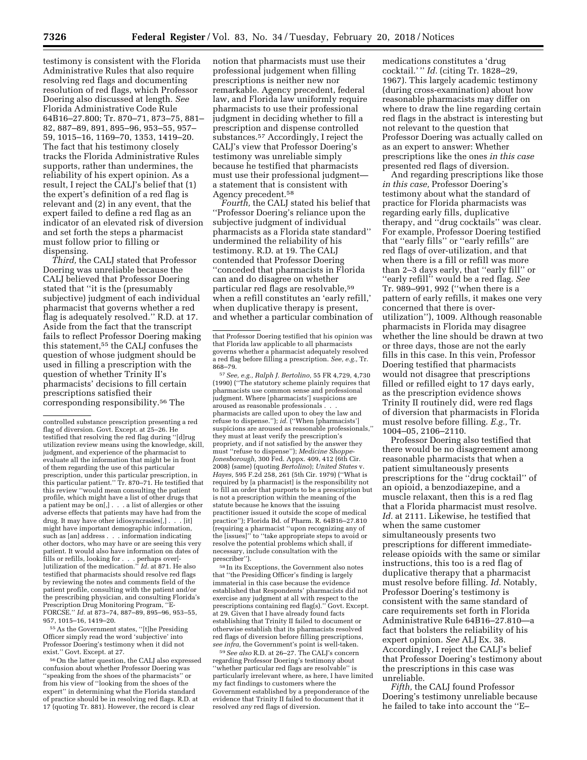testimony is consistent with the Florida Administrative Rules that also require resolving red flags and documenting resolution of red flags, which Professor Doering also discussed at length. *See* Florida Administrative Code Rule 64B16–27.800; Tr. 870–71, 873–75, 881–82, 887–89, 891, 895–96, 953–55, 957–59, 1015–16, 1169–70, 1353, 1419–20. The fact that his testimony closely tracks the Florida Administrative Rules supports, rather than undermines, the reliability of his expert opinion. As a result, I reject the CALJ's belief that (1) the expert's definition of a red flag is relevant and (2) in any event, that the expert failed to define a red flag as an indicator of an elevated risk of diversion and set forth the steps a pharmacist must follow prior to filling or dispensing.

*Third,* the CALJ stated that Professor Doering was unreliable because the CALJ believed that Professor Doering stated that "it is the (presumably subjective) judgment of each individual pharmacist that governs whether a red flag is adequately resolved." R.D. at 17. Aside from the fact that the transcript fails to reflect Professor Doering making this statement,[55] the CALJ confuses the question of whose judgment should be used in filling a prescription with the question of whether Trinity II's pharmacists' decisions to fill certain prescriptions satisfied their corresponding responsibility.[56] The notion that pharmacists must use their professional judgement when filling prescriptions is neither new nor remarkable. Agency precedent, federal law, and Florida law uniformly require pharmacists to use their professional judgment in deciding whether to fill a prescription and dispense controlled substances.[57] Accordingly, I reject the CALJ's view that Professor Doering's testimony was unreliable simply because he testified that pharmacists must use their professional judgment—a statement that is consistent with Agency precedent.[58]

*Fourth,* the CALJ stated his belief that "Professor Doering's reliance upon the subjective judgment of individual pharmacists as a Florida state standard" undermined the reliability of his testimony. R.D. at 19. The CALJ contended that Professor Doering "conceded that pharmacists in Florida can and do disagree on whether particular red flags are resolvable,[59] when a refill constitutes an 'early refill,' when duplicative therapy is present, and whether a particular combination of medications constitutes a 'drug cocktail.' " *Id.* (citing Tr. 1828–29, 1967). This largely academic testimony (during cross-examination) about how reasonable pharmacists may differ on where to draw the line regarding certain red flags in the abstract is interesting but not relevant to the question that Professor Doering was actually called on as an expert to answer: Whether prescriptions like the ones *in this case* presented red flags of diversion.

And regarding prescriptions like those *in this case,* Professor Doering's testimony about what the standard of practice for Florida pharmacists was regarding early fills, duplicative therapy, and "drug cocktails" was clear. For example, Professor Doering testified that "early fills" or "early refills" are red flags of over-utilization, and that when there is a fill or refill was more than 2–3 days early, that "early fill" or "early refill" would be a red flag. *See* Tr. 989–991, 992 ("when there is a pattern of early refills, it makes one very concerned that there is over-utilization"), 1009. Although reasonable pharmacists in Florida may disagree whether the line should be drawn at two or three days, those are not the early fills in this case. In this vein, Professor Doering testified that pharmacists would not disagree that prescriptions filled or refilled eight to 17 days early, as the prescription evidence shows Trinity II routinely did, were red flags of diversion that pharmacists in Florida must resolve before filling. *E.g.,* Tr. 1004–05, 2106–2110.

Professor Doering also testified that there would be no disagreement among reasonable pharmacists that when a patient simultaneously presents prescriptions for the "drug cocktail" of an opioid, a benzodiazepine, and a muscle relaxant, then this is a red flag that a Florida pharmacist must resolve. *Id.* at 2111. Likewise, he testified that when the same customer simultaneously presents two prescriptions for different immediate-release opioids with the same or similar instructions, this too is a red flag of duplicative therapy that a pharmacist must resolve before filling. *Id.* Notably, Professor Doering's testimony is consistent with the same standard of care requirements set forth in Florida Administrative Rule 64B16–27.810—a fact that bolsters the reliability of his expert opinion. *See* ALJ Ex. 38. Accordingly, I reject the CALJ's belief that Professor Doering's testimony about the prescriptions in this case was unreliable.

*Fifth,* the CALJ found Professor Doering's testimony unreliable because he failed to take into account the "E–

---

controlled substance prescription presenting a red flag of diversion. Govt. Except. at 25–26. He testified that resolving the red flag during "[d]rug utilization review means using the knowledge, skill, judgment, and experience of the pharmacist to evaluate all the information that might be in front of them regarding the use of this particular prescription, under this particular prescription, in this particular patient." Tr. 870–71. He testified that this review "would mean consulting the patient profile, which might have a list of other drugs that a patient may be on[,] . . . a list of allergies or other adverse effects that patients may have had from the drug. It may have other idiosyncrasies[,] . . . [it] might have important demographic information, such as [an] address . . . information indicating other doctors, who may have or are seeing this very patient. It would also have information on dates of fills or refills, looking for . . . perhaps over[-]utilization of the medication." *Id.* at 871. He also testified that pharmacists should resolve red flags by reviewing the notes and comments field of the patient profile, consulting with the patient and/or the prescribing physician, and consulting Florida's Prescription Drug Monitoring Program, "E-FORCSE." *Id.* at 873–74, 887–89, 895–96, 953–55, 957, 1015–16, 1419–20.

[55] As the Government states, "[t]he Presiding Officer simply read the word 'subjective' into Professor Doering's testimony when it did not exist." Govt. Except. at 27.

[56] On the latter question, the CALJ also expressed confusion about whether Professor Doering was "speaking from the shoes of the pharmacists" or from his view of "looking from the shoes of the expert" in determining what the Florida standard of practice should be in resolving red flags. R.D. at 17 (quoting Tr. 881). However, the record is clear that Professor Doering testified that his opinion was that Florida law applicable to all pharmacists governs whether a pharmacist adequately resolved a red flag before filling a prescription. *See, e.g.,* Tr. 868–79.

[57] *See, e.g., Ralph J. Bertolino,* 55 FR 4,729, 4,730 (1990) ("The statutory scheme plainly requires that pharmacists use common sense and professional judgment. Where [pharmacists'] suspicions are aroused as reasonable professionals . . . pharmacists are called upon to obey the law and refuse to dispense."); *id.* ("When [pharmacists'] suspicions are aroused as reasonable professionals," they must at least verify the prescription's propriety, and if not satisfied by the answer they must "refuse to dispense"); *Medicine Shoppe-Jonesborough,* 300 Fed. Appx. 409, 412 (6th Cir. 2008) (same) (quoting *Bertolino*); *United States* v. *Hayes,* 595 F.2d 258, 261 (5th Cir. 1979) ("What is required by [a pharmacist] is the responsibility not to fill an order that purports to be a prescription but is not a prescription within the meaning of the statute because he knows that the issuing practitioner issued it outside the scope of medical practice"); Florida Bd. of Pharm. R. 64B16–27.810 (requiring a pharmacist "upon recognizing any of the [issues]" to "take appropriate steps to avoid or resolve the potential problems which shall, if necessary, include consultation with the prescriber").

[58] In its Exceptions, the Government also notes that "the Presiding Officer's finding is largely immaterial in this case because the evidence established that Respondents' pharmacists did not exercise any judgment at all with respect to the prescriptions containing red flag(s)." Govt. Except. at 29. Given that I have already found facts establishing that Trinity II failed to document or otherwise establish that its pharmacists resolved red flags of diversion before filling prescriptions, *see infra,* the Government's point is well-taken.

[59] *See also* R.D. at 26–27. The CALJ's concern regarding Professor Doering's testimony about "whether particular red flags are resolvable" is particularly irrelevant where, as here, I have limited my fact findings to customers where the Government established by a preponderance of the evidence that Trinity II failed to document that it resolved *any* red flags of diversion.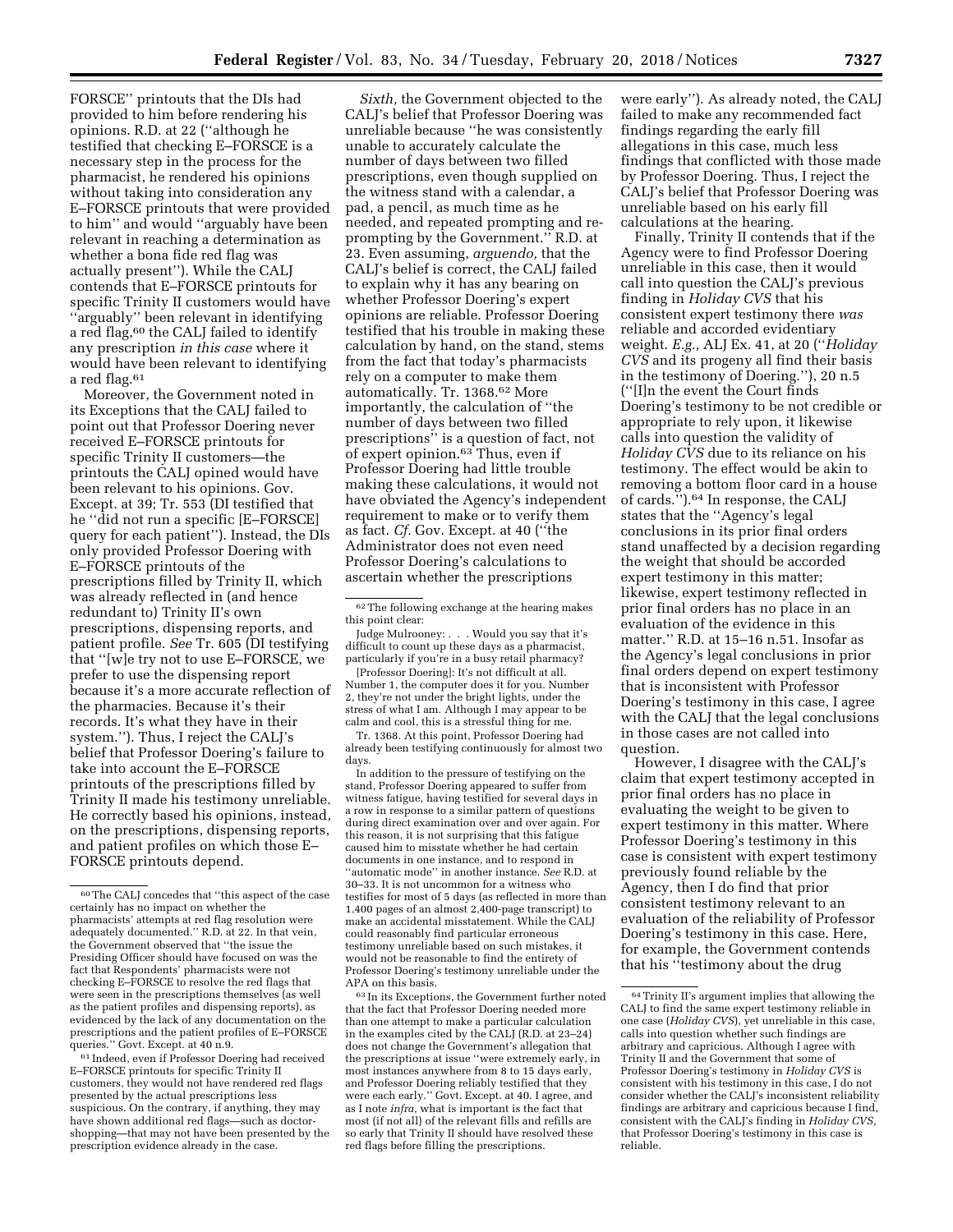FORSCE'' printouts that the DIs had provided to him before rendering his opinions. R.D. at 22 (''although he testified that checking E–FORSCE is a necessary step in the process for the pharmacist, he rendered his opinions without taking into consideration any E–FORSCE printouts that were provided to him'' and would ''arguably have been relevant in reaching a determination as whether a bona fide red flag was actually present''). While the CALJ contends that E–FORSCE printouts for specific Trinity II customers would have ''arguably'' been relevant in identifying a red flag,[60] the CALJ failed to identify any prescription *in this case* where it would have been relevant to identifying a red flag.[61]

Moreover, the Government noted in its Exceptions that the CALJ failed to point out that Professor Doering never received E–FORSCE printouts for specific Trinity II customers—the printouts the CALJ opined would have been relevant to his opinions. Gov. Except. at 39; Tr. 553 (DI testified that he ''did not run a specific [E–FORSCE] query for each patient''). Instead, the DIs only provided Professor Doering with E–FORSCE printouts of the prescriptions filled by Trinity II, which was already reflected in (and hence redundant to) Trinity II's own prescriptions, dispensing reports, and patient profile. *See* Tr. 605 (DI testifying that ''[w]e try not to use E–FORSCE, we prefer to use the dispensing report because it's a more accurate reflection of the pharmacies. Because it's their records. It's what they have in their system.''). Thus, I reject the CALJ's belief that Professor Doering's failure to take into account the E–FORSCE printouts of the prescriptions filled by Trinity II made his testimony unreliable. He correctly based his opinions, instead, on the prescriptions, dispensing reports, and patient profiles on which those E–FORSCE printouts depend.

*Sixth,* the Government objected to the CALJ's belief that Professor Doering was unreliable because ''he was consistently unable to accurately calculate the number of days between two filled prescriptions, even though supplied on the witness stand with a calendar, a pad, a pencil, as much time as he needed, and repeated prompting and re-prompting by the Government.'' R.D. at 23. Even assuming, *arguendo,* that the CALJ's belief is correct, the CALJ failed to explain why it has any bearing on whether Professor Doering's expert opinions are reliable. Professor Doering testified that his trouble in making these calculation by hand, on the stand, stems from the fact that today's pharmacists rely on a computer to make them automatically. Tr. 1368.[62] More importantly, the calculation of ''the number of days between two filled prescriptions'' is a question of fact, not of expert opinion.[63] Thus, even if Professor Doering had little trouble making these calculations, it would not have obviated the Agency's independent requirement to make or to verify them as fact. *Cf.* Gov. Except. at 40 (''the Administrator does not even need Professor Doering's calculations to ascertain whether the prescriptions were early''). As already noted, the CALJ failed to make any recommended fact findings regarding the early fill allegations in this case, much less findings that conflicted with those made by Professor Doering. Thus, I reject the CALJ's belief that Professor Doering was unreliable based on his early fill calculations at the hearing.

Finally, Trinity II contends that if the Agency were to find Professor Doering unreliable in this case, then it would call into question the CALJ's previous finding in *Holiday CVS* that his consistent expert testimony there *was* reliable and accorded evidentiary weight. *E.g.,* ALJ Ex. 41, at 20 (''*Holiday CVS* and its progeny all find their basis in the testimony of Doering.''), 20 n.5 (''[I]n the event the Court finds Doering's testimony to be not credible or appropriate to rely upon, it likewise calls into question the validity of *Holiday CVS* due to its reliance on his testimony. The effect would be akin to removing a bottom floor card in a house of cards.'').[64] In response, the CALJ states that the ''Agency's legal conclusions in its prior final orders stand unaffected by a decision regarding the weight that should be accorded expert testimony in this matter; likewise, expert testimony reflected in prior final orders has no place in an evaluation of the evidence in this matter.'' R.D. at 15–16 n.51. Insofar as the Agency's legal conclusions in prior final orders depend on expert testimony that is inconsistent with Professor Doering's testimony in this case, I agree with the CALJ that the legal conclusions in those cases are not called into question.

However, I disagree with the CALJ's claim that expert testimony accepted in prior final orders has no place in evaluating the weight to be given to expert testimony in this matter. Where Professor Doering's testimony in this case is consistent with expert testimony previously found reliable by the Agency, then I do find that prior consistent testimony relevant to an evaluation of the reliability of Professor Doering's testimony in this case. Here, for example, the Government contends that his ''testimony about the drug

---

[60] The CALJ concedes that ''this aspect of the case certainly has no impact on whether the pharmacists' attempts at red flag resolution were adequately documented.'' R.D. at 22. In that vein, the Government observed that ''the issue the Presiding Officer should have focused on was the fact that Respondents' pharmacists were not checking E–FORSCE to resolve the red flags that were seen in the prescriptions themselves (as well as the patient profiles and dispensing reports), as evidenced by the lack of any documentation on the prescriptions and the patient profiles of E–FORSCE queries.'' Govt. Except. at 40 n.9.

[61] Indeed, even if Professor Doering had received E–FORSCE printouts for specific Trinity II customers, they would not have rendered red flags presented by the actual prescriptions less suspicious. On the contrary, if anything, they may have shown additional red flags—such as doctor-shopping—that may not have been presented by the prescription evidence already in the case.

[62] The following exchange at the hearing makes this point clear:

Judge Mulrooney: . . . Would you say that it's difficult to count up these days as a pharmacist, particularly if you're in a busy retail pharmacy?

[Professor Doering]: It's not difficult at all. Number 1, the computer does it for you. Number 2, they're not under the bright lights, under the stress of what I am. Although I may appear to be calm and cool, this is a stressful thing for me.

Tr. 1368. At this point, Professor Doering had already been testifying continuously for almost two days.

In addition to the pressure of testifying on the stand, Professor Doering appeared to suffer from witness fatigue, having testified for several days in a row in response to a similar pattern of questions during direct examination over and over again. For this reason, it is not surprising that this fatigue caused him to misstate whether he had certain documents in one instance, and to respond in ''automatic mode'' in another instance. *See* R.D. at 30–33. It is not uncommon for a witness who testifies for most of 5 days (as reflected in more than 1,400 pages of an almost 2,400-page transcript) to make an accidental misstatement. While the CALJ could reasonably find particular erroneous testimony unreliable based on such mistakes, it would not be reasonable to find the entirety of Professor Doering's testimony unreliable under the APA on this basis.

[63] In its Exceptions, the Government further noted that the fact that Professor Doering needed more than one attempt to make a particular calculation in the examples cited by the CALJ (R.D. at 23–24) does not change the Government's allegation that the prescriptions at issue ''were extremely early, in most instances anywhere from 8 to 15 days early, and Professor Doering reliably testified that they were each early.'' Govt. Except. at 40. I agree, and as I note *infra,* what is important is the fact that most (if not all) of the relevant fills and refills are so early that Trinity II should have resolved these red flags before filling the prescriptions.

[64] Trinity II's argument implies that allowing the CALJ to find the same expert testimony reliable in one case (*Holiday CVS*), yet unreliable in this case, calls into question whether such findings are arbitrary and capricious. Although I agree with Trinity II and the Government that some of Professor Doering's testimony in *Holiday CVS* is consistent with his testimony in this case, I do not consider whether the CALJ's inconsistent reliability findings are arbitrary and capricious because I find, consistent with the CALJ's finding in *Holiday CVS,* that Professor Doering's testimony in this case is reliable.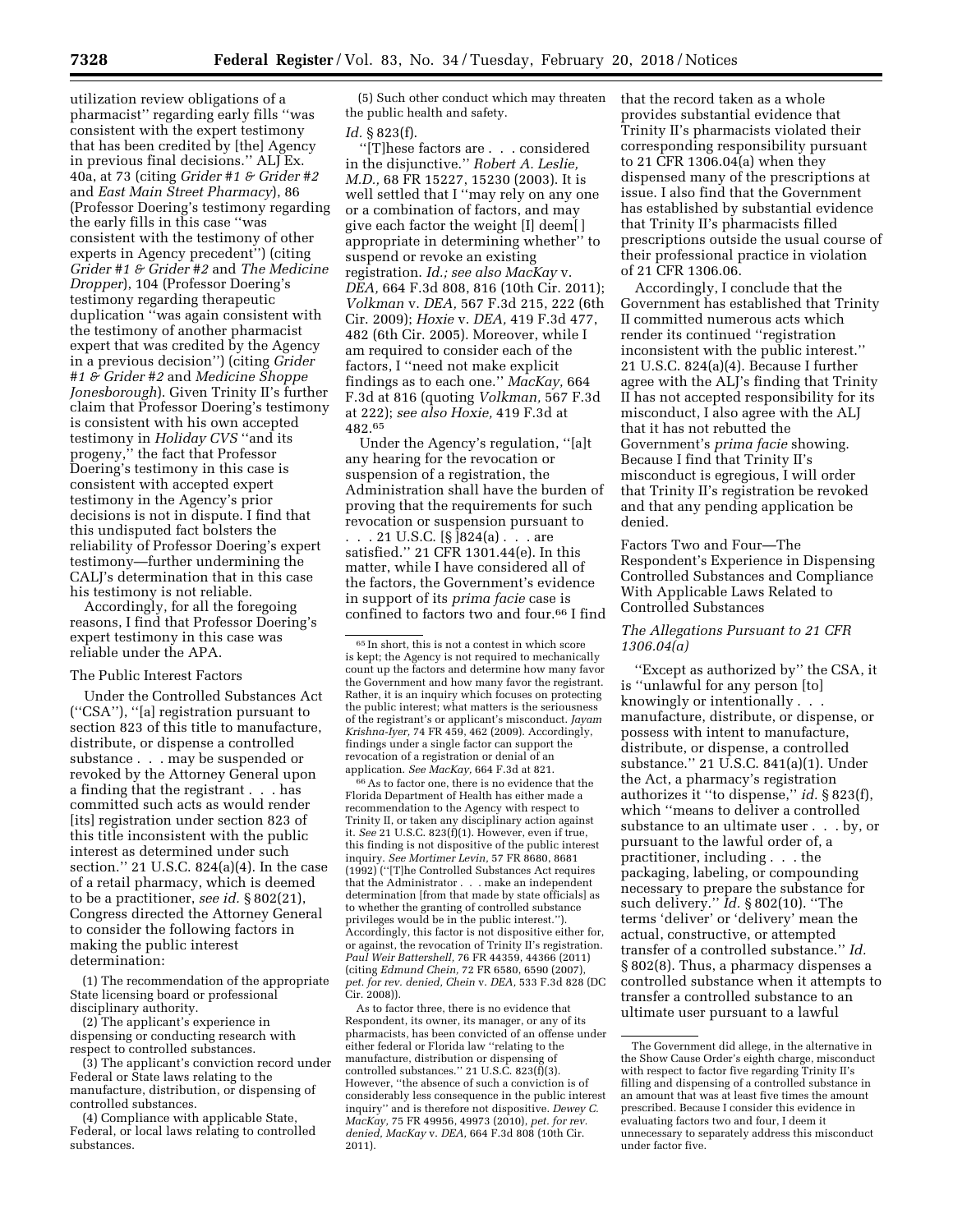utilization review obligations of a pharmacist'' regarding early fills ''was consistent with the expert testimony that has been credited by [the] Agency in previous final decisions.'' ALJ Ex. 40a, at 73 (citing *Grider #1 & Grider #2* and *East Main Street Pharmacy*), 86 (Professor Doering's testimony regarding the early fills in this case ''was consistent with the testimony of other experts in Agency precedent'') (citing *Grider #1 & Grider #2* and *The Medicine Dropper*), 104 (Professor Doering's testimony regarding therapeutic duplication ''was again consistent with the testimony of another pharmacist expert that was credited by the Agency in a previous decision'') (citing *Grider #1 & Grider #2* and *Medicine Shoppe Jonesborough*). Given Trinity II's further claim that Professor Doering's testimony is consistent with his own accepted testimony in *Holiday CVS* ''and its progeny,'' the fact that Professor Doering's testimony in this case is consistent with accepted expert testimony in the Agency's prior decisions is not in dispute. I find that this undisputed fact bolsters the reliability of Professor Doering's expert testimony—further undermining the CALJ's determination that in this case his testimony is not reliable.

Accordingly, for all the foregoing reasons, I find that Professor Doering's expert testimony in this case was reliable under the APA.

The Public Interest Factors

Under the Controlled Substances Act (''CSA''), ''[a] registration pursuant to section 823 of this title to manufacture, distribute, or dispense a controlled substance . . . may be suspended or revoked by the Attorney General upon a finding that the registrant . . . has committed such acts as would render [its] registration under section 823 of this title inconsistent with the public interest as determined under such section.'' 21 U.S.C. 824(a)(4). In the case of a retail pharmacy, which is deemed to be a practitioner, *see id.* § 802(21), Congress directed the Attorney General to consider the following factors in making the public interest determination:

(1) The recommendation of the appropriate State licensing board or professional disciplinary authority.

(2) The applicant's experience in dispensing or conducting research with respect to controlled substances.

(3) The applicant's conviction record under Federal or State laws relating to the manufacture, distribution, or dispensing of controlled substances.

(4) Compliance with applicable State, Federal, or local laws relating to controlled substances.

(5) Such other conduct which may threaten the public health and safety.

*Id.* § 823(f).

''[T]hese factors are . . . considered in the disjunctive.'' *Robert A. Leslie, M.D.,* 68 FR 15227, 15230 (2003). It is well settled that I ''may rely on any one or a combination of factors, and may give each factor the weight [I] deem[ ] appropriate in determining whether'' to suspend or revoke an existing registration. *Id.; see also MacKay* v. *DEA,* 664 F.3d 808, 816 (10th Cir. 2011); *Volkman* v. *DEA,* 567 F.3d 215, 222 (6th Cir. 2009); *Hoxie* v. *DEA,* 419 F.3d 477, 482 (6th Cir. 2005). Moreover, while I am required to consider each of the factors, I ''need not make explicit findings as to each one.'' *MacKay,* 664 F.3d at 816 (quoting *Volkman,* 567 F.3d at 222); *see also Hoxie,* 419 F.3d at 482.[65]

Under the Agency's regulation, ''[a]t any hearing for the revocation or suspension of a registration, the Administration shall have the burden of proving that the requirements for such revocation or suspension pursuant to . . . 21 U.S.C. [§ ]824(a) . . . are satisfied.'' 21 CFR 1301.44(e). In this matter, while I have considered all of the factors, the Government's evidence in support of its *prima facie* case is confined to factors two and four.[66] I find that the record taken as a whole provides substantial evidence that Trinity II's pharmacists violated their corresponding responsibility pursuant to 21 CFR 1306.04(a) when they dispensed many of the prescriptions at issue. I also find that the Government has established by substantial evidence that Trinity II's pharmacists filled prescriptions outside the usual course of their professional practice in violation of 21 CFR 1306.06.

Accordingly, I conclude that the Government has established that Trinity II committed numerous acts which render its continued ''registration inconsistent with the public interest.'' 21 U.S.C. 824(a)(4). Because I further agree with the ALJ's finding that Trinity II has not accepted responsibility for its misconduct, I also agree with the ALJ that it has not rebutted the Government's *prima facie* showing. Because I find that Trinity II's misconduct is egregious, I will order that Trinity II's registration be revoked and that any pending application be denied.

Factors Two and Four—The Respondent's Experience in Dispensing Controlled Substances and Compliance With Applicable Laws Related to Controlled Substances

*The Allegations Pursuant to 21 CFR 1306.04(a)*

''Except as authorized by'' the CSA, it is ''unlawful for any person [to] knowingly or intentionally . . . manufacture, distribute, or dispense, or possess with intent to manufacture, distribute, or dispense, a controlled substance.'' 21 U.S.C. 841(a)(1). Under the Act, a pharmacy's registration authorizes it ''to dispense,'' *id.* § 823(f), which ''means to deliver a controlled substance to an ultimate user . . . by, or pursuant to the lawful order of, a practitioner, including . . . the packaging, labeling, or compounding necessary to prepare the substance for such delivery.'' *Id.* § 802(10). ''The terms 'deliver' or 'delivery' mean the actual, constructive, or attempted transfer of a controlled substance.'' *Id.* § 802(8). Thus, a pharmacy dispenses a controlled substance when it attempts to transfer a controlled substance to an ultimate user pursuant to a lawful

[65] In short, this is not a contest in which score is kept; the Agency is not required to mechanically count up the factors and determine how many favor the Government and how many favor the registrant. Rather, it is an inquiry which focuses on protecting the public interest; what matters is the seriousness of the registrant's or applicant's misconduct. *Jayam Krishna-Iyer,* 74 FR 459, 462 (2009). Accordingly, findings under a single factor can support the revocation of a registration or denial of an application. *See MacKay,* 664 F.3d at 821.

[66] As to factor one, there is no evidence that the Florida Department of Health has either made a recommendation to the Agency with respect to Trinity II, or taken any disciplinary action against it. *See* 21 U.S.C. 823(f)(1). However, even if true, this finding is not dispositive of the public interest inquiry. *See Mortimer Levin,* 57 FR 8680, 8681 (1992) (''[T]he Controlled Substances Act requires that the Administrator . . . make an independent determination [from that made by state officials] as to whether the granting of controlled substance privileges would be in the public interest.''). Accordingly, this factor is not dispositive either for, or against, the revocation of Trinity II's registration. *Paul Weir Battershell,* 76 FR 44359, 44366 (2011) (citing *Edmund Chein,* 72 FR 6580, 6590 (2007), *pet. for rev. denied, Chein* v. *DEA,* 533 F.3d 828 (DC Cir. 2008)).

As to factor three, there is no evidence that Respondent, its owner, its manager, or any of its pharmacists, has been convicted of an offense under either federal or Florida law ''relating to the manufacture, distribution or dispensing of controlled substances.'' 21 U.S.C. 823(f)(3). However, ''the absence of such a conviction is of considerably less consequence in the public interest inquiry'' and is therefore not dispositive. *Dewey C. MacKay,* 75 FR 49956, 49973 (2010), *pet. for rev. denied, MacKay* v. *DEA,* 664 F.3d 808 (10th Cir. 2011).

The Government did allege, in the alternative in the Show Cause Order's eighth charge, misconduct with respect to factor five regarding Trinity II's filling and dispensing of a controlled substance in an amount that was at least five times the amount prescribed. Because I consider this evidence in evaluating factors two and four, I deem it unnecessary to separately address this misconduct under factor five.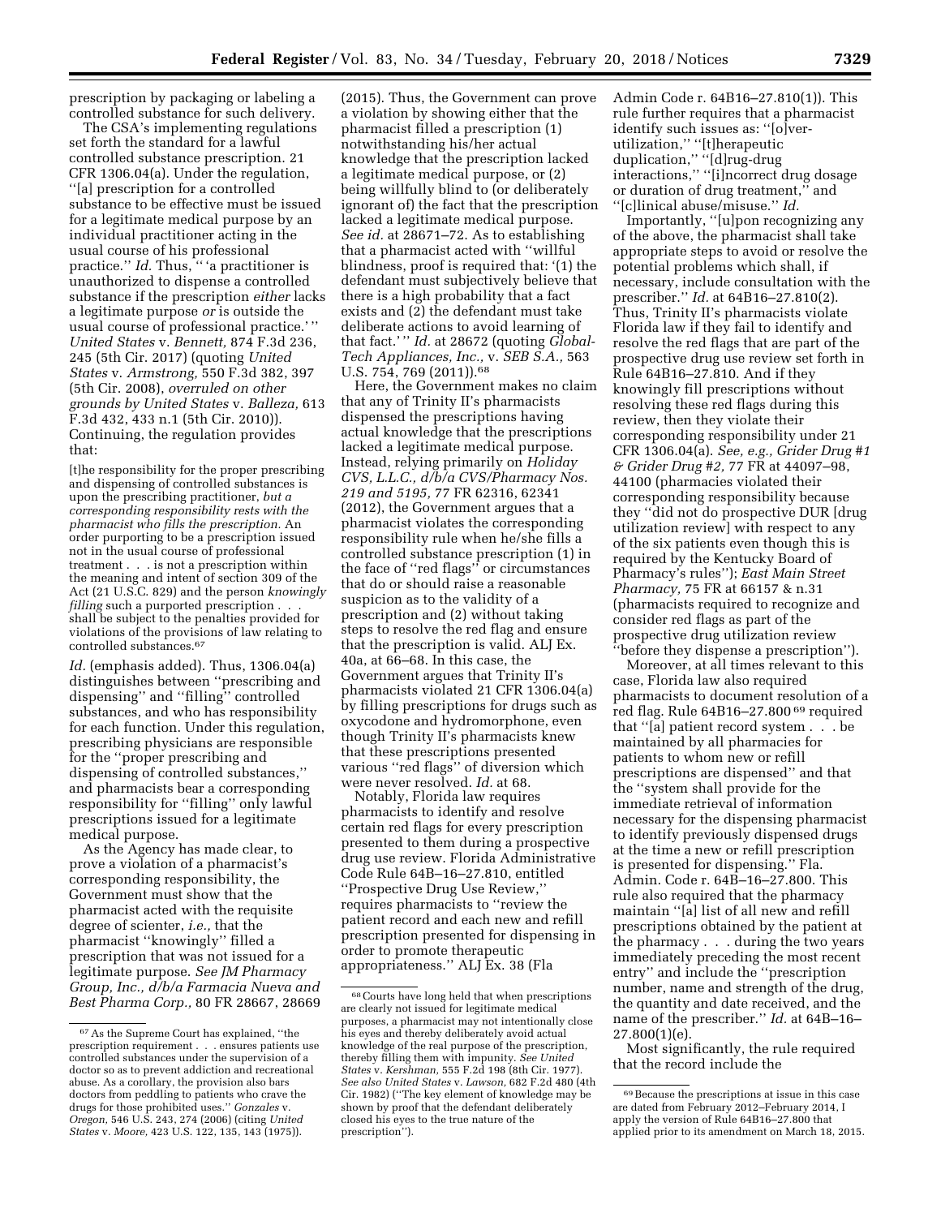prescription by packaging or labeling a controlled substance for such delivery.

The CSA's implementing regulations set forth the standard for a lawful controlled substance prescription. 21 CFR 1306.04(a). Under the regulation, ''[a] prescription for a controlled substance to be effective must be issued for a legitimate medical purpose by an individual practitioner acting in the usual course of his professional practice.'' *Id.* Thus, '' 'a practitioner is unauthorized to dispense a controlled substance if the prescription *either* lacks a legitimate purpose *or* is outside the usual course of professional practice.' '' *United States* v. *Bennett,* 874 F.3d 236, 245 (5th Cir. 2017) (quoting *United States* v. *Armstrong,* 550 F.3d 382, 397 (5th Cir. 2008), *overruled on other grounds by United States* v. *Balleza,* 613 F.3d 432, 433 n.1 (5th Cir. 2010)). Continuing, the regulation provides that:

> [t]he responsibility for the proper prescribing and dispensing of controlled substances is upon the prescribing practitioner, *but a corresponding responsibility rests with the pharmacist who fills the prescription.* An order purporting to be a prescription issued not in the usual course of professional treatment . . . is not a prescription within the meaning and intent of section 309 of the Act (21 U.S.C. 829) and the person *knowingly filling* such a purported prescription . . . shall be subject to the penalties provided for violations of the provisions of law relating to controlled substances.[67]

*Id.* (emphasis added). Thus, 1306.04(a) distinguishes between ''prescribing and dispensing'' and ''filling'' controlled substances, and who has responsibility for each function. Under this regulation, prescribing physicians are responsible for the ''proper prescribing and dispensing of controlled substances,'' and pharmacists bear a corresponding responsibility for ''filling'' only lawful prescriptions issued for a legitimate medical purpose.

As the Agency has made clear, to prove a violation of a pharmacist's corresponding responsibility, the Government must show that the pharmacist acted with the requisite degree of scienter, *i.e.,* that the pharmacist ''knowingly'' filled a prescription that was not issued for a legitimate purpose. *See JM Pharmacy Group, Inc., d/b/a Farmacia Nueva and Best Pharma Corp.,* 80 FR 28667, 28669 (2015). Thus, the Government can prove a violation by showing either that the pharmacist filled a prescription (1) notwithstanding his/her actual knowledge that the prescription lacked a legitimate medical purpose, or (2) being willfully blind to (or deliberately ignorant of) the fact that the prescription lacked a legitimate medical purpose. *See id.* at 28671–72. As to establishing that a pharmacist acted with ''willful blindness, proof is required that: '(1) the defendant must subjectively believe that there is a high probability that a fact exists and (2) the defendant must take deliberate actions to avoid learning of that fact.' '' *Id.* at 28672 (quoting *Global-Tech Appliances, Inc.,* v. *SEB S.A.,* 563 U.S. 754, 769 (2011)).[68]

Here, the Government makes no claim that any of Trinity II's pharmacists dispensed the prescriptions having actual knowledge that the prescriptions lacked a legitimate medical purpose. Instead, relying primarily on *Holiday CVS, L.L.C., d/b/a CVS/Pharmacy Nos. 219 and 5195,* 77 FR 62316, 62341 (2012), the Government argues that a pharmacist violates the corresponding responsibility rule when he/she fills a controlled substance prescription (1) in the face of ''red flags'' or circumstances that do or should raise a reasonable suspicion as to the validity of a prescription and (2) without taking steps to resolve the red flag and ensure that the prescription is valid. ALJ Ex. 40a, at 66–68. In this case, the Government argues that Trinity II's pharmacists violated 21 CFR 1306.04(a) by filling prescriptions for drugs such as oxycodone and hydromorphone, even though Trinity II's pharmacists knew that these prescriptions presented various ''red flags'' of diversion which were never resolved. *Id.* at 68.

Notably, Florida law requires pharmacists to identify and resolve certain red flags for every prescription presented to them during a prospective drug use review. Florida Administrative Code Rule 64B16–27.810, entitled ''Prospective Drug Use Review,'' requires pharmacists to ''review the patient record and each new and refill prescription presented for dispensing in order to promote therapeutic appropriateness.'' ALJ Ex. 38 (Fla Admin Code r. 64B16–27.810(1)). This rule further requires that a pharmacist identify such issues as: ''[o]ver-utilization,'' ''[t]herapeutic duplication,'' ''[d]rug-drug interactions,'' ''[i]ncorrect drug dosage or duration of drug treatment,'' and ''[c]linical abuse/misuse.'' *Id.*

Importantly, ''[u]pon recognizing any of the above, the pharmacist shall take appropriate steps to avoid or resolve the potential problems which shall, if necessary, include consultation with the prescriber.'' *Id.* at 64B16–27.810(2). Thus, Trinity II's pharmacists violate Florida law if they fail to identify and resolve the red flags that are part of the prospective drug use review set forth in Rule 64B16–27.810. And if they knowingly fill prescriptions without resolving these red flags during this review, then they violate their corresponding responsibility under 21 CFR 1306.04(a). *See, e.g., Grider Drug #1 & Grider Drug #2,* 77 FR at 44097–98, 44100 (pharmacies violated their corresponding responsibility because they ''did not do prospective DUR [drug utilization review] with respect to any of the six patients even though this is required by the Kentucky Board of Pharmacy's rules''); *East Main Street Pharmacy,* 75 FR at 66157 & n.31 (pharmacists required to recognize and consider red flags as part of the prospective drug utilization review ''before they dispense a prescription'').

Moreover, at all times relevant to this case, Florida law also required pharmacists to document resolution of a red flag. Rule 64B16–27.800[69] required that ''[a] patient record system . . . be maintained by all pharmacies for patients to whom new or refill prescriptions are dispensed'' and that the ''system shall provide for the immediate retrieval of information necessary for the dispensing pharmacist to identify previously dispensed drugs at the time a new or refill prescription is presented for dispensing.'' Fla. Admin. Code r. 64B–16–27.800. This rule also required that the pharmacy maintain ''[a] list of all new and refill prescriptions obtained by the patient at the pharmacy . . . during the two years immediately preceding the most recent entry'' and include the ''prescription number, name and strength of the drug, the quantity and date received, and the name of the prescriber.'' *Id.* at 64B–16–27.800(1)(e).

Most significantly, the rule required that the record include the

---

[67] As the Supreme Court has explained, ''the prescription requirement . . . ensures patients use controlled substances under the supervision of a doctor so as to prevent addiction and recreational abuse. As a corollary, the provision also bars doctors from peddling to patients who crave the drugs for those prohibited uses.'' *Gonzales* v. *Oregon,* 546 U.S. 243, 274 (2006) (citing *United States* v. *Moore,* 423 U.S. 122, 135, 143 (1975)).

[68] Courts have long held that when prescriptions are clearly not issued for legitimate medical purposes, a pharmacist may not intentionally close his eyes and thereby deliberately avoid actual knowledge of the real purpose of the prescription, thereby filling them with impunity. *See United States* v. *Kershman,* 555 F.2d 198 (8th Cir. 1977). *See also United States* v. *Lawson,* 682 F.2d 480 (4th Cir. 1982) (''The key element of knowledge may be shown by proof that the defendant deliberately closed his eyes to the true nature of the prescription'').

[69] Because the prescriptions at issue in this case are dated from February 2012–February 2014, I apply the version of Rule 64B16–27.800 that applied prior to its amendment on March 18, 2015.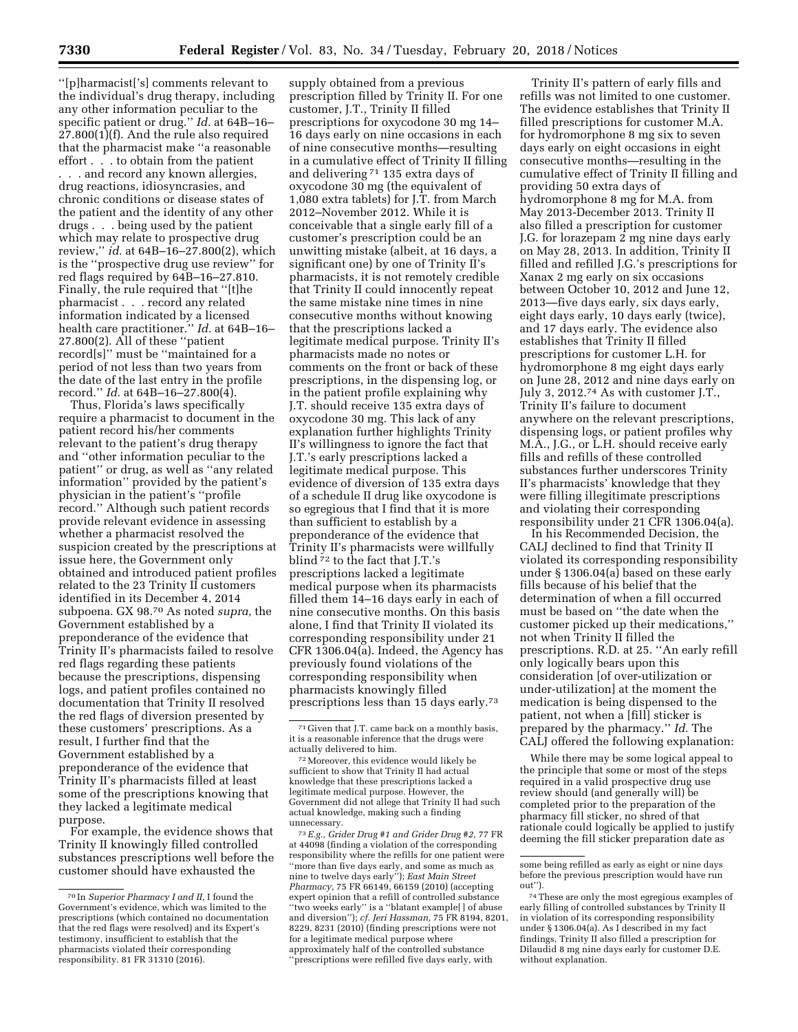"[p]harmacist['s] comments relevant to the individual's drug therapy, including any other information peculiar to the specific patient or drug." *Id.* at 64B–16–27.800(1)(f). And the rule also required that the pharmacist make "a reasonable effort . . . to obtain from the patient . . . and record any known allergies, drug reactions, idiosyncrasies, and chronic conditions or disease states of the patient and the identity of any other drugs . . . being used by the patient which may relate to prospective drug review," *id.* at 64B–16–27.800(2), which is the "prospective drug use review" for red flags required by 64B–16–27.810. Finally, the rule required that "[t]he pharmacist . . . record any related information indicated by a licensed health care practitioner." *Id.* at 64B–16–27.800(2). All of these "patient record[s]" must be "maintained for a period of not less than two years from the date of the last entry in the profile record." *Id.* at 64B–16–27.800(4).

Thus, Florida's laws specifically require a pharmacist to document in the patient record his/her comments relevant to the patient's drug therapy and "other information peculiar to the patient" or drug, as well as "any related information" provided by the patient's physician in the patient's "profile record." Although such patient records provide relevant evidence in assessing whether a pharmacist resolved the suspicion created by the prescriptions at issue here, the Government only obtained and introduced patient profiles related to the 23 Trinity II customers identified in its December 4, 2014 subpoena. GX 98.[70] As noted *supra,* the Government established by a preponderance of the evidence that Trinity II's pharmacists failed to resolve red flags regarding these patients because the prescriptions, dispensing logs, and patient profiles contained no documentation that Trinity II resolved the red flags of diversion presented by these customers' prescriptions. As a result, I further find that the Government established by a preponderance of the evidence that Trinity II's pharmacists filled at least some of the prescriptions knowing that they lacked a legitimate medical purpose.

For example, the evidence shows that Trinity II knowingly filled controlled substances prescriptions well before the customer should have exhausted the supply obtained from a previous prescription filled by Trinity II. For one customer, J.T., Trinity II filled prescriptions for oxycodone 30 mg 14–16 days early on nine occasions in each of nine consecutive months—resulting in a cumulative effect of Trinity II filling and delivering[71] 135 extra days of oxycodone 30 mg (the equivalent of 1,080 extra tablets) for J.T. from March 2012–November 2012. While it is conceivable that a single early fill of a customer's prescription could be an unwitting mistake (albeit, at 16 days, a significant one) by one of Trinity II's pharmacists, it is not remotely credible that Trinity II could innocently repeat the same mistake nine times in nine consecutive months without knowing that the prescriptions lacked a legitimate medical purpose. Trinity II's pharmacists made no notes or comments on the front or back of these prescriptions, in the dispensing log, or in the patient profile explaining why J.T. should receive 135 extra days of oxycodone 30 mg. This lack of any explanation further highlights Trinity II's willingness to ignore the fact that J.T.'s early prescriptions lacked a legitimate medical purpose. This evidence of diversion of 135 extra days of a schedule II drug like oxycodone is so egregious that I find that it is more than sufficient to establish by a preponderance of the evidence that Trinity II's pharmacists were willfully blind[72] to the fact that J.T.'s prescriptions lacked a legitimate medical purpose when its pharmacists filled them 14–16 days early in each of nine consecutive months. On this basis alone, I find that Trinity II violated its corresponding responsibility under 21 CFR 1306.04(a). Indeed, the Agency has previously found violations of the corresponding responsibility when pharmacists knowingly filled prescriptions less than 15 days early.[73]

Trinity II's pattern of early fills and refills was not limited to one customer. The evidence establishes that Trinity II filled prescriptions for customer M.A. for hydromorphone 8 mg six to seven days early on eight occasions in eight consecutive months—resulting in the cumulative effect of Trinity II filling and providing 50 extra days of hydromorphone 8 mg for M.A. from May 2013-December 2013. Trinity II also filled a prescription for customer J.G. for lorazepam 2 mg nine days early on May 28, 2013. In addition, Trinity II filled and refilled J.G.'s prescriptions for Xanax 2 mg early on six occasions between October 10, 2012 and June 12, 2013—five days early, six days early, eight days early, 10 days early (twice), and 17 days early. The evidence also establishes that Trinity II filled prescriptions for customer L.H. for hydromorphone 8 mg eight days early on June 28, 2012 and nine days early on July 3, 2012.[74] As with customer J.T., Trinity II's failure to document anywhere on the relevant prescriptions, dispensing logs, or patient profiles why M.A., J.G., or L.H. should receive early fills and refills of these controlled substances further underscores Trinity II's pharmacists' knowledge that they were filling illegitimate prescriptions and violating their corresponding responsibility under 21 CFR 1306.04(a).

In his Recommended Decision, the CALJ declined to find that Trinity II violated its corresponding responsibility under § 1306.04(a) based on these early fills because of his belief that the determination of when a fill occurred must be based on "the date when the customer picked up their medications," not when Trinity II filled the prescriptions. R.D. at 25. "An early refill only logically bears upon this consideration [of over-utilization or under-utilization] at the moment the medication is being dispensed to the patient, not when a [fill] sticker is prepared by the pharmacy." *Id.* The CALJ offered the following explanation:

> While there may be some logical appeal to the principle that some or most of the steps required in a valid prospective drug use review should (and generally will) be completed prior to the preparation of the pharmacy fill sticker, no shred of that rationale could logically be applied to justify deeming the fill sticker preparation date as

---

[70] In *Superior Pharmacy I and II,* I found the Government's evidence, which was limited to the prescriptions (which contained no documentation that the red flags were resolved) and its Expert's testimony, insufficient to establish that the pharmacists violated their corresponding responsibility. 81 FR 31310 (2016).

[71] Given that J.T. came back on a monthly basis, it is a reasonable inference that the drugs were actually delivered to him.

[72] Moreover, this evidence would likely be sufficient to show that Trinity II had actual knowledge that these prescriptions lacked a legitimate medical purpose. However, the Government did not allege that Trinity II had such actual knowledge, making such a finding unnecessary.

[73] *E.g., Grider Drug #1 and Grider Drug #2,* 77 FR at 44098 (finding a violation of the corresponding responsibility where the refills for one patient were "more than five days early, and some as much as nine to twelve days early"); *East Main Street Pharmacy,* 75 FR 66149, 66159 (2010) (accepting expert opinion that a refill of controlled substance "two weeks early" is a "blatant example[ ] of abuse and diversion"); *cf. Jeri Hassman,* 75 FR 8194, 8201, 8229, 8231 (2010) (finding prescriptions were not for a legitimate medical purpose where approximately half of the controlled substance "prescriptions were refilled five days early, with some being refilled as early as eight or nine days before the previous prescription would have run out").

[74] These are only the most egregious examples of early filling of controlled substances by Trinity II in violation of its corresponding responsibility under § 1306.04(a). As I described in my fact findings, Trinity II also filled a prescription for Dilaudid 8 mg nine days early for customer D.E. without explanation.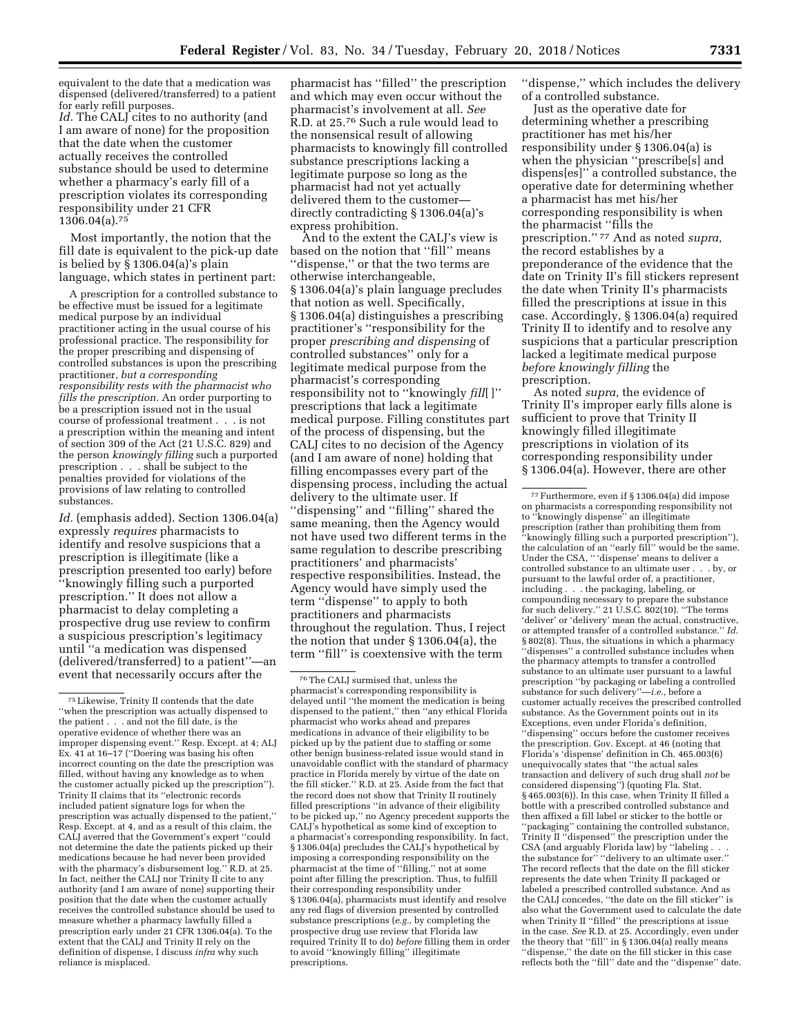equivalent to the date that a medication was dispensed (delivered/transferred) to a patient for early refill purposes.

*Id.* The CALJ cites to no authority (and I am aware of none) for the proposition that the date when the customer actually receives the controlled substance should be used to determine whether a pharmacy's early fill of a prescription violates its corresponding responsibility under 21 CFR 1306.04(a).[75]

Most importantly, the notion that the fill date is equivalent to the pick-up date is belied by § 1306.04(a)'s plain language, which states in pertinent part:

> A prescription for a controlled substance to be effective must be issued for a legitimate medical purpose by an individual practitioner acting in the usual course of his professional practice. The responsibility for the proper prescribing and dispensing of controlled substances is upon the prescribing practitioner, *but a corresponding responsibility rests with the pharmacist who fills the prescription.* An order purporting to be a prescription issued not in the usual course of professional treatment . . . is not a prescription within the meaning and intent of section 309 of the Act (21 U.S.C. 829) and the person *knowingly filling* such a purported prescription . . . shall be subject to the penalties provided for violations of the provisions of law relating to controlled substances.

*Id.* (emphasis added). Section 1306.04(a) expressly *requires* pharmacists to identify and resolve suspicions that a prescription is illegitimate (like a prescription presented too early) before ''knowingly filling such a purported prescription.'' It does not allow a pharmacist to delay completing a prospective drug use review to confirm a suspicious prescription's legitimacy until ''a medication was dispensed (delivered/transferred) to a patient''—an event that necessarily occurs after the pharmacist has ''filled'' the prescription and which may even occur without the pharmacist's involvement at all. *See* R.D. at 25.[76] Such a rule would lead to the nonsensical result of allowing pharmacists to knowingly fill controlled substance prescriptions lacking a legitimate purpose so long as the pharmacist had not yet actually delivered them to the customer—directly contradicting § 1306.04(a)'s express prohibition.

And to the extent the CALJ's view is based on the notion that ''fill'' means ''dispense,'' or that the two terms are otherwise interchangeable, § 1306.04(a)'s plain language precludes that notion as well. Specifically, § 1306.04(a) distinguishes a prescribing practitioner's ''responsibility for the proper *prescribing and dispensing* of controlled substances'' only for a legitimate medical purpose from the pharmacist's corresponding responsibility not to ''knowingly *fill*[ ]'' prescriptions that lack a legitimate medical purpose. Filling constitutes part of the process of dispensing, but the CALJ cites to no decision of the Agency (and I am aware of none) holding that filling encompasses every part of the dispensing process, including the actual delivery to the ultimate user. If ''dispensing'' and ''filling'' shared the same meaning, then the Agency would not have used two different terms in the same regulation to describe prescribing practitioners' and pharmacists' respective responsibilities. Instead, the Agency would have simply used the term ''dispense'' to apply to both practitioners and pharmacists throughout the regulation. Thus, I reject the notion that under § 1306.04(a), the term ''fill'' is coextensive with the term ''dispense,'' which includes the delivery of a controlled substance.

Just as the operative date for determining whether a prescribing practitioner has met his/her responsibility under § 1306.04(a) is when the physician ''prescribe[s] and dispens[es]'' a controlled substance, the operative date for determining whether a pharmacist has met his/her corresponding responsibility is when the pharmacist ''fills the prescription.''[77] And as noted *supra,* the record establishes by a preponderance of the evidence that the date on Trinity II's fill stickers represent the date when Trinity II's pharmacists filled the prescriptions at issue in this case. Accordingly, § 1306.04(a) required Trinity II to identify and to resolve any suspicions that a particular prescription lacked a legitimate medical purpose *before knowingly filling* the prescription.

As noted *supra,* the evidence of Trinity II's improper early fills alone is sufficient to prove that Trinity II knowingly filled illegitimate prescriptions in violation of its corresponding responsibility under § 1306.04(a). However, there are other

---

[75] Likewise, Trinity II contends that the date ''when the prescription was actually dispensed to the patient . . . and not the fill date, is the operative evidence of whether there was an improper dispensing event.'' Resp. Except. at 4; ALJ Ex. 41 at 16–17 (''Doering was basing his often incorrect counting on the date the prescription was filled, without having any knowledge as to when the customer actually picked up the prescription''). Trinity II claims that its ''electronic records included patient signature logs for when the prescription was actually dispensed to the patient,'' Resp. Except. at 4, and as a result of this claim, the CALJ averred that the Government's expert ''could not determine the date the patients picked up their medications because he had never been provided with the pharmacy's disbursement log.'' R.D. at 25. In fact, neither the CALJ nor Trinity II cite to any authority (and I am aware of none) supporting their position that the date when the customer actually receives the controlled substance should be used to measure whether a pharmacy lawfully filled a prescription early under 21 CFR 1306.04(a). To the extent that the CALJ and Trinity II rely on the definition of dispense, I discuss *infra* why such reliance is misplaced.

[76] The CALJ surmised that, unless the pharmacist's corresponding responsibility is delayed until ''the moment the medication is being dispensed to the patient,'' then ''any ethical Florida pharmacist who works ahead and prepares medications in advance of their eligibility to be picked up by the patient due to staffing or some other benign business-related issue would stand in unavoidable conflict with the standard of pharmacy practice in Florida merely by virtue of the date on the fill sticker.'' R.D. at 25. Aside from the fact that the record does not show that Trinity II routinely filled prescriptions ''in advance of their eligibility to be picked up,'' no Agency precedent supports the CALJ's hypothetical as some kind of exception to a pharmacist's corresponding responsibility. In fact, § 1306.04(a) precludes the CALJ's hypothetical by imposing a corresponding responsibility on the pharmacist at the time of ''filling,'' not at some point after filling the prescription. Thus, to fulfill their corresponding responsibility under § 1306.04(a), pharmacists must identify and resolve any red flags of diversion presented by controlled substance prescriptions (*e.g.,* by completing the prospective drug use review that Florida law required Trinity II to do) *before* filling them in order to avoid ''knowingly filling'' illegitimate prescriptions.

[77] Furthermore, even if § 1306.04(a) did impose on pharmacists a corresponding responsibility not to ''knowingly dispense'' an illegitimate prescription (rather than prohibiting them from ''knowingly filling such a purported prescription''), the calculation of an ''early fill'' would be the same. Under the CSA, '' 'dispense' means to deliver a controlled substance to an ultimate user . . . by, or pursuant to the lawful order of, a practitioner, including . . . the packaging, labeling, or compounding necessary to prepare the substance for such delivery.'' 21 U.S.C. 802(10). ''The terms 'deliver' or 'delivery' mean the actual, constructive, or attempted transfer of a controlled substance.'' *Id.* § 802(8). Thus, the situations in which a pharmacy ''dispenses'' a controlled substance includes when the pharmacy attempts to transfer a controlled substance to an ultimate user pursuant to a lawful prescription ''by packaging or labeling a controlled substance for such delivery''—*i.e.,* before a customer actually receives the prescribed controlled substance. As the Government points out in its Exceptions, even under Florida's definition, ''dispensing'' occurs before the customer receives the prescription. Gov. Except. at 46 (noting that Florida's 'dispense' definition in Ch. 465.003(6) unequivocally states that ''the actual sales transaction and delivery of such drug shall *not* be considered dispensing'') (quoting Fla. Stat. § 465.003(6)). In this case, when Trinity II filled a bottle with a prescribed controlled substance and then affixed a fill label or sticker to the bottle or ''packaging'' containing the controlled substance, Trinity II ''dispensed'' the prescription under the CSA (and arguably Florida law) by ''labeling . . . the substance for'' ''delivery to an ultimate user.'' The record reflects that the date on the fill sticker represents the date when Trinity II packaged or labeled a prescribed controlled substance. And as the CALJ concedes, ''the date on the fill sticker'' is also what the Government used to calculate the date when Trinity II ''filled'' the prescriptions at issue in the case. *See* R.D. at 25. Accordingly, even under the theory that ''fill'' in § 1306.04(a) really means ''dispense,'' the date on the fill sticker in this case reflects both the ''fill'' date and the ''dispense'' date.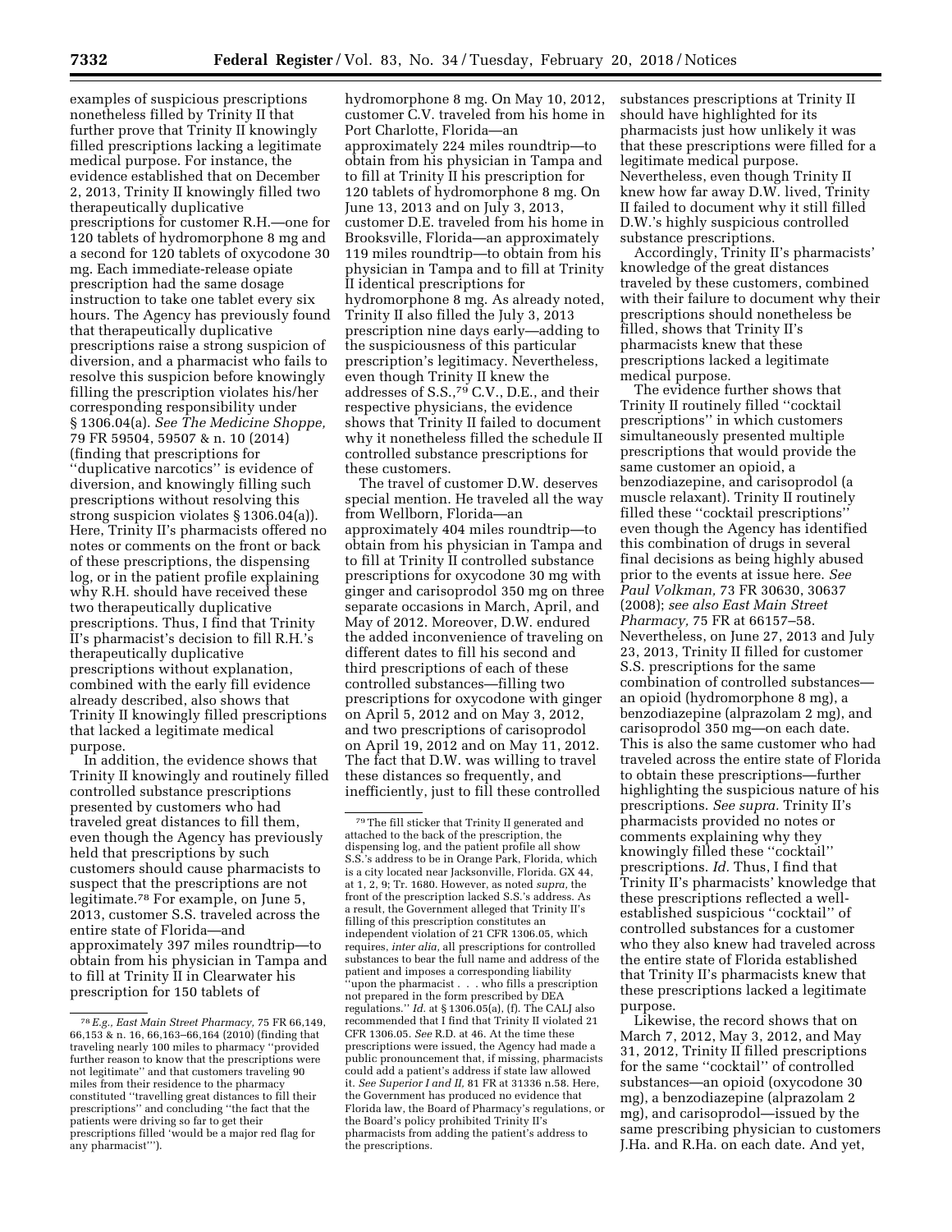examples of suspicious prescriptions nonetheless filled by Trinity II that further prove that Trinity II knowingly filled prescriptions lacking a legitimate medical purpose. For instance, the evidence established that on December 2, 2013, Trinity II knowingly filled two therapeutically duplicative prescriptions for customer R.H.—one for 120 tablets of hydromorphone 8 mg and a second for 120 tablets of oxycodone 30 mg. Each immediate-release opiate prescription had the same dosage instruction to take one tablet every six hours. The Agency has previously found that therapeutically duplicative prescriptions raise a strong suspicion of diversion, and a pharmacist who fails to resolve this suspicion before knowingly filling the prescription violates his/her corresponding responsibility under § 1306.04(a). *See The Medicine Shoppe,* 79 FR 59504, 59507 & n. 10 (2014) (finding that prescriptions for ''duplicative narcotics'' is evidence of diversion, and knowingly filling such prescriptions without resolving this strong suspicion violates § 1306.04(a)). Here, Trinity II's pharmacists offered no notes or comments on the front or back of these prescriptions, the dispensing log, or in the patient profile explaining why R.H. should have received these two therapeutically duplicative prescriptions. Thus, I find that Trinity II's pharmacist's decision to fill R.H.'s therapeutically duplicative prescriptions without explanation, combined with the early fill evidence already described, also shows that Trinity II knowingly filled prescriptions that lacked a legitimate medical purpose.

In addition, the evidence shows that Trinity II knowingly and routinely filled controlled substance prescriptions presented by customers who had traveled great distances to fill them, even though the Agency has previously held that prescriptions by such customers should cause pharmacists to suspect that the prescriptions are not legitimate.[78] For example, on June 5, 2013, customer S.S. traveled across the entire state of Florida—and approximately 397 miles roundtrip—to obtain from his physician in Tampa and to fill at Trinity II in Clearwater his prescription for 150 tablets of hydromorphone 8 mg. On May 10, 2012, customer C.V. traveled from his home in Port Charlotte, Florida—an approximately 224 miles roundtrip—to obtain from his physician in Tampa and to fill at Trinity II his prescription for 120 tablets of hydromorphone 8 mg. On June 13, 2013 and on July 3, 2013, customer D.E. traveled from his home in Brooksville, Florida—an approximately 119 miles roundtrip—to obtain from his physician in Tampa and to fill at Trinity II identical prescriptions for hydromorphone 8 mg. As already noted, Trinity II also filled the July 3, 2013 prescription nine days early—adding to the suspiciousness of this particular prescription's legitimacy. Nevertheless, even though Trinity II knew the addresses of S.S.,[79] C.V., D.E., and their respective physicians, the evidence shows that Trinity II failed to document why it nonetheless filled the schedule II controlled substance prescriptions for these customers.

The travel of customer D.W. deserves special mention. He traveled all the way from Wellborn, Florida—an approximately 404 miles roundtrip—to obtain from his physician in Tampa and to fill at Trinity II controlled substance prescriptions for oxycodone 30 mg with ginger and carisoprodol 350 mg on three separate occasions in March, April, and May of 2012. Moreover, D.W. endured the added inconvenience of traveling on different dates to fill his second and third prescriptions of each of these controlled substances—filling two prescriptions for oxycodone with ginger on April 5, 2012 and on May 3, 2012, and two prescriptions of carisoprodol on April 19, 2012 and on May 11, 2012. The fact that D.W. was willing to travel these distances so frequently, and inefficiently, just to fill these controlled substances prescriptions at Trinity II should have highlighted for its pharmacists just how unlikely it was that these prescriptions were filled for a legitimate medical purpose. Nevertheless, even though Trinity II knew how far away D.W. lived, Trinity II failed to document why it still filled D.W.'s highly suspicious controlled substance prescriptions.

Accordingly, Trinity II's pharmacists' knowledge of the great distances traveled by these customers, combined with their failure to document why their prescriptions should nonetheless be filled, shows that Trinity II's pharmacists knew that these prescriptions lacked a legitimate medical purpose.

The evidence further shows that Trinity II routinely filled ''cocktail prescriptions'' in which customers simultaneously presented multiple prescriptions that would provide the same customer an opioid, a benzodiazepine, and carisoprodol (a muscle relaxant). Trinity II routinely filled these ''cocktail prescriptions'' even though the Agency has identified this combination of drugs in several final decisions as being highly abused prior to the events at issue here. *See Paul Volkman,* 73 FR 30630, 30637 (2008); *see also East Main Street Pharmacy,* 75 FR at 66157–58. Nevertheless, on June 27, 2013 and July 23, 2013, Trinity II filled for customer S.S. prescriptions for the same combination of controlled substances—an opioid (hydromorphone 8 mg), a benzodiazepine (alprazolam 2 mg), and carisoprodol 350 mg—on each date. This is also the same customer who had traveled across the entire state of Florida to obtain these prescriptions—further highlighting the suspicious nature of his prescriptions. *See supra.* Trinity II's pharmacists provided no notes or comments explaining why they knowingly filled these ''cocktail'' prescriptions. *Id.* Thus, I find that Trinity II's pharmacists' knowledge that these prescriptions reflected a well-established suspicious ''cocktail'' of controlled substances for a customer who they also knew had traveled across the entire state of Florida established that Trinity II's pharmacists knew that these prescriptions lacked a legitimate purpose.

Likewise, the record shows that on March 7, 2012, May 3, 2012, and May 31, 2012, Trinity II filled prescriptions for the same ''cocktail'' of controlled substances—an opioid (oxycodone 30 mg), a benzodiazepine (alprazolam 2 mg), and carisoprodol—issued by the same prescribing physician to customers J.Ha. and R.Ha. on each date. And yet,

[78] *E.g., East Main Street Pharmacy,* 75 FR 66,149, 66,153 & n. 16, 66,163–66,164 (2010) (finding that traveling nearly 100 miles to pharmacy ''provided further reason to know that the prescriptions were not legitimate'' and that customers traveling 90 miles from their residence to the pharmacy constituted ''travelling great distances to fill their prescriptions'' and concluding ''the fact that the patients were driving so far to get their prescriptions filled 'would be a major red flag for any pharmacist' '').

[79] The fill sticker that Trinity II generated and attached to the back of the prescription, the dispensing log, and the patient profile all show S.S.'s address to be in Orange Park, Florida, which is a city located near Jacksonville, Florida. GX 44, at 1, 2, 9; Tr. 1680. However, as noted *supra,* the front of the prescription lacked S.S.'s address. As a result, the Government alleged that Trinity II's filling of this prescription constitutes an independent violation of 21 CFR 1306.05, which requires, *inter alia,* all prescriptions for controlled substances to bear the full name and address of the patient and imposes a corresponding liability ''upon the pharmacist . . . who fills a prescription not prepared in the form prescribed by DEA regulations.'' *Id.* at § 1306.05(a), (f). The CALJ also recommended that I find that Trinity II violated 21 CFR 1306.05. *See* R.D. at 46. At the time these prescriptions were issued, the Agency had made a public pronouncement that, if missing, pharmacists could add a patient's address if state law allowed it. *See Superior I and II,* 81 FR at 31336 n.58. Here, the Government has produced no evidence that Florida law, the Board of Pharmacy's regulations, or the Board's policy prohibited Trinity II's pharmacists from adding the patient's address to the prescriptions.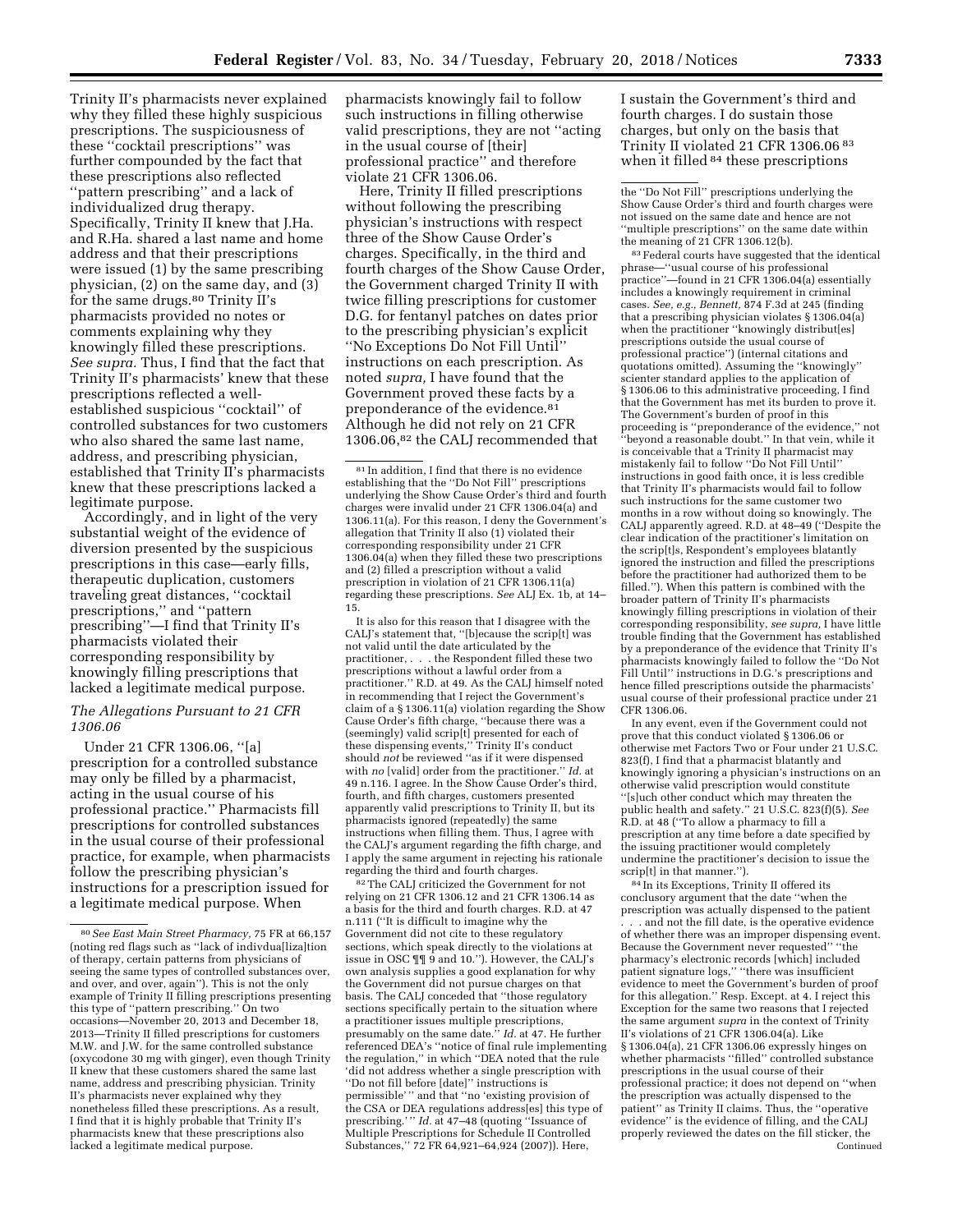Trinity II's pharmacists never explained why they filled these highly suspicious prescriptions. The suspiciousness of these "cocktail prescriptions" was further compounded by the fact that these prescriptions also reflected "pattern prescribing" and a lack of individualized drug therapy. Specifically, Trinity II knew that J.Ha. and R.Ha. shared a last name and home address and that their prescriptions were issued (1) by the same prescribing physician, (2) on the same day, and (3) for the same drugs.[80] Trinity II's pharmacists provided no notes or comments explaining why they knowingly filled these prescriptions. *See supra.* Thus, I find that the fact that Trinity II's pharmacists' knew that these prescriptions reflected a well-established suspicious "cocktail" of controlled substances for two customers who also shared the same last name, address, and prescribing physician, established that Trinity II's pharmacists knew that these prescriptions lacked a legitimate purpose.

Accordingly, and in light of the very substantial weight of the evidence of diversion presented by the suspicious prescriptions in this case—early fills, therapeutic duplication, customers traveling great distances, "cocktail prescriptions," and "pattern prescribing"—I find that Trinity II's pharmacists violated their corresponding responsibility by knowingly filling prescriptions that lacked a legitimate medical purpose.

### *The Allegations Pursuant to 21 CFR 1306.06*

Under 21 CFR 1306.06, "[a] prescription for a controlled substance may only be filled by a pharmacist, acting in the usual course of his professional practice." Pharmacists fill prescriptions for controlled substances in the usual course of their professional practice, for example, when pharmacists follow the prescribing physician's instructions for a prescription issued for a legitimate medical purpose. When pharmacists knowingly fail to follow such instructions in filling otherwise valid prescriptions, they are not "acting in the usual course of [their] professional practice" and therefore violate 21 CFR 1306.06.

Here, Trinity II filled prescriptions without following the prescribing physician's instructions with respect three of the Show Cause Order's charges. Specifically, in the third and fourth charges of the Show Cause Order, the Government charged Trinity II with twice filling prescriptions for customer D.G. for fentanyl patches on dates prior to the prescribing physician's explicit "No Exceptions Do Not Fill Until" instructions on each prescription. As noted *supra,* I have found that the Government proved these facts by a preponderance of the evidence.[81] Although he did not rely on 21 CFR 1306.06,[82] the CALJ recommended that I sustain the Government's third and fourth charges. I do sustain those charges, but only on the basis that Trinity II violated 21 CFR 1306.06 [83] when it filled [84] these prescriptions

---

[80] *See East Main Street Pharmacy,* 75 FR at 66,157 (noting red flags such as "lack of indivdua[liza]tion of therapy, certain patterns from physicians of seeing the same types of controlled substances over, and over, and over, again"). This is not the only example of Trinity II filling prescriptions presenting this type of "pattern prescribing." On two occasions—November 20, 2013 and December 18, 2013—Trinity II filled prescriptions for customers M.W. and J.W. for the same controlled substance (oxycodone 30 mg with ginger), even though Trinity II knew that these customers shared the same last name, address and prescribing physician. Trinity II's pharmacists never explained why they nonetheless filled these prescriptions. As a result, I find that it is highly probable that Trinity II's pharmacists knew that these prescriptions also lacked a legitimate medical purpose.

[81] In addition, I find that there is no evidence establishing that the "Do Not Fill" prescriptions underlying the Show Cause Order's third and fourth charges were invalid under 21 CFR 1306.04(a) and 1306.11(a). For this reason, I deny the Government's allegation that Trinity II also (1) violated their corresponding responsibility under 21 CFR 1306.04(a) when they filled these two prescriptions and (2) filled a prescription without a valid prescription in violation of 21 CFR 1306.11(a) regarding these prescriptions. *See* ALJ Ex. 1b, at 14–15.

It is also for this reason that I disagree with the CALJ's statement that, "[b]ecause the scrip[t] was not valid until the date articulated by the practitioner, . . . the Respondent filled these two prescriptions without a lawful order from a practitioner." R.D. at 49. As the CALJ himself noted in recommending that I reject the Government's claim of a § 1306.11(a) violation regarding the Show Cause Order's fifth charge, "because there was a (seemingly) valid scrip[t] presented for each of these dispensing events," Trinity II's conduct should *not* be reviewed "as if it were dispensed with *no* [valid] order from the practitioner." *Id.* at 49 n.116. I agree. In the Show Cause Order's third, fourth, and fifth charges, customers presented apparently valid prescriptions to Trinity II, but its pharmacists ignored (repeatedly) the same instructions when filling them. Thus, I agree with the CALJ's argument regarding the fifth charge, and I apply the same argument in rejecting his rationale regarding the third and fourth charges.

[82] The CALJ criticized the Government for not relying on 21 CFR 1306.12 and 21 CFR 1306.14 as a basis for the third and fourth charges. R.D. at 47 n.111 ("It is difficult to imagine why the Government did not cite to these regulatory sections, which speak directly to the violations at issue in OSC ¶¶ 9 and 10."). However, the CALJ's own analysis supplies a good explanation for why the Government did not pursue charges on that basis. The CALJ conceded that "those regulatory sections specifically pertain to the situation where a practitioner issues multiple prescriptions, presumably on the same date." *Id.* at 47. He further referenced DEA's "notice of final rule implementing the regulation," in which "DEA noted that the rule 'did not address whether a single prescription with "Do not fill before [date]" instructions is permissible'" and that "no 'existing provision of the CSA or DEA regulations address[es] this type of prescribing.'" *Id.* at 47–48 (quoting "Issuance of Multiple Prescriptions for Schedule II Controlled Substances," 72 FR 64,921–64,924 (2007)). Here, the "Do Not Fill" prescriptions underlying the Show Cause Order's third and fourth charges were not issued on the same date and hence are not "multiple prescriptions" on the same date within the meaning of 21 CFR 1306.12(b).

[83] Federal courts have suggested that the identical phrase—"usual course of his professional practice"—found in 21 CFR 1306.04(a) essentially includes a knowingly requirement in criminal cases. *See, e.g., Bennett,* 874 F.3d at 245 (finding that a prescribing physician violates § 1306.04(a) when the practitioner "knowingly distribut[es] prescriptions outside the usual course of professional practice") (internal citations and quotations omitted). Assuming the "knowingly" scienter standard applies to the application of § 1306.06 to this administrative proceeding, I find that the Government has met its burden to prove it. The Government's burden of proof in this proceeding is "preponderance of the evidence," not "beyond a reasonable doubt." In that vein, while it is conceivable that a Trinity II pharmacist may mistakenly fail to follow "Do Not Fill Until" instructions in good faith once, it is less credible that Trinity II's pharmacists would fail to follow such instructions for the same customer two months in a row without doing so knowingly. The CALJ apparently agreed. R.D. at 48–49 ("Despite the clear indication of the practitioner's limitation on the scrip[t]s, Respondent's employees blatantly ignored the instruction and filled the prescriptions before the practitioner had authorized them to be filled."). When this pattern is combined with the broader pattern of Trinity II's pharmacists knowingly filling prescriptions in violation of their corresponding responsibility, *see supra,* I have little trouble finding that the Government has established by a preponderance of the evidence that Trinity II's pharmacists knowingly failed to follow the "Do Not Fill Until" instructions in D.G.'s prescriptions and hence filled prescriptions outside the pharmacists' usual course of their professional practice under 21 CFR 1306.06.

In any event, even if the Government could not prove that this conduct violated § 1306.06 or otherwise met Factors Two or Four under 21 U.S.C. 823(f), I find that a pharmacist blatantly and knowingly ignoring a physician's instructions on an otherwise valid prescription would constitute "[s]uch other conduct which may threaten the public health and safety." 21 U.S.C. 823(f)(5). *See* R.D. at 48 ("To allow a pharmacy to fill a prescription at any time before a date specified by the issuing practitioner would completely undermine the practitioner's decision to issue the scrip[t] in that manner.").

[84] In its Exceptions, Trinity II offered its conclusory argument that the date "when the prescription was actually dispensed to the patient . . . and not the fill date, is the operative evidence of whether there was an improper dispensing event. Because the Government never requested" "the pharmacy's electronic records [which] included patient signature logs," "there was insufficient evidence to meet the Government's burden of proof for this allegation." Resp. Except. at 4. I reject this Exception for the same two reasons that I rejected the same argument *supra* in the context of Trinity II's violations of 21 CFR 1306.04(a). Like § 1306.04(a), 21 CFR 1306.06 expressly hinges on whether pharmacists "filled" controlled substance prescriptions in the usual course of their professional practice; it does not depend on "when the prescription was actually dispensed to the patient" as Trinity II claims. Thus, the "operative evidence" is the evidence of filling, and the CALJ properly reviewed the dates on the fill sticker, the

Continued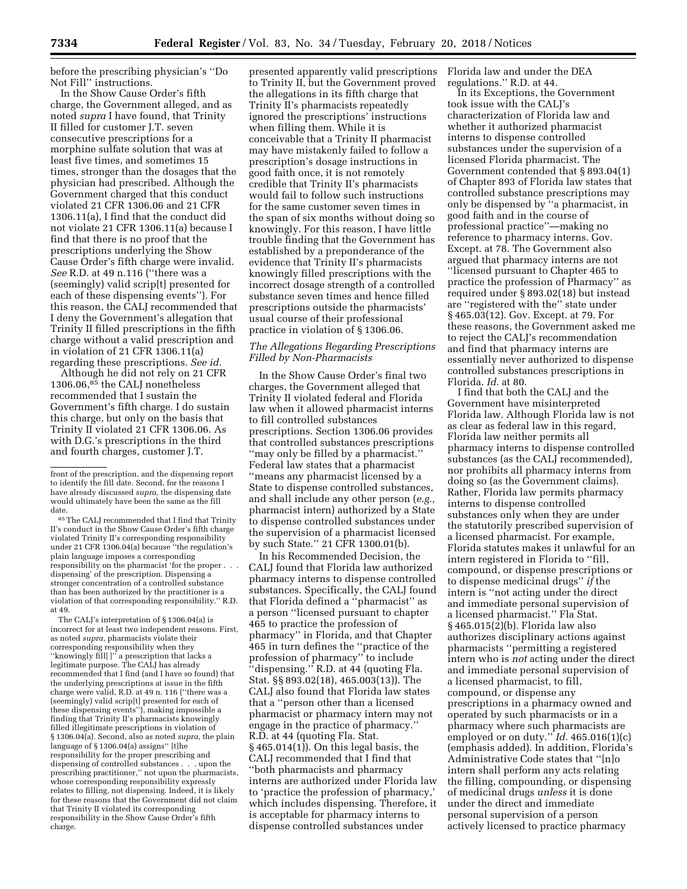before the prescribing physician's "Do Not Fill" instructions.

In the Show Cause Order's fifth charge, the Government alleged, and as noted *supra* I have found, that Trinity II filled for customer J.T. seven consecutive prescriptions for a morphine sulfate solution that was at least five times, and sometimes 15 times, stronger than the dosages that the physician had prescribed. Although the Government charged that this conduct violated 21 CFR 1306.06 and 21 CFR 1306.11(a), I find that the conduct did not violate 21 CFR 1306.11(a) because I find that there is no proof that the prescriptions underlying the Show Cause Order's fifth charge were invalid. *See* R.D. at 49 n.116 ("there was a (seemingly) valid scrip[t] presented for each of these dispensing events"). For this reason, the CALJ recommended that I deny the Government's allegation that Trinity II filled prescriptions in the fifth charge without a valid prescription and in violation of 21 CFR 1306.11(a) regarding these prescriptions. *See id.*

Although he did not rely on 21 CFR 1306.06,[85] the CALJ nonetheless recommended that I sustain the Government's fifth charge. I do sustain this charge, but only on the basis that Trinity II violated 21 CFR 1306.06. As with D.G.'s prescriptions in the third and fourth charges, customer J.T. presented apparently valid prescriptions to Trinity II, but the Government proved the allegations in its fifth charge that Trinity II's pharmacists repeatedly ignored the prescriptions' instructions when filling them. While it is conceivable that a Trinity II pharmacist may have mistakenly failed to follow a prescription's dosage instructions in good faith once, it is not remotely credible that Trinity II's pharmacists would fail to follow such instructions for the same customer seven times in the span of six months without doing so knowingly. For this reason, I have little trouble finding that the Government has established by a preponderance of the evidence that Trinity II's pharmacists knowingly filled prescriptions with the incorrect dosage strength of a controlled substance seven times and hence filled prescriptions outside the pharmacists' usual course of their professional practice in violation of § 1306.06.

### *The Allegations Regarding Prescriptions Filled by Non-Pharmacists*

In the Show Cause Order's final two charges, the Government alleged that Trinity II violated federal and Florida law when it allowed pharmacist interns to fill controlled substances prescriptions. Section 1306.06 provides that controlled substances prescriptions "may only be filled by a pharmacist." Federal law states that a pharmacist "means any pharmacist licensed by a State to dispense controlled substances, and shall include any other person (*e.g.,* pharmacist intern) authorized by a State to dispense controlled substances under the supervision of a pharmacist licensed by such State." 21 CFR 1300.01(b).

In his Recommended Decision, the CALJ found that Florida law authorized pharmacy interns to dispense controlled substances. Specifically, the CALJ found that Florida defined a "pharmacist" as a person "licensed pursuant to chapter 465 to practice the profession of pharmacy" in Florida, and that Chapter 465 in turn defines the "practice of the profession of pharmacy" to include "dispensing." R.D. at 44 (quoting Fla. Stat. §§ 893.02(18), 465.003(13)). The CALJ also found that Florida law states that a "person other than a licensed pharmacist or pharmacy intern may not engage in the practice of pharmacy." R.D. at 44 (quoting Fla. Stat. § 465.014(1)). On this legal basis, the CALJ recommended that I find that "both pharmacists and pharmacy interns are authorized under Florida law to 'practice the profession of pharmacy,' which includes dispensing. Therefore, it is acceptable for pharmacy interns to dispense controlled substances under Florida law and under the DEA regulations." R.D. at 44.

In its Exceptions, the Government took issue with the CALJ's characterization of Florida law and whether it authorized pharmacist interns to dispense controlled substances under the supervision of a licensed Florida pharmacist. The Government contended that § 893.04(1) of Chapter 893 of Florida law states that controlled substance prescriptions may only be dispensed by "a pharmacist, in good faith and in the course of professional practice"—making no reference to pharmacy interns. Gov. Except. at 78. The Government also argued that pharmacy interns are not "licensed pursuant to Chapter 465 to practice the profession of Pharmacy" as required under § 893.02(18) but instead are "registered with the" state under § 465.03(12). Gov. Except. at 79. For these reasons, the Government asked me to reject the CALJ's recommendation and find that pharmacy interns are essentially never authorized to dispense controlled substances prescriptions in Florida. *Id.* at 80.

I find that both the CALJ and the Government have misinterpreted Florida law. Although Florida law is not as clear as federal law in this regard, Florida law neither permits all pharmacy interns to dispense controlled substances (as the CALJ recommended), nor prohibits all pharmacy interns from doing so (as the Government claims). Rather, Florida law permits pharmacy interns to dispense controlled substances only when they are under the statutorily prescribed supervision of a licensed pharmacist. For example, Florida statutes makes it unlawful for an intern registered in Florida to "fill, compound, or dispense prescriptions or to dispense medicinal drugs" *if* the intern is "not acting under the direct and immediate personal supervision of a licensed pharmacist." Fla Stat. § 465.015(2)(b). Florida law also authorizes disciplinary actions against pharmacists "permitting a registered intern who is *not* acting under the direct and immediate personal supervision of a licensed pharmacist, to fill, compound, or dispense any prescriptions in a pharmacy owned and operated by such pharmacists or in a pharmacy where such pharmacists are employed or on duty." *Id.* 465.016(1)(c) (emphasis added). In addition, Florida's Administrative Code states that "[n]o intern shall perform any acts relating the filling, compounding, or dispensing of medicinal drugs *unless* it is done under the direct and immediate personal supervision of a person actively licensed to practice pharmacy

---

front of the prescription, and the dispensing report to identify the fill date. Second, for the reasons I have already discussed *supra*, the dispensing date would ultimately have been the same as the fill date.

[85] The CALJ recommended that I find that Trinity II's conduct in the Show Cause Order's fifth charge violated Trinity II's corresponding responsibility under 21 CFR 1306.04(a) because "the regulation's plain language imposes a corresponding responsibility on the pharmacist 'for the proper . . . dispensing' of the prescription. Dispensing a stronger concentration of a controlled substance than has been authorized by the practitioner is a violation of that corresponding responsibility." R.D. at 49.

The CALJ's interpretation of § 1306.04(a) is incorrect for at least two independent reasons. First, as noted *supra*, pharmacists violate their corresponding responsibility when they "knowingly fill[ ]" a prescription that lacks a legitimate purpose. The CALJ has already recommended that I find (and I have so found) that the underlying prescriptions at issue in the fifth charge were valid, R.D. at 49 n. 116 ("there was a (seemingly) valid scrip[t] presented for each of these dispensing events"), making impossible a finding that Trinity II's pharmacists knowingly filled illegitimate prescriptions in violation of § 1306.04(a). Second, also as noted *supra*, the plain language of § 1306.04(a) assigns" [t]he responsibility for the proper prescribing and dispensing of controlled substances . . . upon the prescribing practitioner," not upon the pharmacists, whose corresponding responsibility expressly relates to filling, not dispensing. Indeed, it is likely for these reasons that the Government did not claim that Trinity II violated its corresponding responsibility in the Show Cause Order's fifth charge.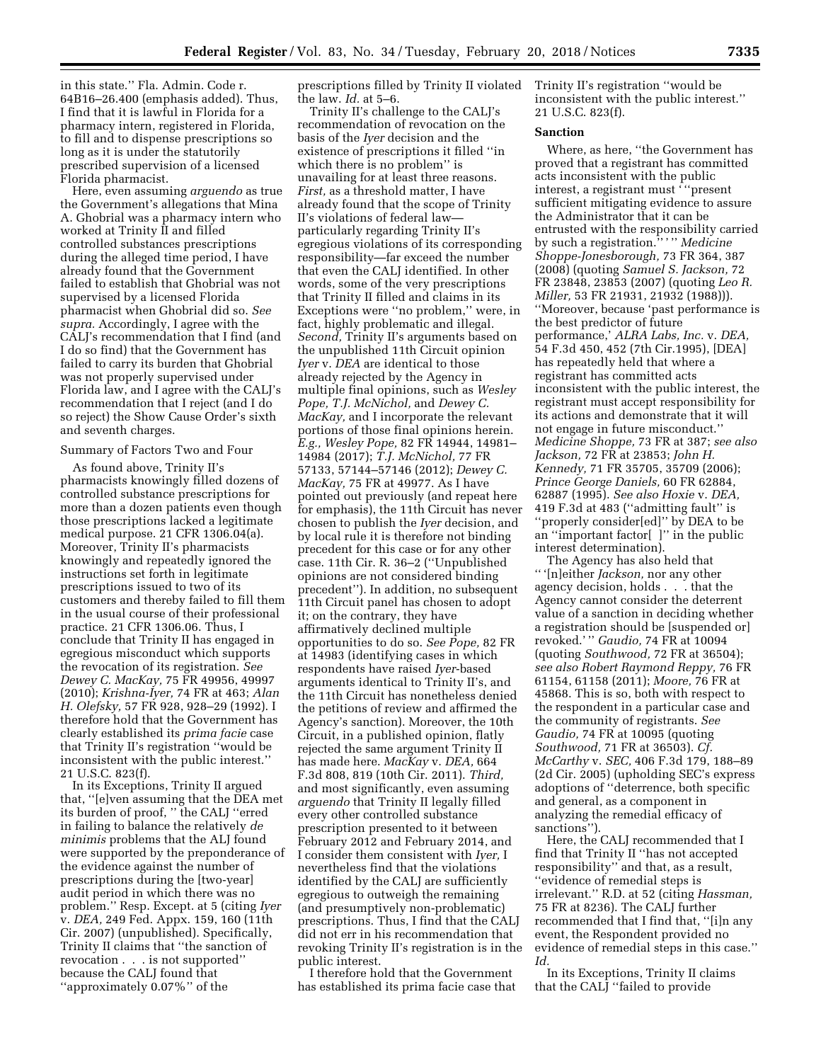in this state.'' Fla. Admin. Code r. 64B16–26.400 (emphasis added). Thus, I find that it is lawful in Florida for a pharmacy intern, registered in Florida, to fill and to dispense prescriptions so long as it is under the statutorily prescribed supervision of a licensed Florida pharmacist.

Here, even assuming *arguendo* as true the Government's allegations that Mina A. Ghobrial was a pharmacy intern who worked at Trinity II and filled controlled substances prescriptions during the alleged time period, I have already found that the Government failed to establish that Ghobrial was not supervised by a licensed Florida pharmacist when Ghobrial did so. *See supra.* Accordingly, I agree with the CALJ's recommendation that I find (and I do so find) that the Government has failed to carry its burden that Ghobrial was not properly supervised under Florida law, and I agree with the CALJ's recommendation that I reject (and I do so reject) the Show Cause Order's sixth and seventh charges.

Summary of Factors Two and Four

As found above, Trinity II's pharmacists knowingly filled dozens of controlled substance prescriptions for more than a dozen patients even though those prescriptions lacked a legitimate medical purpose. 21 CFR 1306.04(a). Moreover, Trinity II's pharmacists knowingly and repeatedly ignored the instructions set forth in legitimate prescriptions issued to two of its customers and thereby failed to fill them in the usual course of their professional practice. 21 CFR 1306.06. Thus, I conclude that Trinity II has engaged in egregious misconduct which supports the revocation of its registration. *See Dewey C. MacKay,* 75 FR 49956, 49997 (2010); *Krishna-Iyer,* 74 FR at 463; *Alan H. Olefsky,* 57 FR 928, 928–29 (1992). I therefore hold that the Government has clearly established its *prima facie* case that Trinity II's registration ''would be inconsistent with the public interest.'' 21 U.S.C. 823(f).

In its Exceptions, Trinity II argued that, ''[e]ven assuming that the DEA met its burden of proof, '' the CALJ ''erred in failing to balance the relatively *de minimis* problems that the ALJ found were supported by the preponderance of the evidence against the number of prescriptions during the [two-year] audit period in which there was no problem.'' Resp. Except. at 5 (citing *Iyer* v. *DEA,* 249 Fed. Appx. 159, 160 (11th Cir. 2007) (unpublished). Specifically, Trinity II claims that ''the sanction of revocation . . . is not supported'' because the CALJ found that ''approximately 0.07%'' of the prescriptions filled by Trinity II violated the law. *Id.* at 5–6.

Trinity II's challenge to the CALJ's recommendation of revocation on the basis of the *Iyer* decision and the existence of prescriptions it filled ''in which there is no problem'' is unavailing for at least three reasons. *First,* as a threshold matter, I have already found that the scope of Trinity II's violations of federal law—particularly regarding Trinity II's egregious violations of its corresponding responsibility—far exceed the number that even the CALJ identified. In other words, some of the very prescriptions that Trinity II filled and claims in its Exceptions were ''no problem,'' were, in fact, highly problematic and illegal. *Second,* Trinity II's arguments based on the unpublished 11th Circuit opinion *Iyer* v. *DEA* are identical to those already rejected by the Agency in multiple final opinions, such as *Wesley Pope, T.J. McNichol,* and *Dewey C. MacKay,* and I incorporate the relevant portions of those final opinions herein. *E.g., Wesley Pope,* 82 FR 14944, 14981–14984 (2017); *T.J. McNichol,* 77 FR 57133, 57144–57146 (2012); *Dewey C. MacKay,* 75 FR at 49977. As I have pointed out previously (and repeat here for emphasis), the 11th Circuit has never chosen to publish the *Iyer* decision, and by local rule it is therefore not binding precedent for this case or for any other case. 11th Cir. R. 36–2 (''Unpublished opinions are not considered binding precedent''). In addition, no subsequent 11th Circuit panel has chosen to adopt it; on the contrary, they have affirmatively declined multiple opportunities to do so. *See Pope,* 82 FR at 14983 (identifying cases in which respondents have raised *Iyer*-based arguments identical to Trinity II's, and the 11th Circuit has nonetheless denied the petitions of review and affirmed the Agency's sanction). Moreover, the 10th Circuit, in a published opinion, flatly rejected the same argument Trinity II has made here. *MacKay* v. *DEA,* 664 F.3d 808, 819 (10th Cir. 2011). *Third,* and most significantly, even assuming *arguendo* that Trinity II legally filled every other controlled substance prescription presented to it between February 2012 and February 2014, and I consider them consistent with *Iyer,* I nevertheless find that the violations identified by the CALJ are sufficiently egregious to outweigh the remaining (and presumptively non-problematic) prescriptions. Thus, I find that the CALJ did not err in his recommendation that revoking Trinity II's registration is in the public interest.

I therefore hold that the Government has established its prima facie case that Trinity II's registration ''would be inconsistent with the public interest.'' 21 U.S.C. 823(f).

**Sanction**

Where, as here, ''the Government has proved that a registrant has committed acts inconsistent with the public interest, a registrant must '''present sufficient mitigating evidence to assure the Administrator that it can be entrusted with the responsibility carried by such a registration.'''' '' *Medicine Shoppe-Jonesborough,* 73 FR 364, 387 (2008) (quoting *Samuel S. Jackson,* 72 FR 23848, 23853 (2007) (quoting *Leo R. Miller,* 53 FR 21931, 21932 (1988))). ''Moreover, because 'past performance is the best predictor of future performance,' *ALRA Labs, Inc.* v. *DEA,* 54 F.3d 450, 452 (7th Cir.1995), [DEA] has repeatedly held that where a registrant has committed acts inconsistent with the public interest, the registrant must accept responsibility for its actions and demonstrate that it will not engage in future misconduct.'' *Medicine Shoppe,* 73 FR at 387; *see also Jackson,* 72 FR at 23853; *John H. Kennedy,* 71 FR 35705, 35709 (2006); *Prince George Daniels,* 60 FR 62884, 62887 (1995). *See also Hoxie* v. *DEA,* 419 F.3d at 483 (''admitting fault'' is ''properly consider[ed]'' by DEA to be an ''important factor[ ]'' in the public interest determination).

The Agency has also held that '' '[n]either *Jackson,* nor any other agency decision, holds . . . that the Agency cannot consider the deterrent value of a sanction in deciding whether a registration should be [suspended or] revoked.' '' *Gaudio,* 74 FR at 10094 (quoting *Southwood,* 72 FR at 36504); *see also Robert Raymond Reppy,* 76 FR 61154, 61158 (2011); *Moore,* 76 FR at 45868. This is so, both with respect to the respondent in a particular case and the community of registrants. *See Gaudio,* 74 FR at 10095 (quoting *Southwood,* 71 FR at 36503). *Cf. McCarthy* v. *SEC,* 406 F.3d 179, 188–89 (2d Cir. 2005) (upholding SEC's express adoptions of ''deterrence, both specific and general, as a component in analyzing the remedial efficacy of sanctions'').

Here, the CALJ recommended that I find that Trinity II ''has not accepted responsibility'' and that, as a result, ''evidence of remedial steps is irrelevant.'' R.D. at 52 (citing *Hassman,* 75 FR at 8236). The CALJ further recommended that I find that, ''[i]n any event, the Respondent provided no evidence of remedial steps in this case.'' *Id.*

In its Exceptions, Trinity II claims that the CALJ ''failed to provide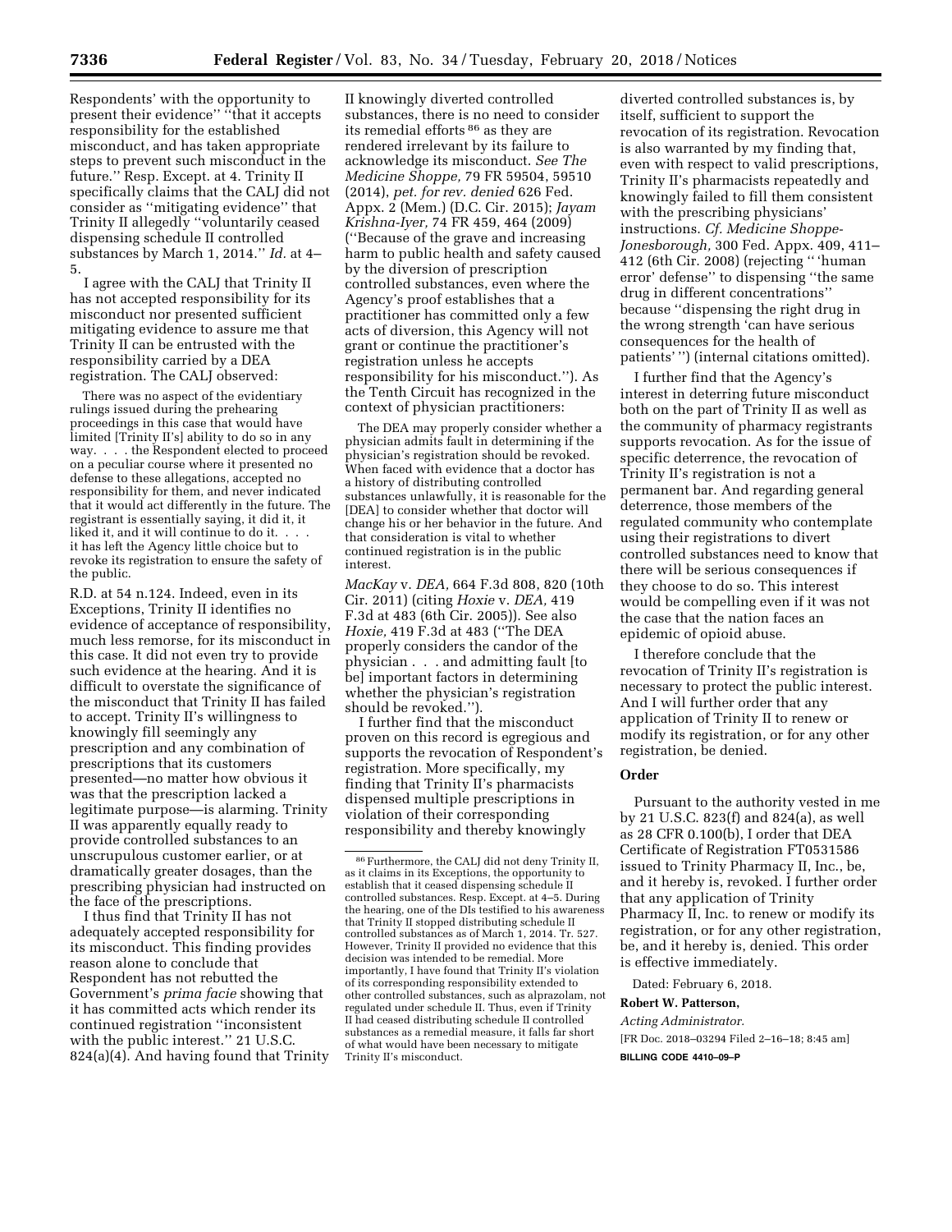Respondents' with the opportunity to present their evidence" "that it accepts responsibility for the established misconduct, and has taken appropriate steps to prevent such misconduct in the future." Resp. Except. at 4. Trinity II specifically claims that the CALJ did not consider as "mitigating evidence" that Trinity II allegedly "voluntarily ceased dispensing schedule II controlled substances by March 1, 2014." *Id.* at 4–5.

I agree with the CALJ that Trinity II has not accepted responsibility for its misconduct nor presented sufficient mitigating evidence to assure me that Trinity II can be entrusted with the responsibility carried by a DEA registration. The CALJ observed:

> There was no aspect of the evidentiary rulings issued during the prehearing proceedings in this case that would have limited [Trinity II's] ability to do so in any way. . . . the Respondent elected to proceed on a peculiar course where it presented no defense to these allegations, accepted no responsibility for them, and never indicated that it would act differently in the future. The registrant is essentially saying, it did it, it liked it, and it will continue to do it. . . . it has left the Agency little choice but to revoke its registration to ensure the safety of the public.

R.D. at 54 n.124. Indeed, even in its Exceptions, Trinity II identifies no evidence of acceptance of responsibility, much less remorse, for its misconduct in this case. It did not even try to provide such evidence at the hearing. And it is difficult to overstate the significance of the misconduct that Trinity II has failed to accept. Trinity II's willingness to knowingly fill seemingly any prescription and any combination of prescriptions that its customers presented—no matter how obvious it was that the prescription lacked a legitimate purpose—is alarming. Trinity II was apparently equally ready to provide controlled substances to an unscrupulous customer earlier, or at dramatically greater dosages, than the prescribing physician had instructed on the face of the prescriptions.

I thus find that Trinity II has not adequately accepted responsibility for its misconduct. This finding provides reason alone to conclude that Respondent has not rebutted the Government's *prima facie* showing that it has committed acts which render its continued registration "inconsistent with the public interest." 21 U.S.C. 824(a)(4). And having found that Trinity II knowingly diverted controlled substances, there is no need to consider its remedial efforts[86] as they are rendered irrelevant by its failure to acknowledge its misconduct. *See The Medicine Shoppe,* 79 FR 59504, 59510 (2014), *pet. for rev. denied* 626 Fed. Appx. 2 (Mem.) (D.C. Cir. 2015); *Jayam Krishna-Iyer,* 74 FR 459, 464 (2009) ("Because of the grave and increasing harm to public health and safety caused by the diversion of prescription controlled substances, even where the Agency's proof establishes that a practitioner has committed only a few acts of diversion, this Agency will not grant or continue the practitioner's registration unless he accepts responsibility for his misconduct."). As the Tenth Circuit has recognized in the context of physician practitioners:

> The DEA may properly consider whether a physician admits fault in determining if the physician's registration should be revoked. When faced with evidence that a doctor has a history of distributing controlled substances unlawfully, it is reasonable for the [DEA] to consider whether that doctor will change his or her behavior in the future. And that consideration is vital to whether continued registration is in the public interest.

*MacKay* v. *DEA,* 664 F.3d 808, 820 (10th Cir. 2011) (citing *Hoxie* v. *DEA,* 419 F.3d at 483 (6th Cir. 2005)). See also *Hoxie,* 419 F.3d at 483 ("The DEA properly considers the candor of the physician . . . and admitting fault [to be] important factors in determining whether the physician's registration should be revoked.").

I further find that the misconduct proven on this record is egregious and supports the revocation of Respondent's registration. More specifically, my finding that Trinity II's pharmacists dispensed multiple prescriptions in violation of their corresponding responsibility and thereby knowingly diverted controlled substances is, by itself, sufficient to support the revocation of its registration. Revocation is also warranted by my finding that, even with respect to valid prescriptions, Trinity II's pharmacists repeatedly and knowingly failed to fill them consistent with the prescribing physicians' instructions. *Cf. Medicine Shoppe-Jonesborough,* 300 Fed. Appx. 409, 411–412 (6th Cir. 2008) (rejecting " 'human error' defense" to dispensing "the same drug in different concentrations" because "dispensing the right drug in the wrong strength 'can have serious consequences for the health of patients' ") (internal citations omitted).

I further find that the Agency's interest in deterring future misconduct both on the part of Trinity II as well as the community of pharmacy registrants supports revocation. As for the issue of specific deterrence, the revocation of Trinity II's registration is not a permanent bar. And regarding general deterrence, those members of the regulated community who contemplate using their registrations to divert controlled substances need to know that there will be serious consequences if they choose to do so. This interest would be compelling even if it was not the case that the nation faces an epidemic of opioid abuse.

I therefore conclude that the revocation of Trinity II's registration is necessary to protect the public interest. And I will further order that any application of Trinity II to renew or modify its registration, or for any other registration, be denied.

## Order

Pursuant to the authority vested in me by 21 U.S.C. 823(f) and 824(a), as well as 28 CFR 0.100(b), I order that DEA Certificate of Registration FT0531586 issued to Trinity Pharmacy II, Inc., be, and it hereby is, revoked. I further order that any application of Trinity Pharmacy II, Inc. to renew or modify its registration, or for any other registration, be, and it hereby is, denied. This order is effective immediately.

Dated: February 6, 2018.

**Robert W. Patterson,**

*Acting Administrator.*

[FR Doc. 2018–03294 Filed 2–16–18; 8:45 am]

**BILLING CODE 4410–09–P**

---

[86] Furthermore, the CALJ did not deny Trinity II, as it claims in its Exceptions, the opportunity to establish that it ceased dispensing schedule II controlled substances. Resp. Except. at 4–5. During the hearing, one of the DIs testified to his awareness that Trinity II stopped distributing schedule II controlled substances as of March 1, 2014. Tr. 527. However, Trinity II provided no evidence that this decision was intended to be remedial. More importantly, I have found that Trinity II's violation of its corresponding responsibility extended to other controlled substances, such as alprazolam, not regulated under schedule II. Thus, even if Trinity II had ceased distributing schedule II controlled substances as a remedial measure, it falls far short of what would have been necessary to mitigate Trinity II's misconduct.